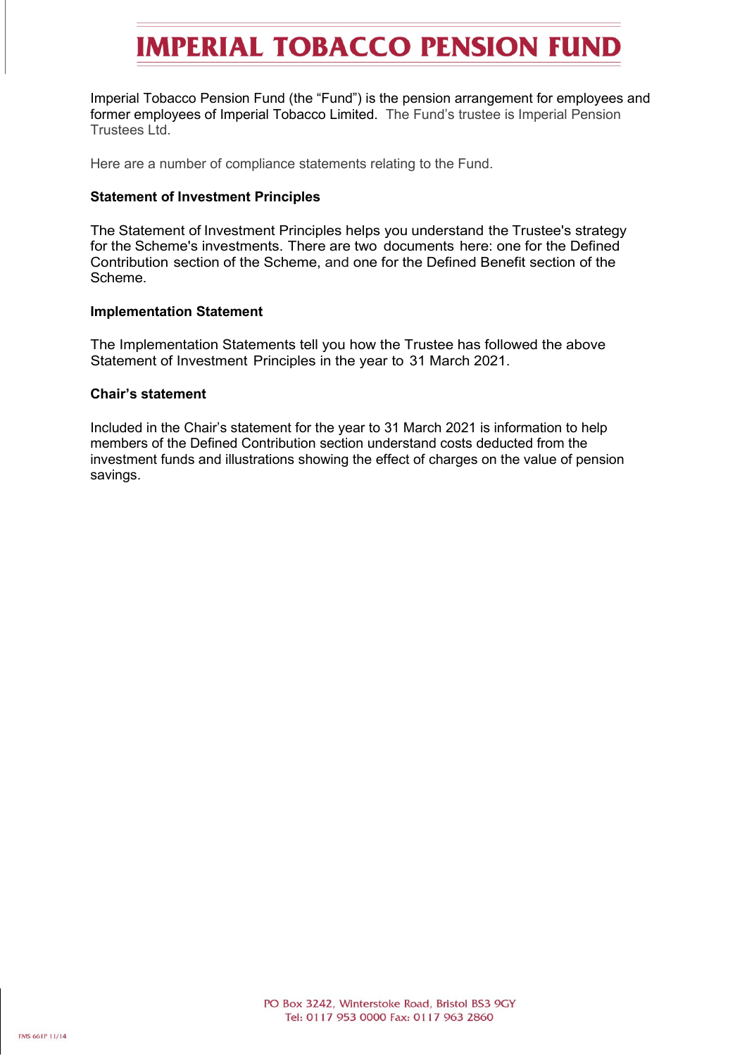# IMPERIAL TOBACCO PENSION FUND

Imperial Tobacco Pension Fund (the "Fund") is the pension arrangement for employees and former employees of Imperial Tobacco Limited. The Fund's trustee is Imperial Pension Trustees Ltd.

Here are a number of compliance statements relating to the Fund.

**Statement of Investment Principles**

The Statement of Investment Principles helps you understand the Trustee's strategy for the Scheme's investments. There are two documents here: one for the Defined Contribution section of the Scheme, and one for the Defined Benefit section of the Scheme.

**Implementation Statement**

The Implementation Statements tell you how the Trustee has followed the above Statement of Investment Principles in the year to 31 March 2021.

**Chair's statement**

Included in the Chair's statement for the year to 31 March 2021 is information to help members of the Defined Contribution section understand costs deducted from the investment funds and illustrations showing the effect of charges on the value of pension savings.

PO Box 3242, Winterstoke Road, Bristol BS3 9GY
Tel: 0117 953 0000 Fax: 0117 963 2860

FMS 661P 11/14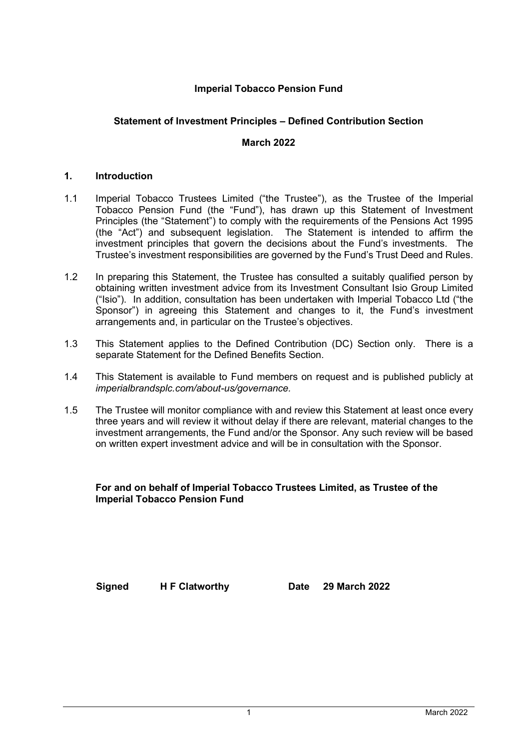**Imperial Tobacco Pension Fund**

**Statement of Investment Principles – Defined Contribution Section**

**March 2022**

## 1. Introduction

1.1 Imperial Tobacco Trustees Limited ("the Trustee"), as the Trustee of the Imperial Tobacco Pension Fund (the "Fund"), has drawn up this Statement of Investment Principles (the "Statement") to comply with the requirements of the Pensions Act 1995 (the "Act") and subsequent legislation. The Statement is intended to affirm the investment principles that govern the decisions about the Fund's investments. The Trustee's investment responsibilities are governed by the Fund's Trust Deed and Rules.

1.2 In preparing this Statement, the Trustee has consulted a suitably qualified person by obtaining written investment advice from its Investment Consultant Isio Group Limited ("Isio"). In addition, consultation has been undertaken with Imperial Tobacco Ltd ("the Sponsor") in agreeing this Statement and changes to it, the Fund's investment arrangements and, in particular on the Trustee's objectives.

1.3 This Statement applies to the Defined Contribution (DC) Section only. There is a separate Statement for the Defined Benefits Section.

1.4 This Statement is available to Fund members on request and is published publicly at *imperialbrandsplc.com/about-us/governance.*

1.5 The Trustee will monitor compliance with and review this Statement at least once every three years and will review it without delay if there are relevant, material changes to the investment arrangements, the Fund and/or the Sponsor. Any such review will be based on written expert investment advice and will be in consultation with the Sponsor.

**For and on behalf of Imperial Tobacco Trustees Limited, as Trustee of the Imperial Tobacco Pension Fund**

**Signed** **H F Clatworthy** **Date** **29 March 2022**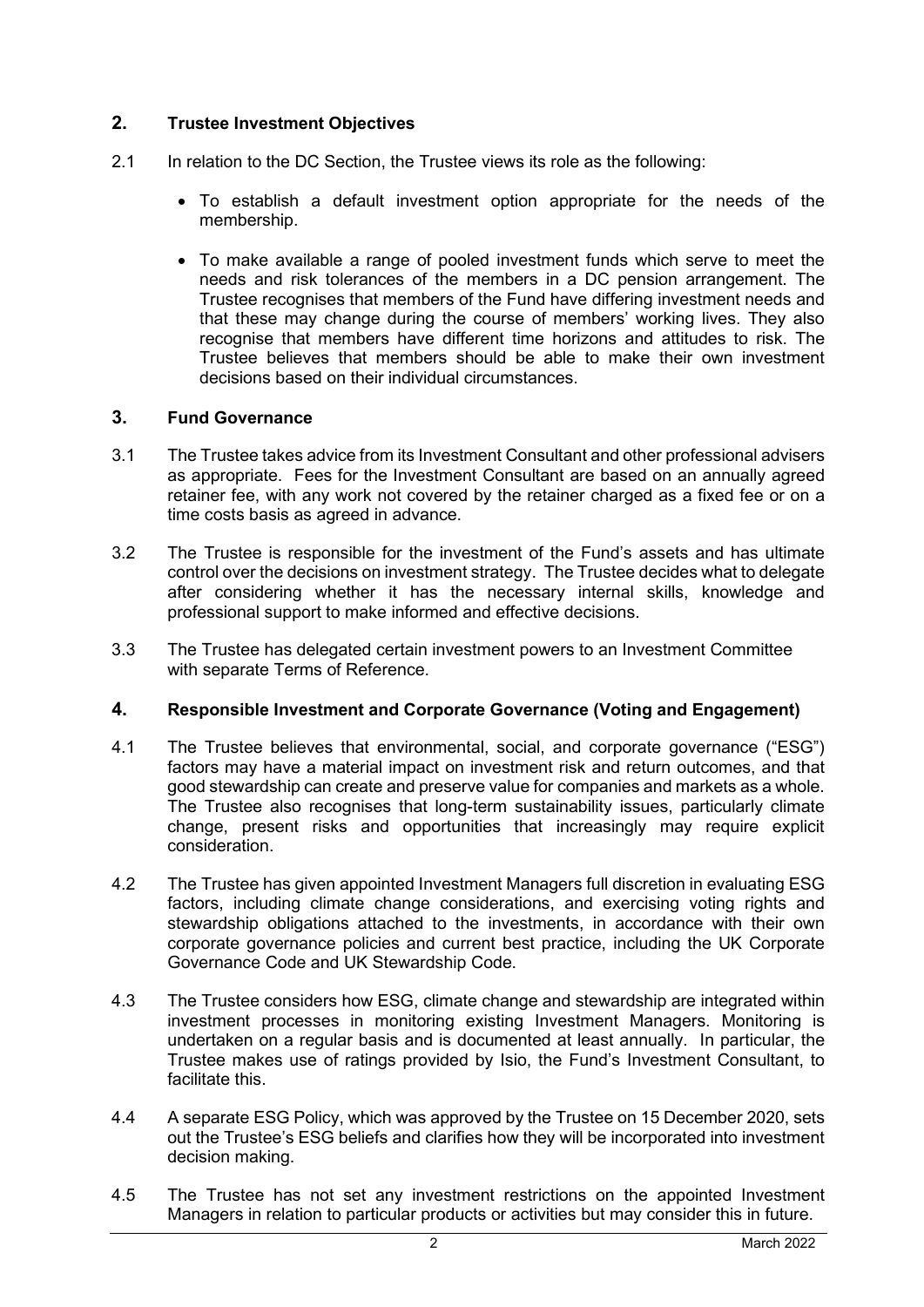## 2. Trustee Investment Objectives

2.1 In relation to the DC Section, the Trustee views its role as the following:

- To establish a default investment option appropriate for the needs of the membership.
- To make available a range of pooled investment funds which serve to meet the needs and risk tolerances of the members in a DC pension arrangement. The Trustee recognises that members of the Fund have differing investment needs and that these may change during the course of members' working lives. They also recognise that members have different time horizons and attitudes to risk. The Trustee believes that members should be able to make their own investment decisions based on their individual circumstances.

## 3. Fund Governance

3.1 The Trustee takes advice from its Investment Consultant and other professional advisers as appropriate. Fees for the Investment Consultant are based on an annually agreed retainer fee, with any work not covered by the retainer charged as a fixed fee or on a time costs basis as agreed in advance.

3.2 The Trustee is responsible for the investment of the Fund's assets and has ultimate control over the decisions on investment strategy. The Trustee decides what to delegate after considering whether it has the necessary internal skills, knowledge and professional support to make informed and effective decisions.

3.3 The Trustee has delegated certain investment powers to an Investment Committee with separate Terms of Reference.

## 4. Responsible Investment and Corporate Governance (Voting and Engagement)

4.1 The Trustee believes that environmental, social, and corporate governance ("ESG") factors may have a material impact on investment risk and return outcomes, and that good stewardship can create and preserve value for companies and markets as a whole. The Trustee also recognises that long-term sustainability issues, particularly climate change, present risks and opportunities that increasingly may require explicit consideration.

4.2 The Trustee has given appointed Investment Managers full discretion in evaluating ESG factors, including climate change considerations, and exercising voting rights and stewardship obligations attached to the investments, in accordance with their own corporate governance policies and current best practice, including the UK Corporate Governance Code and UK Stewardship Code.

4.3 The Trustee considers how ESG, climate change and stewardship are integrated within investment processes in monitoring existing Investment Managers. Monitoring is undertaken on a regular basis and is documented at least annually. In particular, the Trustee makes use of ratings provided by Isio, the Fund's Investment Consultant, to facilitate this.

4.4 A separate ESG Policy, which was approved by the Trustee on 15 December 2020, sets out the Trustee's ESG beliefs and clarifies how they will be incorporated into investment decision making.

4.5 The Trustee has not set any investment restrictions on the appointed Investment Managers in relation to particular products or activities but may consider this in future.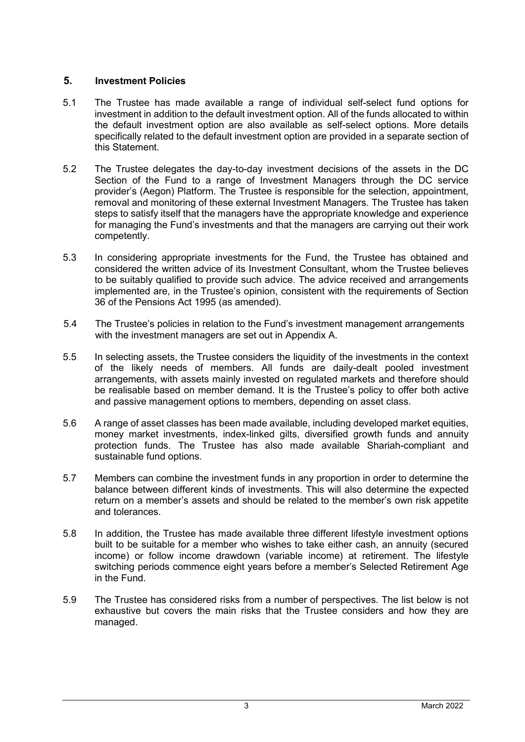## 5. Investment Policies

5.1 The Trustee has made available a range of individual self-select fund options for investment in addition to the default investment option. All of the funds allocated to within the default investment option are also available as self-select options. More details specifically related to the default investment option are provided in a separate section of this Statement.

5.2 The Trustee delegates the day-to-day investment decisions of the assets in the DC Section of the Fund to a range of Investment Managers through the DC service provider's (Aegon) Platform. The Trustee is responsible for the selection, appointment, removal and monitoring of these external Investment Managers. The Trustee has taken steps to satisfy itself that the managers have the appropriate knowledge and experience for managing the Fund's investments and that the managers are carrying out their work competently.

5.3 In considering appropriate investments for the Fund, the Trustee has obtained and considered the written advice of its Investment Consultant, whom the Trustee believes to be suitably qualified to provide such advice. The advice received and arrangements implemented are, in the Trustee's opinion, consistent with the requirements of Section 36 of the Pensions Act 1995 (as amended).

5.4 The Trustee's policies in relation to the Fund's investment management arrangements with the investment managers are set out in Appendix A.

5.5 In selecting assets, the Trustee considers the liquidity of the investments in the context of the likely needs of members. All funds are daily-dealt pooled investment arrangements, with assets mainly invested on regulated markets and therefore should be realisable based on member demand. It is the Trustee's policy to offer both active and passive management options to members, depending on asset class.

5.6 A range of asset classes has been made available, including developed market equities, money market investments, index-linked gilts, diversified growth funds and annuity protection funds. The Trustee has also made available Shariah-compliant and sustainable fund options.

5.7 Members can combine the investment funds in any proportion in order to determine the balance between different kinds of investments. This will also determine the expected return on a member's assets and should be related to the member's own risk appetite and tolerances.

5.8 In addition, the Trustee has made available three different lifestyle investment options built to be suitable for a member who wishes to take either cash, an annuity (secured income) or follow income drawdown (variable income) at retirement. The lifestyle switching periods commence eight years before a member's Selected Retirement Age in the Fund.

5.9 The Trustee has considered risks from a number of perspectives. The list below is not exhaustive but covers the main risks that the Trustee considers and how they are managed.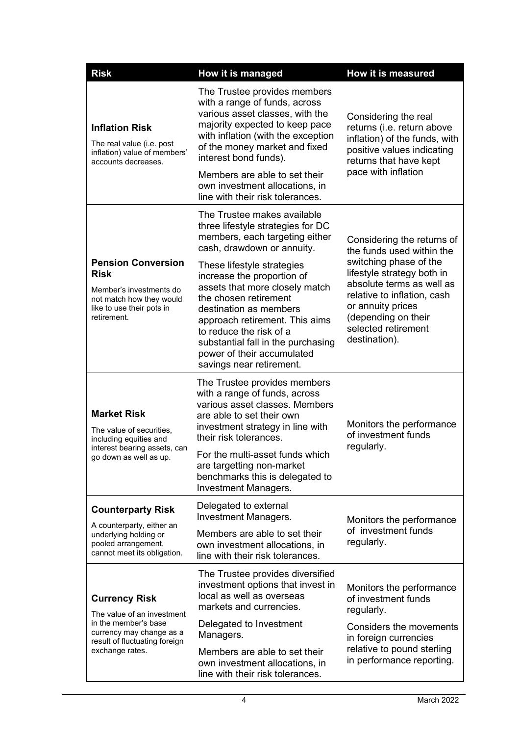| Risk | How it is managed | How it is measured |
|---|---|---|
| **Inflation Risk**<br>The real value (i.e. post inflation) value of members' accounts decreases. | The Trustee provides members with a range of funds, across various asset classes, with the majority expected to keep pace with inflation (with the exception of the money market and fixed interest bond funds).<br>Members are able to set their own investment allocations, in line with their risk tolerances. | Considering the real returns (i.e. return above inflation) of the funds, with positive values indicating returns that have kept pace with inflation |
| **Pension Conversion Risk**<br>Member's investments do not match how they would like to use their pots in retirement. | The Trustee makes available three lifestyle strategies for DC members, each targeting either cash, drawdown or annuity.<br>These lifestyle strategies increase the proportion of assets that more closely match the chosen retirement destination as members approach retirement. This aims to reduce the risk of a substantial fall in the purchasing power of their accumulated savings near retirement. | Considering the returns of the funds used within the switching phase of the lifestyle strategy both in absolute terms as well as relative to inflation, cash or annuity prices (depending on their selected retirement destination). |
| **Market Risk**<br>The value of securities, including equities and interest bearing assets, can go down as well as up. | The Trustee provides members with a range of funds, across various asset classes. Members are able to set their own investment strategy in line with their risk tolerances.<br>For the multi-asset funds which are targetting non-market benchmarks this is delegated to Investment Managers. | Monitors the performance of investment funds regularly. |
| **Counterparty Risk**<br>A counterparty, either an underlying holding or pooled arrangement, cannot meet its obligation. | Delegated to external Investment Managers.<br>Members are able to set their own investment allocations, in line with their risk tolerances. | Monitors the performance of investment funds regularly. |
| **Currency Risk**<br>The value of an investment in the member's base currency may change as a result of fluctuating foreign exchange rates. | The Trustee provides diversified investment options that invest in local as well as overseas markets and currencies.<br>Delegated to Investment Managers.<br>Members are able to set their own investment allocations, in line with their risk tolerances. | Monitors the performance of investment funds regularly.<br>Considers the movements in foreign currencies relative to pound sterling in performance reporting. |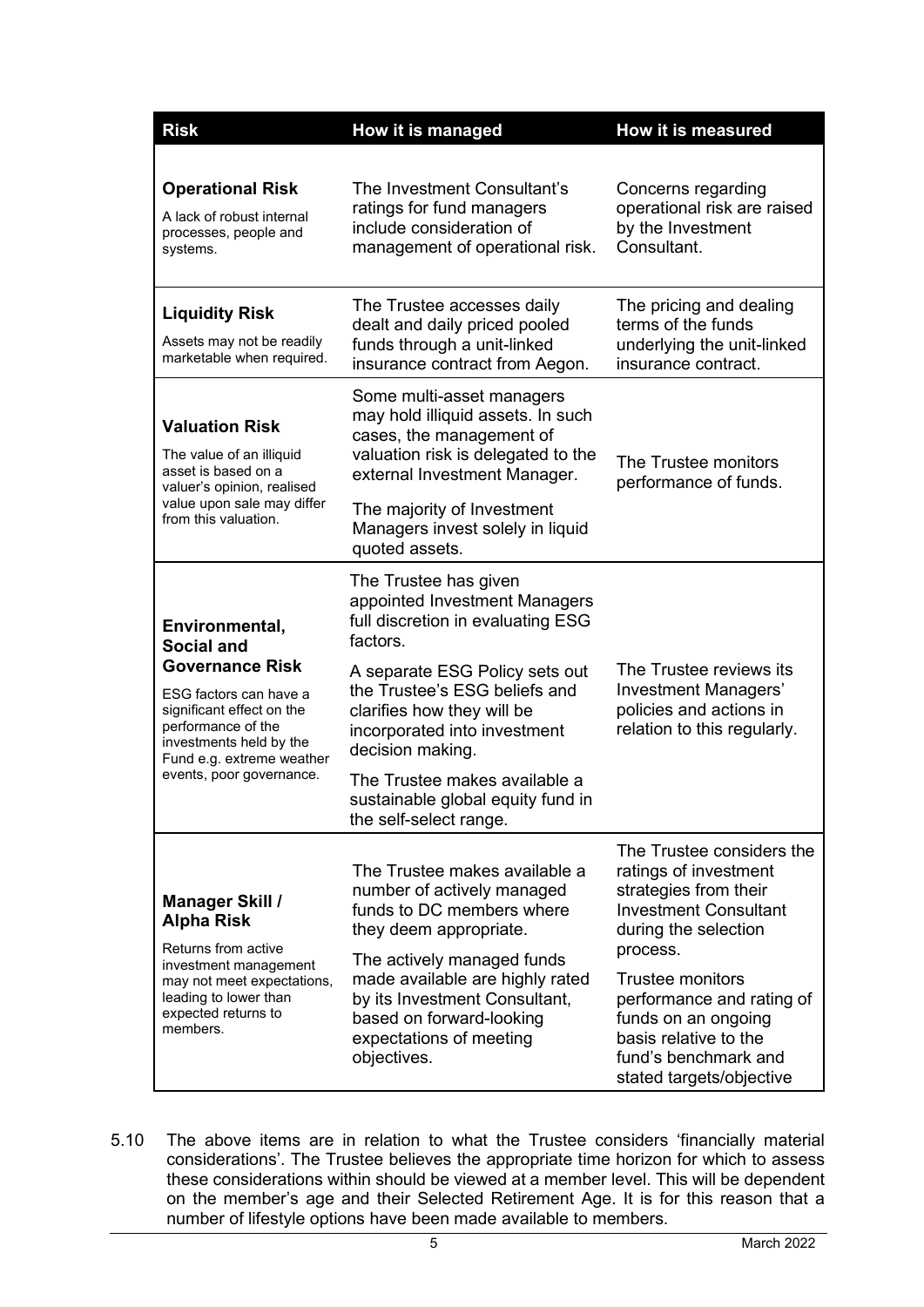| Risk | How it is managed | How it is measured |
| --- | --- | --- |
| **Operational Risk**<br>A lack of robust internal processes, people and systems. | The Investment Consultant's ratings for fund managers include consideration of management of operational risk. | Concerns regarding operational risk are raised by the Investment Consultant. |
| **Liquidity Risk**<br>Assets may not be readily marketable when required. | The Trustee accesses daily dealt and daily priced pooled funds through a unit-linked insurance contract from Aegon. | The pricing and dealing terms of the funds underlying the unit-linked insurance contract. |
| **Valuation Risk**<br>The value of an illiquid asset is based on a valuer's opinion, realised value upon sale may differ from this valuation. | Some multi-asset managers may hold illiquid assets. In such cases, the management of valuation risk is delegated to the external Investment Manager.<br>The majority of Investment Managers invest solely in liquid quoted assets. | The Trustee monitors performance of funds. |
| **Environmental, Social and Governance Risk**<br>ESG factors can have a significant effect on the performance of the investments held by the Fund e.g. extreme weather events, poor governance. | The Trustee has given appointed Investment Managers full discretion in evaluating ESG factors.<br>A separate ESG Policy sets out the Trustee's ESG beliefs and clarifies how they will be incorporated into investment decision making.<br>The Trustee makes available a sustainable global equity fund in the self-select range. | The Trustee reviews its Investment Managers' policies and actions in relation to this regularly. |
| **Manager Skill / Alpha Risk**<br>Returns from active investment management may not meet expectations, leading to lower than expected returns to members. | The Trustee makes available a number of actively managed funds to DC members where they deem appropriate.<br>The actively managed funds made available are highly rated by its Investment Consultant, based on forward-looking expectations of meeting objectives. | The Trustee considers the ratings of investment strategies from their Investment Consultant during the selection process.<br>Trustee monitors performance and rating of funds on an ongoing basis relative to the fund's benchmark and stated targets/objective |

5.10 The above items are in relation to what the Trustee considers 'financially material considerations'. The Trustee believes the appropriate time horizon for which to assess these considerations within should be viewed at a member level. This will be dependent on the member's age and their Selected Retirement Age. It is for this reason that a number of lifestyle options have been made available to members.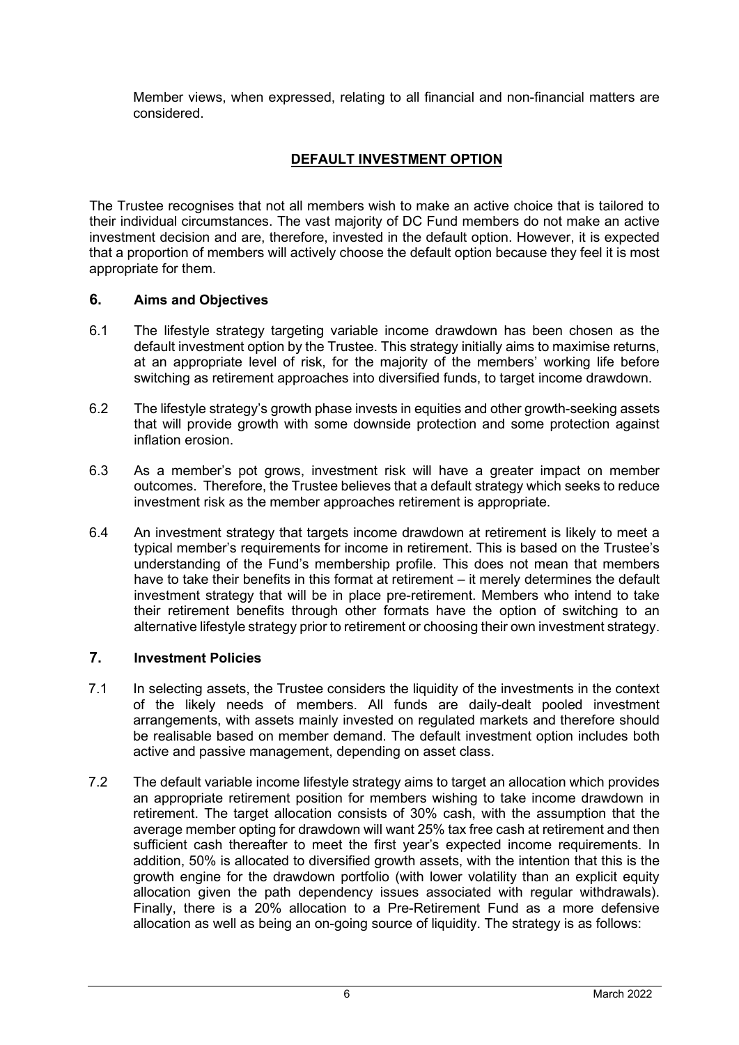Member views, when expressed, relating to all financial and non-financial matters are considered.

## DEFAULT INVESTMENT OPTION

The Trustee recognises that not all members wish to make an active choice that is tailored to their individual circumstances. The vast majority of DC Fund members do not make an active investment decision and are, therefore, invested in the default option. However, it is expected that a proportion of members will actively choose the default option because they feel it is most appropriate for them.

### 6. Aims and Objectives

6.1 The lifestyle strategy targeting variable income drawdown has been chosen as the default investment option by the Trustee. This strategy initially aims to maximise returns, at an appropriate level of risk, for the majority of the members' working life before switching as retirement approaches into diversified funds, to target income drawdown.

6.2 The lifestyle strategy's growth phase invests in equities and other growth-seeking assets that will provide growth with some downside protection and some protection against inflation erosion.

6.3 As a member's pot grows, investment risk will have a greater impact on member outcomes. Therefore, the Trustee believes that a default strategy which seeks to reduce investment risk as the member approaches retirement is appropriate.

6.4 An investment strategy that targets income drawdown at retirement is likely to meet a typical member's requirements for income in retirement. This is based on the Trustee's understanding of the Fund's membership profile. This does not mean that members have to take their benefits in this format at retirement – it merely determines the default investment strategy that will be in place pre-retirement. Members who intend to take their retirement benefits through other formats have the option of switching to an alternative lifestyle strategy prior to retirement or choosing their own investment strategy.

### 7. Investment Policies

7.1 In selecting assets, the Trustee considers the liquidity of the investments in the context of the likely needs of members. All funds are daily-dealt pooled investment arrangements, with assets mainly invested on regulated markets and therefore should be realisable based on member demand. The default investment option includes both active and passive management, depending on asset class.

7.2 The default variable income lifestyle strategy aims to target an allocation which provides an appropriate retirement position for members wishing to take income drawdown in retirement. The target allocation consists of 30% cash, with the assumption that the average member opting for drawdown will want 25% tax free cash at retirement and then sufficient cash thereafter to meet the first year's expected income requirements. In addition, 50% is allocated to diversified growth assets, with the intention that this is the growth engine for the drawdown portfolio (with lower volatility than an explicit equity allocation given the path dependency issues associated with regular withdrawals). Finally, there is a 20% allocation to a Pre-Retirement Fund as a more defensive allocation as well as being an on-going source of liquidity. The strategy is as follows: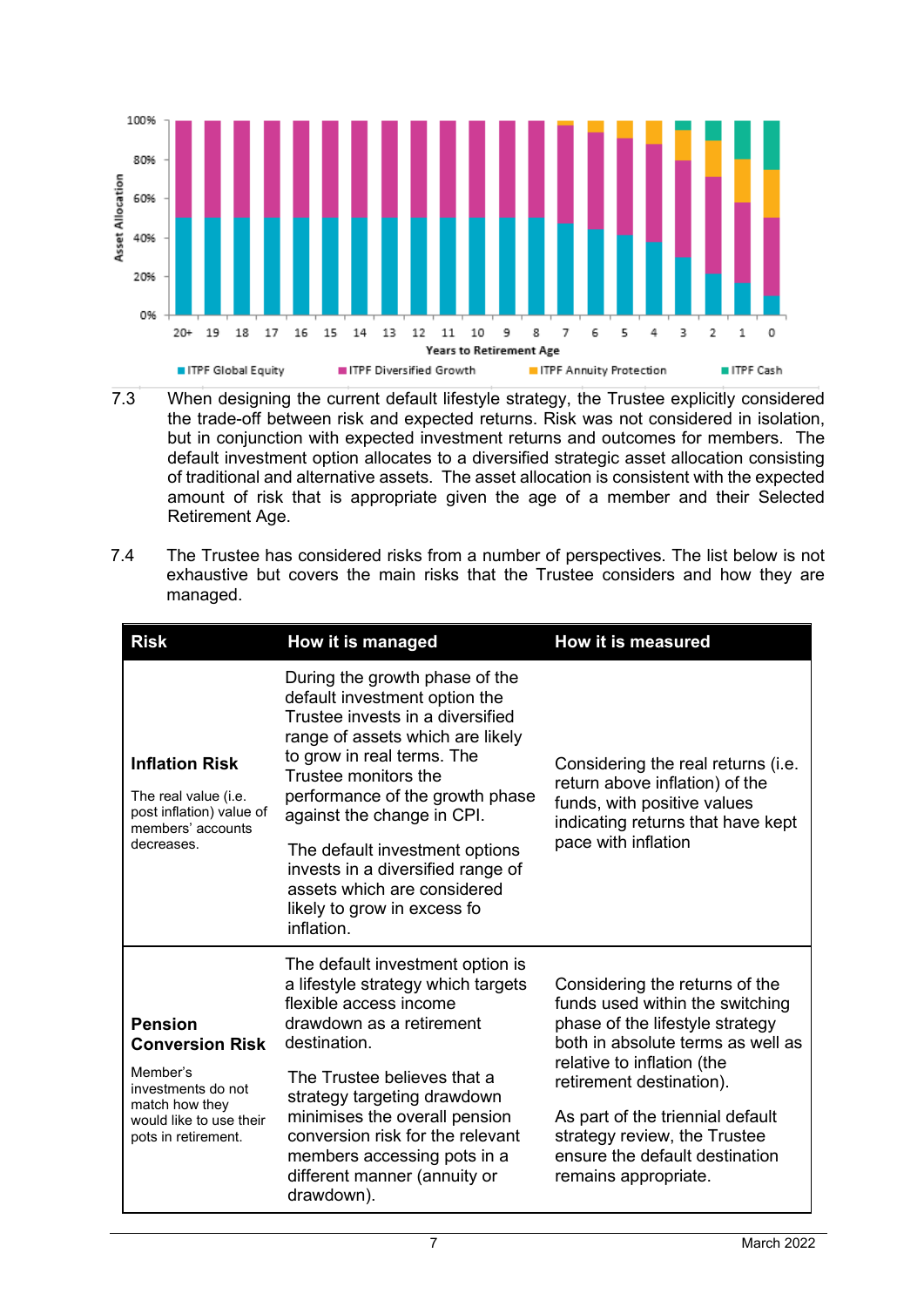7.3 When designing the current default lifestyle strategy, the Trustee explicitly considered the trade-off between risk and expected returns. Risk was not considered in isolation, but in conjunction with expected investment returns and outcomes for members. The default investment option allocates to a diversified strategic asset allocation consisting of traditional and alternative assets. The asset allocation is consistent with the expected amount of risk that is appropriate given the age of a member and their Selected Retirement Age.

7.4 The Trustee has considered risks from a number of perspectives. The list below is not exhaustive but covers the main risks that the Trustee considers and how they are managed.

| Risk | How it is managed | How it is measured |
|---|---|---|
| **Inflation Risk**<br><br>The real value (i.e. post inflation) value of members' accounts decreases. | During the growth phase of the default investment option the Trustee invests in a diversified range of assets which are likely to grow in real terms. The Trustee monitors the performance of the growth phase against the change in CPI.<br><br>The default investment options invests in a diversified range of assets which are considered likely to grow in excess fo inflation. | Considering the real returns (i.e. return above inflation) of the funds, with positive values indicating returns that have kept pace with inflation |
| **Pension Conversion Risk**<br><br>Member's investments do not match how they would like to use their pots in retirement. | The default investment option is a lifestyle strategy which targets flexible access income drawdown as a retirement destination.<br><br>The Trustee believes that a strategy targeting drawdown minimises the overall pension conversion risk for the relevant members accessing pots in a different manner (annuity or drawdown). | Considering the returns of the funds used within the switching phase of the lifestyle strategy both in absolute terms as well as relative to inflation (the retirement destination).<br><br>As part of the triennial default strategy review, the Trustee ensure the default destination remains appropriate. |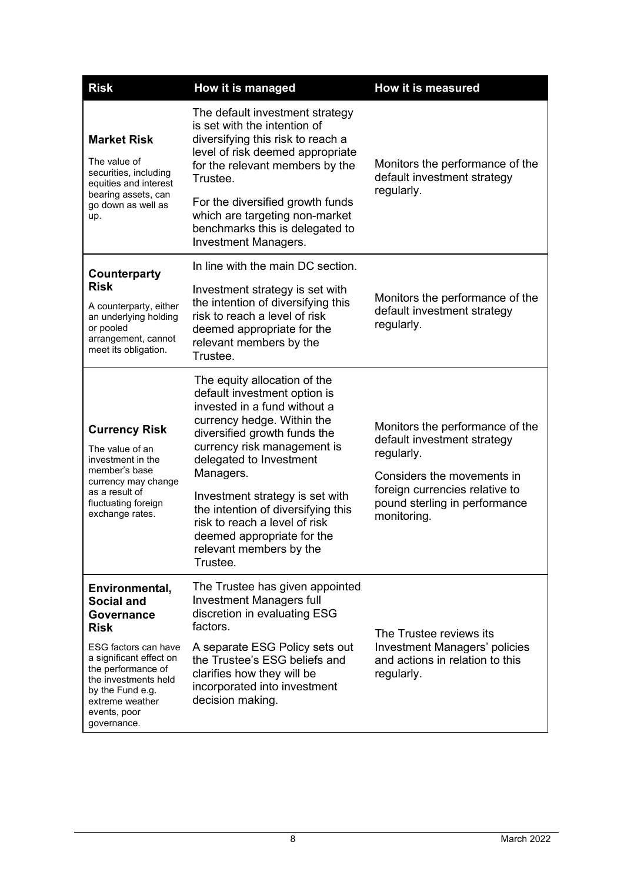| Risk | How it is managed | How it is measured |
|---|---|---|
| **Market Risk**<br>The value of securities, including equities and interest bearing assets, can go down as well as up. | The default investment strategy is set with the intention of diversifying this risk to reach a level of risk deemed appropriate for the relevant members by the Trustee.<br>For the diversified growth funds which are targeting non-market benchmarks this is delegated to Investment Managers. | Monitors the performance of the default investment strategy regularly. |
| **Counterparty Risk**<br>A counterparty, either an underlying holding or pooled arrangement, cannot meet its obligation. | In line with the main DC section.<br>Investment strategy is set with the intention of diversifying this risk to reach a level of risk deemed appropriate for the relevant members by the Trustee. | Monitors the performance of the default investment strategy regularly. |
| **Currency Risk**<br>The value of an investment in the member's base currency may change as a result of fluctuating foreign exchange rates. | The equity allocation of the default investment option is invested in a fund without a currency hedge. Within the diversified growth funds the currency risk management is delegated to Investment Managers.<br>Investment strategy is set with the intention of diversifying this risk to reach a level of risk deemed appropriate for the relevant members by the Trustee. | Monitors the performance of the default investment strategy regularly.<br>Considers the movements in foreign currencies relative to pound sterling in performance monitoring. |
| **Environmental, Social and Governance Risk**<br>ESG factors can have a significant effect on the performance of the investments held by the Fund e.g. extreme weather events, poor governance. | The Trustee has given appointed Investment Managers full discretion in evaluating ESG factors.<br>A separate ESG Policy sets out the Trustee's ESG beliefs and clarifies how they will be incorporated into investment decision making. | The Trustee reviews its Investment Managers' policies and actions in relation to this regularly. |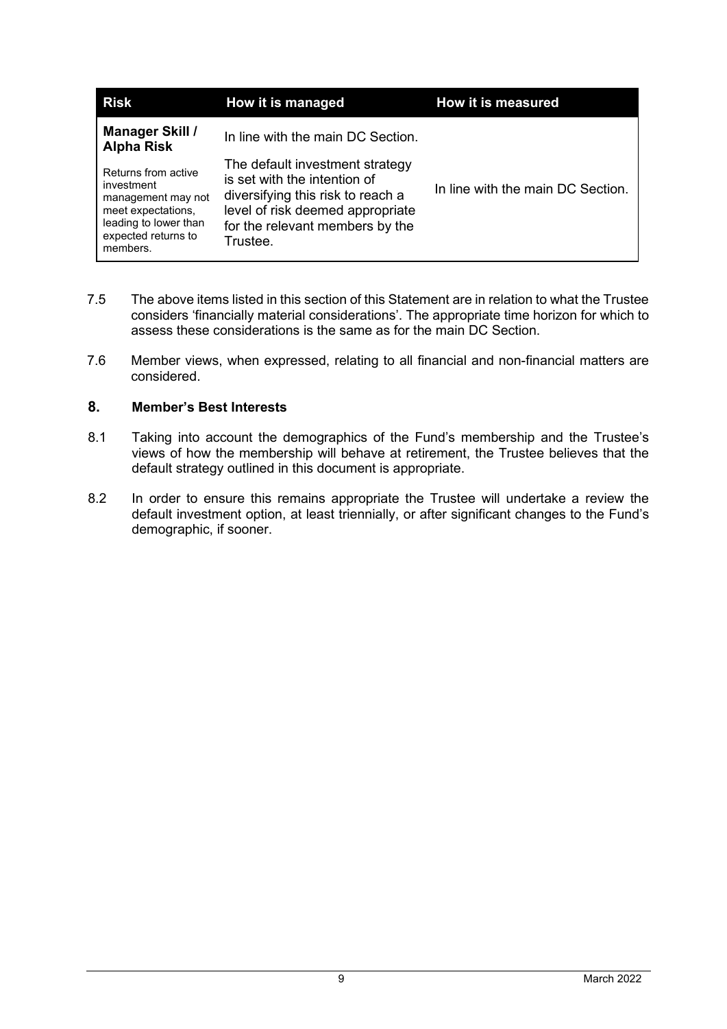| Risk | How it is managed | How it is measured |
|---|---|---|
| **Manager Skill / Alpha Risk** <br> Returns from active investment management may not meet expectations, leading to lower than expected returns to members. | In line with the main DC Section. <br> The default investment strategy is set with the intention of diversifying this risk to reach a level of risk deemed appropriate for the relevant members by the Trustee. | In line with the main DC Section. |

7.5 The above items listed in this section of this Statement are in relation to what the Trustee considers 'financially material considerations'. The appropriate time horizon for which to assess these considerations is the same as for the main DC Section.

7.6 Member views, when expressed, relating to all financial and non-financial matters are considered.

## 8. Member's Best Interests

8.1 Taking into account the demographics of the Fund's membership and the Trustee's views of how the membership will behave at retirement, the Trustee believes that the default strategy outlined in this document is appropriate.

8.2 In order to ensure this remains appropriate the Trustee will undertake a review the default investment option, at least triennially, or after significant changes to the Fund's demographic, if sooner.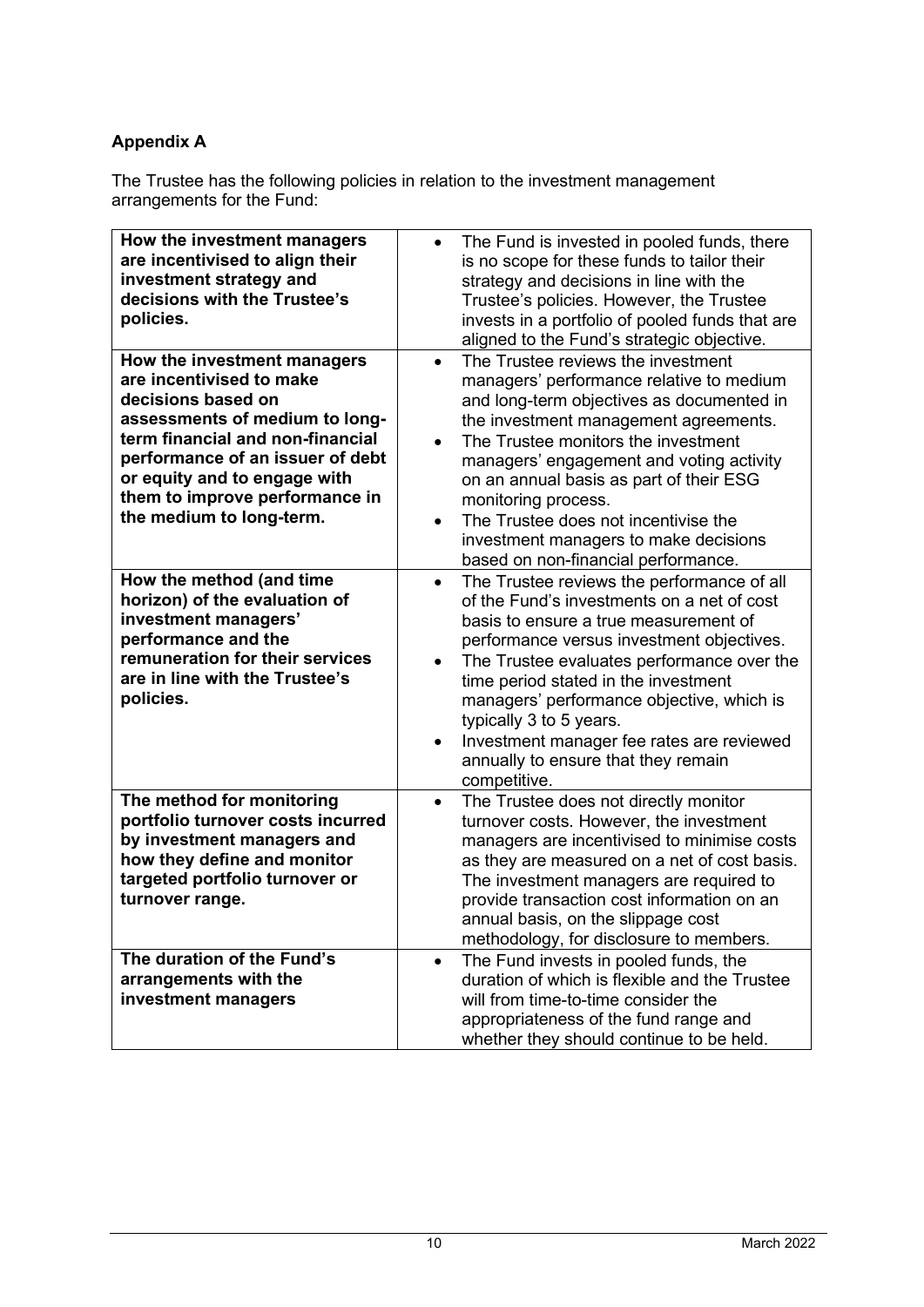**Appendix A**

The Trustee has the following policies in relation to the investment management arrangements for the Fund:

| | |
|---|---|
| **How the investment managers are incentivised to align their investment strategy and decisions with the Trustee's policies.** | • The Fund is invested in pooled funds, there is no scope for these funds to tailor their strategy and decisions in line with the Trustee's policies. However, the Trustee invests in a portfolio of pooled funds that are aligned to the Fund's strategic objective. |
| **How the investment managers are incentivised to make decisions based on assessments of medium to long-term financial and non-financial performance of an issuer of debt or equity and to engage with them to improve performance in the medium to long-term.** | • The Trustee reviews the investment managers' performance relative to medium and long-term objectives as documented in the investment management agreements.<br>• The Trustee monitors the investment managers' engagement and voting activity on an annual basis as part of their ESG monitoring process.<br>• The Trustee does not incentivise the investment managers to make decisions based on non-financial performance. |
| **How the method (and time horizon) of the evaluation of investment managers' performance and the remuneration for their services are in line with the Trustee's policies.** | • The Trustee reviews the performance of all of the Fund's investments on a net of cost basis to ensure a true measurement of performance versus investment objectives.<br>• The Trustee evaluates performance over the time period stated in the investment managers' performance objective, which is typically 3 to 5 years.<br>• Investment manager fee rates are reviewed annually to ensure that they remain competitive. |
| **The method for monitoring portfolio turnover costs incurred by investment managers and how they define and monitor targeted portfolio turnover or turnover range.** | • The Trustee does not directly monitor turnover costs. However, the investment managers are incentivised to minimise costs as they are measured on a net of cost basis. The investment managers are required to provide transaction cost information on an annual basis, on the slippage cost methodology, for disclosure to members. |
| **The duration of the Fund's arrangements with the investment managers** | • The Fund invests in pooled funds, the duration of which is flexible and the Trustee will from time-to-time consider the appropriateness of the fund range and whether they should continue to be held. |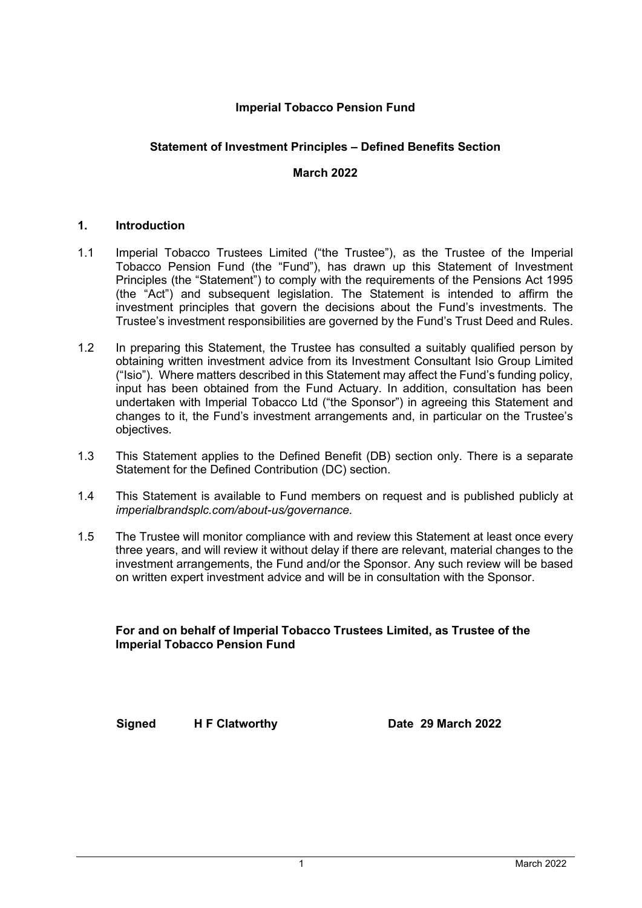**Imperial Tobacco Pension Fund**

**Statement of Investment Principles – Defined Benefits Section**

**March 2022**

## 1. Introduction

1.1 Imperial Tobacco Trustees Limited ("the Trustee"), as the Trustee of the Imperial Tobacco Pension Fund (the "Fund"), has drawn up this Statement of Investment Principles (the "Statement") to comply with the requirements of the Pensions Act 1995 (the "Act") and subsequent legislation. The Statement is intended to affirm the investment principles that govern the decisions about the Fund's investments. The Trustee's investment responsibilities are governed by the Fund's Trust Deed and Rules.

1.2 In preparing this Statement, the Trustee has consulted a suitably qualified person by obtaining written investment advice from its Investment Consultant Isio Group Limited ("Isio"). Where matters described in this Statement may affect the Fund's funding policy, input has been obtained from the Fund Actuary. In addition, consultation has been undertaken with Imperial Tobacco Ltd ("the Sponsor") in agreeing this Statement and changes to it, the Fund's investment arrangements and, in particular on the Trustee's objectives.

1.3 This Statement applies to the Defined Benefit (DB) section only. There is a separate Statement for the Defined Contribution (DC) section.

1.4 This Statement is available to Fund members on request and is published publicly at *imperialbrandsplc.com/about-us/governance.*

1.5 The Trustee will monitor compliance with and review this Statement at least once every three years, and will review it without delay if there are relevant, material changes to the investment arrangements, the Fund and/or the Sponsor. Any such review will be based on written expert investment advice and will be in consultation with the Sponsor.

**For and on behalf of Imperial Tobacco Trustees Limited, as Trustee of the Imperial Tobacco Pension Fund**

**Signed H F Clatworthy** **Date 29 March 2022**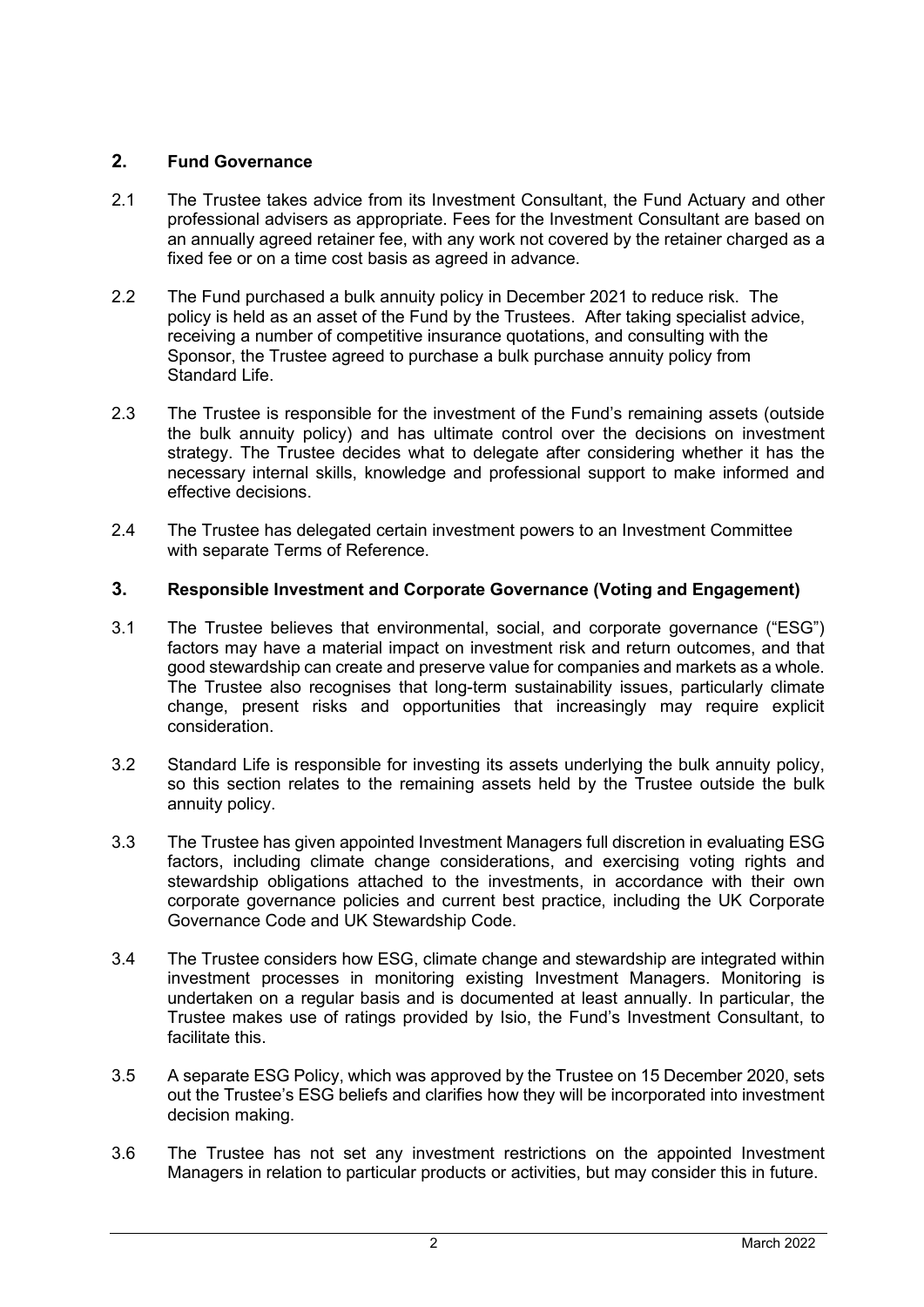## 2. Fund Governance

2.1 The Trustee takes advice from its Investment Consultant, the Fund Actuary and other professional advisers as appropriate. Fees for the Investment Consultant are based on an annually agreed retainer fee, with any work not covered by the retainer charged as a fixed fee or on a time cost basis as agreed in advance.

2.2 The Fund purchased a bulk annuity policy in December 2021 to reduce risk. The policy is held as an asset of the Fund by the Trustees. After taking specialist advice, receiving a number of competitive insurance quotations, and consulting with the Sponsor, the Trustee agreed to purchase a bulk purchase annuity policy from Standard Life.

2.3 The Trustee is responsible for the investment of the Fund's remaining assets (outside the bulk annuity policy) and has ultimate control over the decisions on investment strategy. The Trustee decides what to delegate after considering whether it has the necessary internal skills, knowledge and professional support to make informed and effective decisions.

2.4 The Trustee has delegated certain investment powers to an Investment Committee with separate Terms of Reference.

## 3. Responsible Investment and Corporate Governance (Voting and Engagement)

3.1 The Trustee believes that environmental, social, and corporate governance ("ESG") factors may have a material impact on investment risk and return outcomes, and that good stewardship can create and preserve value for companies and markets as a whole. The Trustee also recognises that long-term sustainability issues, particularly climate change, present risks and opportunities that increasingly may require explicit consideration.

3.2 Standard Life is responsible for investing its assets underlying the bulk annuity policy, so this section relates to the remaining assets held by the Trustee outside the bulk annuity policy.

3.3 The Trustee has given appointed Investment Managers full discretion in evaluating ESG factors, including climate change considerations, and exercising voting rights and stewardship obligations attached to the investments, in accordance with their own corporate governance policies and current best practice, including the UK Corporate Governance Code and UK Stewardship Code.

3.4 The Trustee considers how ESG, climate change and stewardship are integrated within investment processes in monitoring existing Investment Managers. Monitoring is undertaken on a regular basis and is documented at least annually. In particular, the Trustee makes use of ratings provided by Isio, the Fund's Investment Consultant, to facilitate this.

3.5 A separate ESG Policy, which was approved by the Trustee on 15 December 2020, sets out the Trustee's ESG beliefs and clarifies how they will be incorporated into investment decision making.

3.6 The Trustee has not set any investment restrictions on the appointed Investment Managers in relation to particular products or activities, but may consider this in future.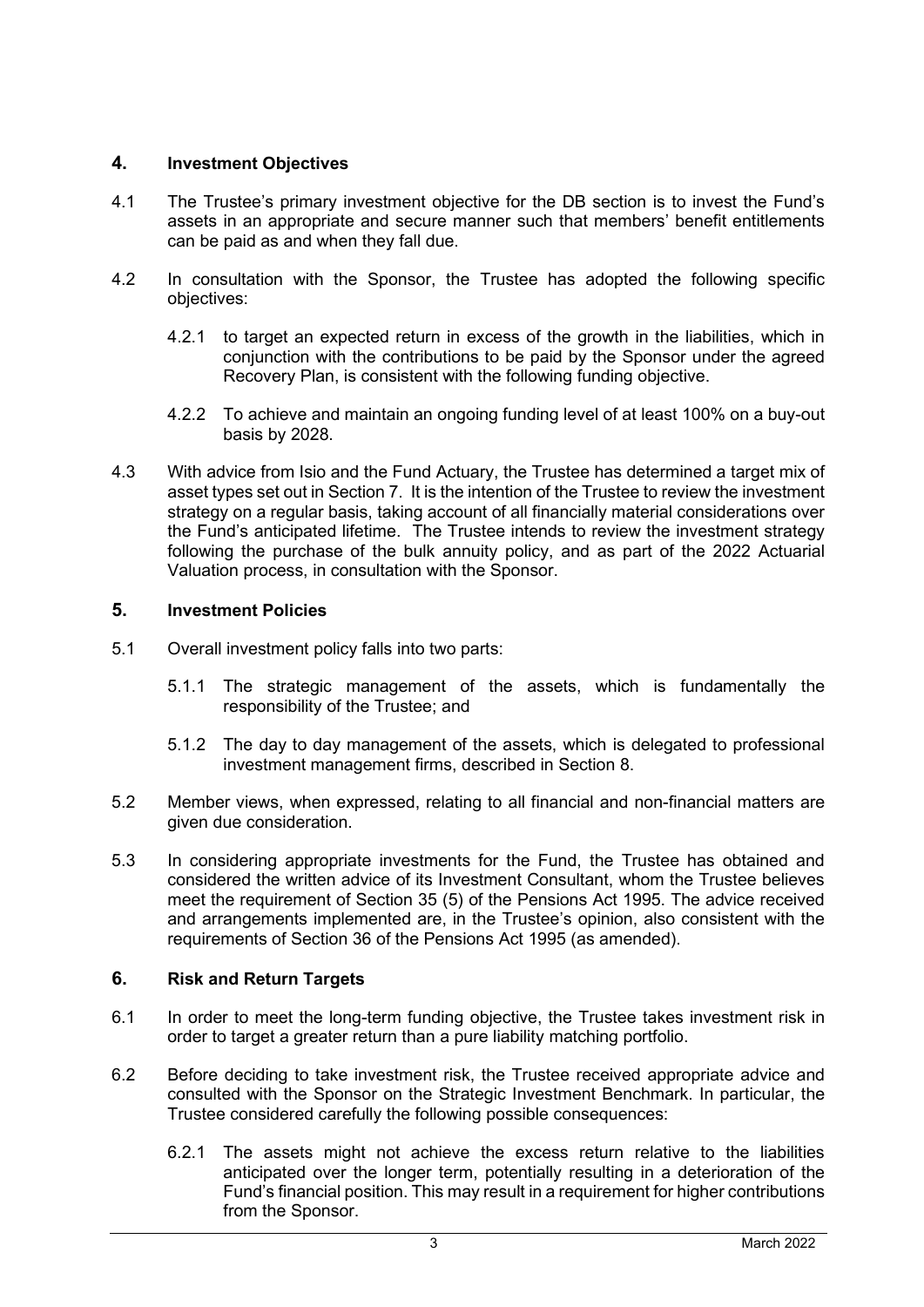## 4. Investment Objectives

4.1 The Trustee's primary investment objective for the DB section is to invest the Fund's assets in an appropriate and secure manner such that members' benefit entitlements can be paid as and when they fall due.

4.2 In consultation with the Sponsor, the Trustee has adopted the following specific objectives:

4.2.1 to target an expected return in excess of the growth in the liabilities, which in conjunction with the contributions to be paid by the Sponsor under the agreed Recovery Plan, is consistent with the following funding objective.

4.2.2 To achieve and maintain an ongoing funding level of at least 100% on a buy-out basis by 2028.

4.3 With advice from Isio and the Fund Actuary, the Trustee has determined a target mix of asset types set out in Section 7. It is the intention of the Trustee to review the investment strategy on a regular basis, taking account of all financially material considerations over the Fund's anticipated lifetime. The Trustee intends to review the investment strategy following the purchase of the bulk annuity policy, and as part of the 2022 Actuarial Valuation process, in consultation with the Sponsor.

## 5. Investment Policies

5.1 Overall investment policy falls into two parts:

5.1.1 The strategic management of the assets, which is fundamentally the responsibility of the Trustee; and

5.1.2 The day to day management of the assets, which is delegated to professional investment management firms, described in Section 8.

5.2 Member views, when expressed, relating to all financial and non-financial matters are given due consideration.

5.3 In considering appropriate investments for the Fund, the Trustee has obtained and considered the written advice of its Investment Consultant, whom the Trustee believes meet the requirement of Section 35 (5) of the Pensions Act 1995. The advice received and arrangements implemented are, in the Trustee's opinion, also consistent with the requirements of Section 36 of the Pensions Act 1995 (as amended).

## 6. Risk and Return Targets

6.1 In order to meet the long-term funding objective, the Trustee takes investment risk in order to target a greater return than a pure liability matching portfolio.

6.2 Before deciding to take investment risk, the Trustee received appropriate advice and consulted with the Sponsor on the Strategic Investment Benchmark. In particular, the Trustee considered carefully the following possible consequences:

6.2.1 The assets might not achieve the excess return relative to the liabilities anticipated over the longer term, potentially resulting in a deterioration of the Fund's financial position. This may result in a requirement for higher contributions from the Sponsor.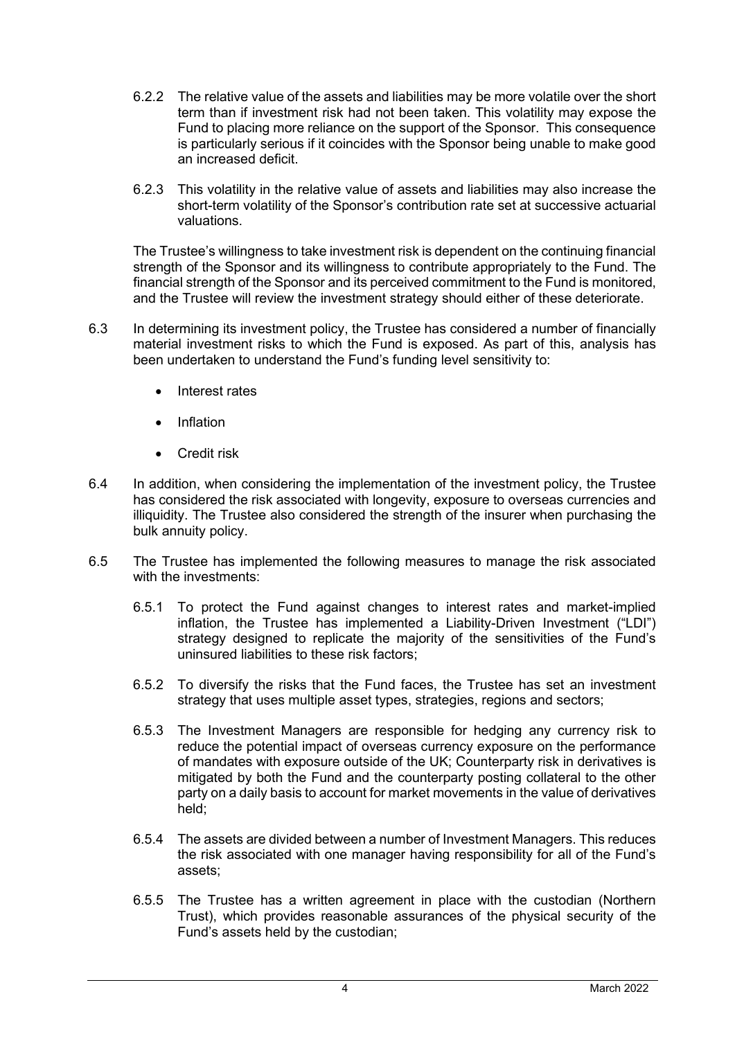6.2.2 The relative value of the assets and liabilities may be more volatile over the short term than if investment risk had not been taken. This volatility may expose the Fund to placing more reliance on the support of the Sponsor. This consequence is particularly serious if it coincides with the Sponsor being unable to make good an increased deficit.

6.2.3 This volatility in the relative value of assets and liabilities may also increase the short-term volatility of the Sponsor's contribution rate set at successive actuarial valuations.

The Trustee's willingness to take investment risk is dependent on the continuing financial strength of the Sponsor and its willingness to contribute appropriately to the Fund. The financial strength of the Sponsor and its perceived commitment to the Fund is monitored, and the Trustee will review the investment strategy should either of these deteriorate.

6.3 In determining its investment policy, the Trustee has considered a number of financially material investment risks to which the Fund is exposed. As part of this, analysis has been undertaken to understand the Fund's funding level sensitivity to:

- Interest rates
- Inflation
- Credit risk

6.4 In addition, when considering the implementation of the investment policy, the Trustee has considered the risk associated with longevity, exposure to overseas currencies and illiquidity. The Trustee also considered the strength of the insurer when purchasing the bulk annuity policy.

6.5 The Trustee has implemented the following measures to manage the risk associated with the investments:

6.5.1 To protect the Fund against changes to interest rates and market-implied inflation, the Trustee has implemented a Liability-Driven Investment ("LDI") strategy designed to replicate the majority of the sensitivities of the Fund's uninsured liabilities to these risk factors;

6.5.2 To diversify the risks that the Fund faces, the Trustee has set an investment strategy that uses multiple asset types, strategies, regions and sectors;

6.5.3 The Investment Managers are responsible for hedging any currency risk to reduce the potential impact of overseas currency exposure on the performance of mandates with exposure outside of the UK; Counterparty risk in derivatives is mitigated by both the Fund and the counterparty posting collateral to the other party on a daily basis to account for market movements in the value of derivatives held;

6.5.4 The assets are divided between a number of Investment Managers. This reduces the risk associated with one manager having responsibility for all of the Fund's assets;

6.5.5 The Trustee has a written agreement in place with the custodian (Northern Trust), which provides reasonable assurances of the physical security of the Fund's assets held by the custodian;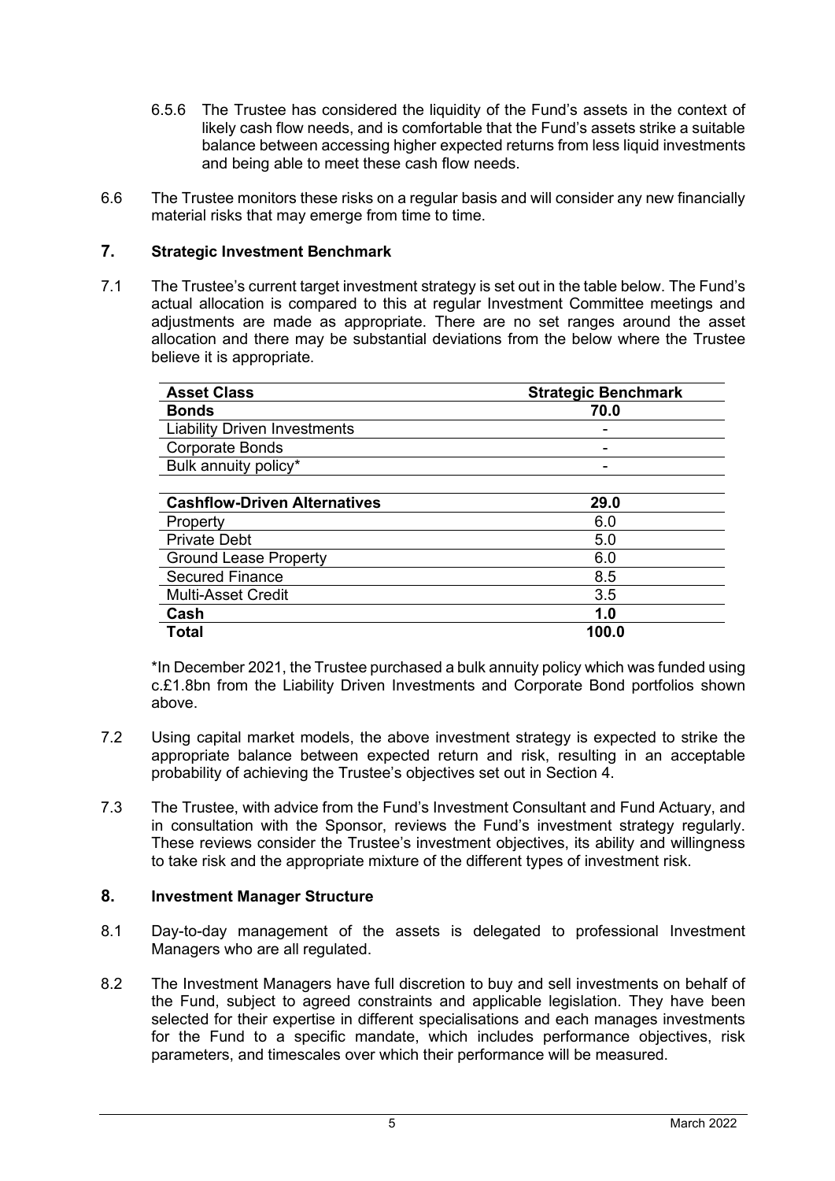6.5.6 The Trustee has considered the liquidity of the Fund's assets in the context of likely cash flow needs, and is comfortable that the Fund's assets strike a suitable balance between accessing higher expected returns from less liquid investments and being able to meet these cash flow needs.

6.6 The Trustee monitors these risks on a regular basis and will consider any new financially material risks that may emerge from time to time.

## 7. Strategic Investment Benchmark

7.1 The Trustee's current target investment strategy is set out in the table below. The Fund's actual allocation is compared to this at regular Investment Committee meetings and adjustments are made as appropriate. There are no set ranges around the asset allocation and there may be substantial deviations from the below where the Trustee believe it is appropriate.

| Asset Class | Strategic Benchmark |
|---|---|
| **Bonds** | **70.0** |
| Liability Driven Investments | - |
| Corporate Bonds | - |
| Bulk annuity policy* | - |
| | |
| **Cashflow-Driven Alternatives** | **29.0** |
| Property | 6.0 |
| Private Debt | 5.0 |
| Ground Lease Property | 6.0 |
| Secured Finance | 8.5 |
| Multi-Asset Credit | 3.5 |
| **Cash** | **1.0** |
| **Total** | **100.0** |

*In December 2021, the Trustee purchased a bulk annuity policy which was funded using c.£1.8bn from the Liability Driven Investments and Corporate Bond portfolios shown above.

7.2 Using capital market models, the above investment strategy is expected to strike the appropriate balance between expected return and risk, resulting in an acceptable probability of achieving the Trustee's objectives set out in Section 4.

7.3 The Trustee, with advice from the Fund's Investment Consultant and Fund Actuary, and in consultation with the Sponsor, reviews the Fund's investment strategy regularly. These reviews consider the Trustee's investment objectives, its ability and willingness to take risk and the appropriate mixture of the different types of investment risk.

## 8. Investment Manager Structure

8.1 Day-to-day management of the assets is delegated to professional Investment Managers who are all regulated.

8.2 The Investment Managers have full discretion to buy and sell investments on behalf of the Fund, subject to agreed constraints and applicable legislation. They have been selected for their expertise in different specialisations and each manages investments for the Fund to a specific mandate, which includes performance objectives, risk parameters, and timescales over which their performance will be measured.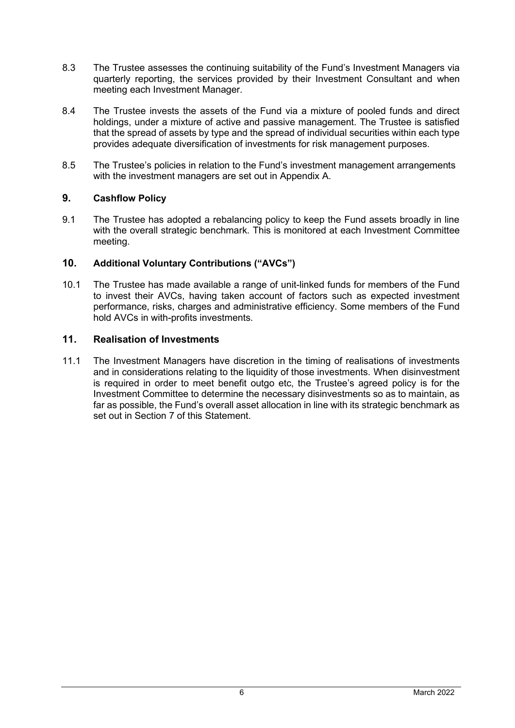8.3 The Trustee assesses the continuing suitability of the Fund's Investment Managers via quarterly reporting, the services provided by their Investment Consultant and when meeting each Investment Manager.

8.4 The Trustee invests the assets of the Fund via a mixture of pooled funds and direct holdings, under a mixture of active and passive management. The Trustee is satisfied that the spread of assets by type and the spread of individual securities within each type provides adequate diversification of investments for risk management purposes.

8.5 The Trustee's policies in relation to the Fund's investment management arrangements with the investment managers are set out in Appendix A.

## 9. Cashflow Policy

9.1 The Trustee has adopted a rebalancing policy to keep the Fund assets broadly in line with the overall strategic benchmark. This is monitored at each Investment Committee meeting.

## 10. Additional Voluntary Contributions ("AVCs")

10.1 The Trustee has made available a range of unit-linked funds for members of the Fund to invest their AVCs, having taken account of factors such as expected investment performance, risks, charges and administrative efficiency. Some members of the Fund hold AVCs in with-profits investments.

## 11. Realisation of Investments

11.1 The Investment Managers have discretion in the timing of realisations of investments and in considerations relating to the liquidity of those investments. When disinvestment is required in order to meet benefit outgo etc, the Trustee's agreed policy is for the Investment Committee to determine the necessary disinvestments so as to maintain, as far as possible, the Fund's overall asset allocation in line with its strategic benchmark as set out in Section 7 of this Statement.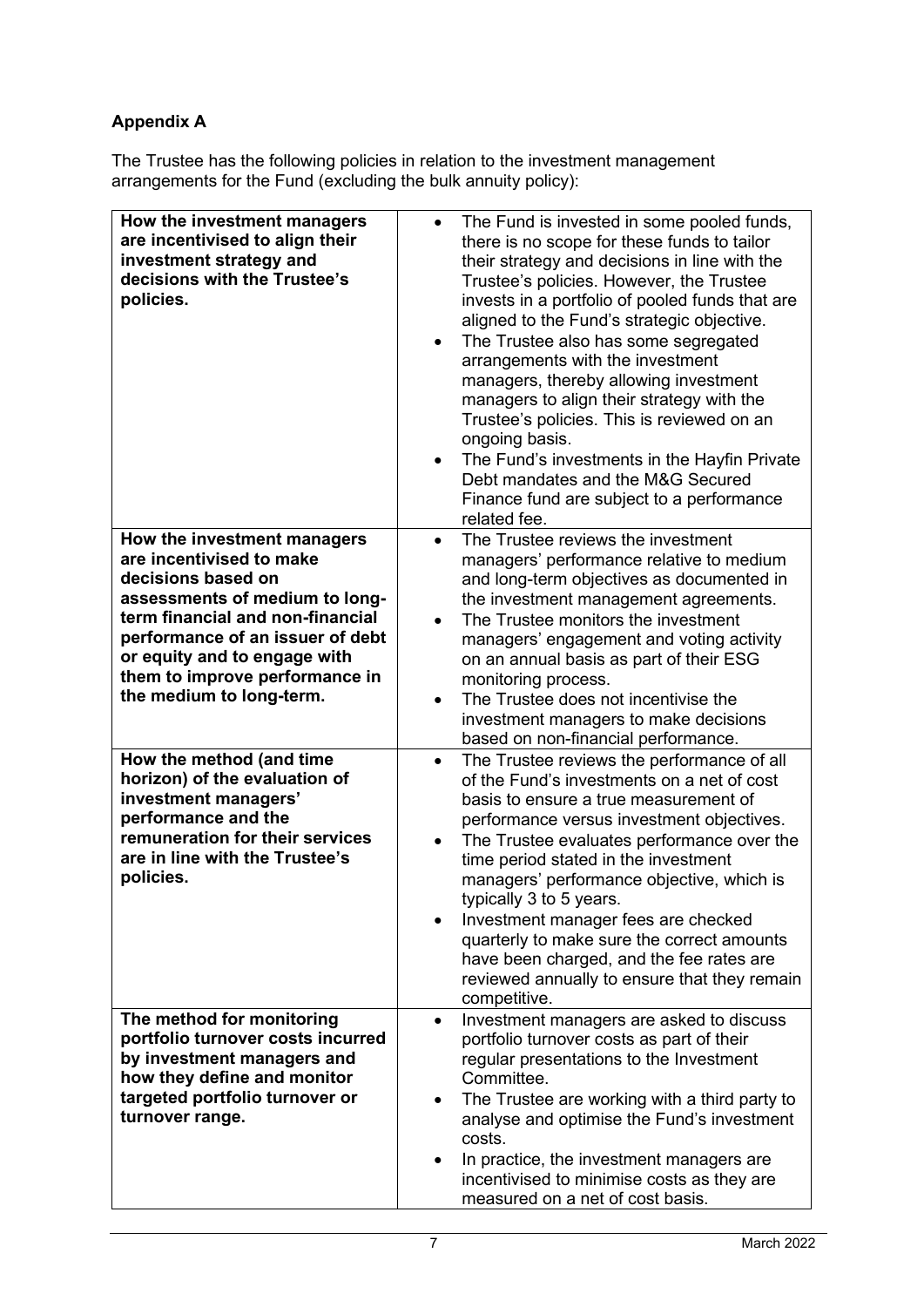**Appendix A**

The Trustee has the following policies in relation to the investment management arrangements for the Fund (excluding the bulk annuity policy):

| | |
|---|---|
| **How the investment managers are incentivised to align their investment strategy and decisions with the Trustee's policies.** | • The Fund is invested in some pooled funds, there is no scope for these funds to tailor their strategy and decisions in line with the Trustee's policies. However, the Trustee invests in a portfolio of pooled funds that are aligned to the Fund's strategic objective.<br>• The Trustee also has some segregated arrangements with the investment managers, thereby allowing investment managers to align their strategy with the Trustee's policies. This is reviewed on an ongoing basis.<br>• The Fund's investments in the Hayfin Private Debt mandates and the M&G Secured Finance fund are subject to a performance related fee. |
| **How the investment managers are incentivised to make decisions based on assessments of medium to long-term financial and non-financial performance of an issuer of debt or equity and to engage with them to improve performance in the medium to long-term.** | • The Trustee reviews the investment managers' performance relative to medium and long-term objectives as documented in the investment management agreements.<br>• The Trustee monitors the investment managers' engagement and voting activity on an annual basis as part of their ESG monitoring process.<br>• The Trustee does not incentivise the investment managers to make decisions based on non-financial performance. |
| **How the method (and time horizon) of the evaluation of investment managers' performance and the remuneration for their services are in line with the Trustee's policies.** | • The Trustee reviews the performance of all of the Fund's investments on a net of cost basis to ensure a true measurement of performance versus investment objectives.<br>• The Trustee evaluates performance over the time period stated in the investment managers' performance objective, which is typically 3 to 5 years.<br>• Investment manager fees are checked quarterly to make sure the correct amounts have been charged, and the fee rates are reviewed annually to ensure that they remain competitive. |
| **The method for monitoring portfolio turnover costs incurred by investment managers and how they define and monitor targeted portfolio turnover or turnover range.** | • Investment managers are asked to discuss portfolio turnover costs as part of their regular presentations to the Investment Committee.<br>• The Trustee are working with a third party to analyse and optimise the Fund's investment costs.<br>• In practice, the investment managers are incentivised to minimise costs as they are measured on a net of cost basis. |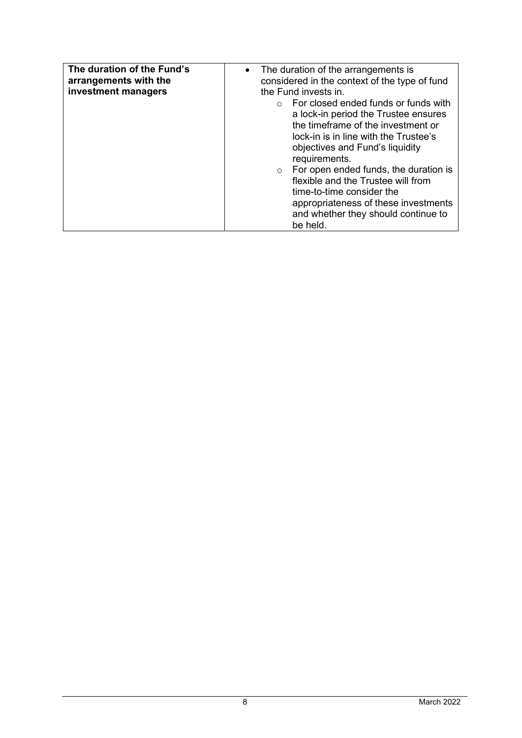| **The duration of the Fund's arrangements with the investment managers** | • The duration of the arrangements is considered in the context of the type of fund the Fund invests in.<br>  ○ For closed ended funds or funds with a lock-in period the Trustee ensures the timeframe of the investment or lock-in is in line with the Trustee's objectives and Fund's liquidity requirements.<br>  ○ For open ended funds, the duration is flexible and the Trustee will from time-to-time consider the appropriateness of these investments and whether they should continue to be held. |
|---|---|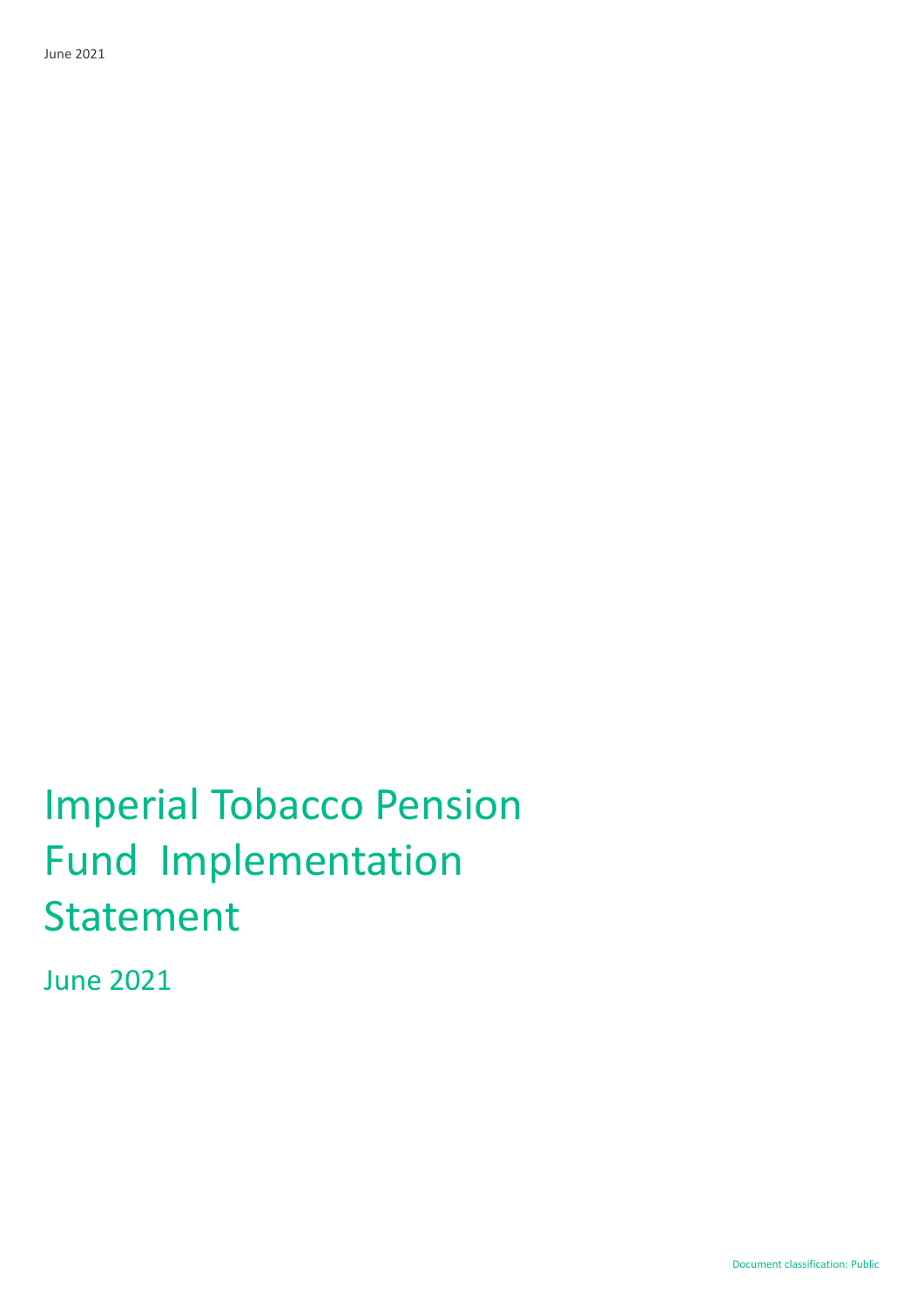# Imperial Tobacco Pension Fund Implementation Statement

June 2021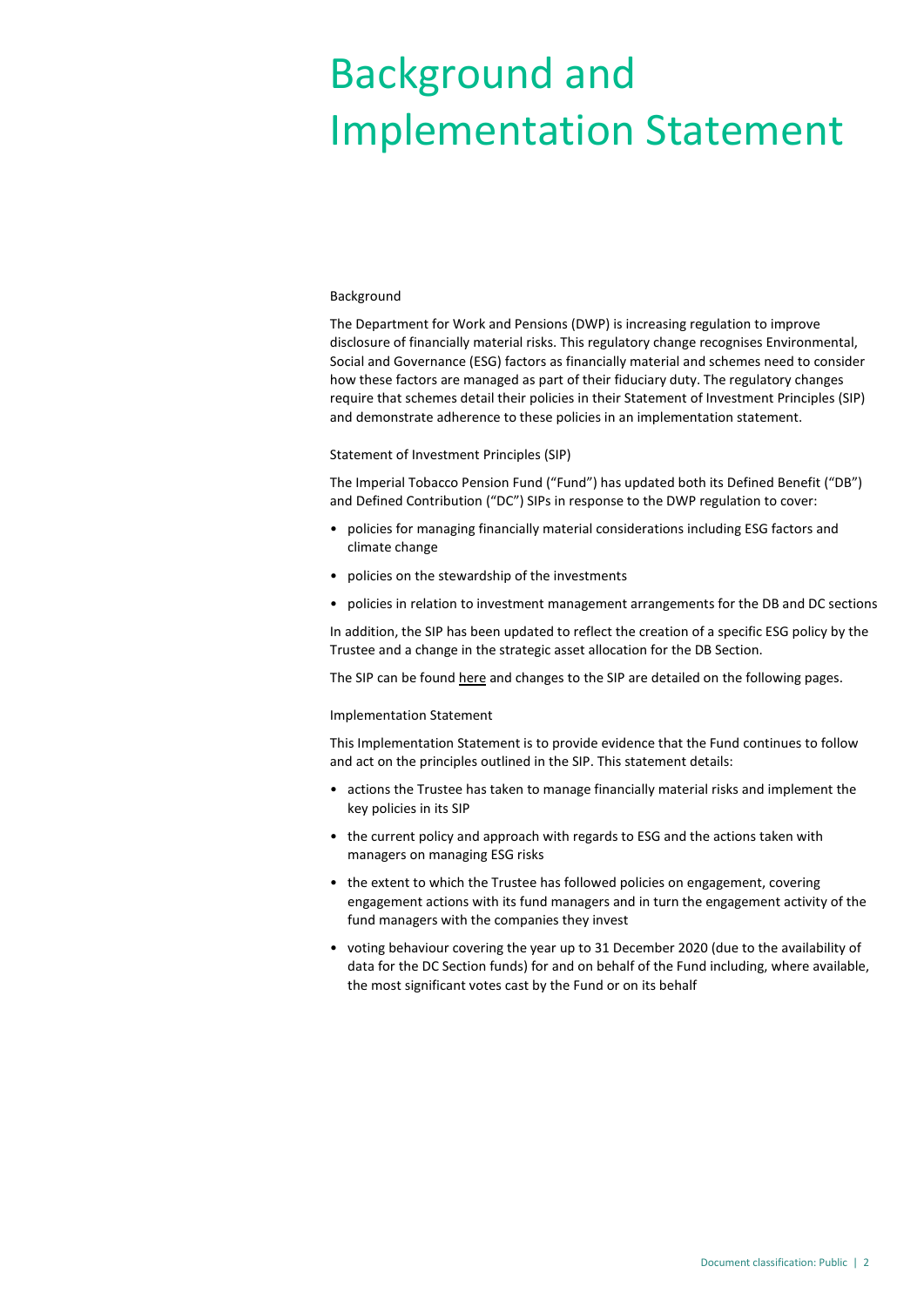# Background and Implementation Statement

### Background

The Department for Work and Pensions (DWP) is increasing regulation to improve disclosure of financially material risks. This regulatory change recognises Environmental, Social and Governance (ESG) factors as financially material and schemes need to consider how these factors are managed as part of their fiduciary duty. The regulatory changes require that schemes detail their policies in their Statement of Investment Principles (SIP) and demonstrate adherence to these policies in an implementation statement.

### Statement of Investment Principles (SIP)

The Imperial Tobacco Pension Fund ("Fund") has updated both its Defined Benefit ("DB") and Defined Contribution ("DC") SIPs in response to the DWP regulation to cover:

- policies for managing financially material considerations including ESG factors and climate change
- policies on the stewardship of the investments
- policies in relation to investment management arrangements for the DB and DC sections

In addition, the SIP has been updated to reflect the creation of a specific ESG policy by the Trustee and a change in the strategic asset allocation for the DB Section.

The SIP can be found here and changes to the SIP are detailed on the following pages.

### Implementation Statement

This Implementation Statement is to provide evidence that the Fund continues to follow and act on the principles outlined in the SIP. This statement details:

- actions the Trustee has taken to manage financially material risks and implement the key policies in its SIP
- the current policy and approach with regards to ESG and the actions taken with managers on managing ESG risks
- the extent to which the Trustee has followed policies on engagement, covering engagement actions with its fund managers and in turn the engagement activity of the fund managers with the companies they invest
- voting behaviour covering the year up to 31 December 2020 (due to the availability of data for the DC Section funds) for and on behalf of the Fund including, where available, the most significant votes cast by the Fund or on its behalf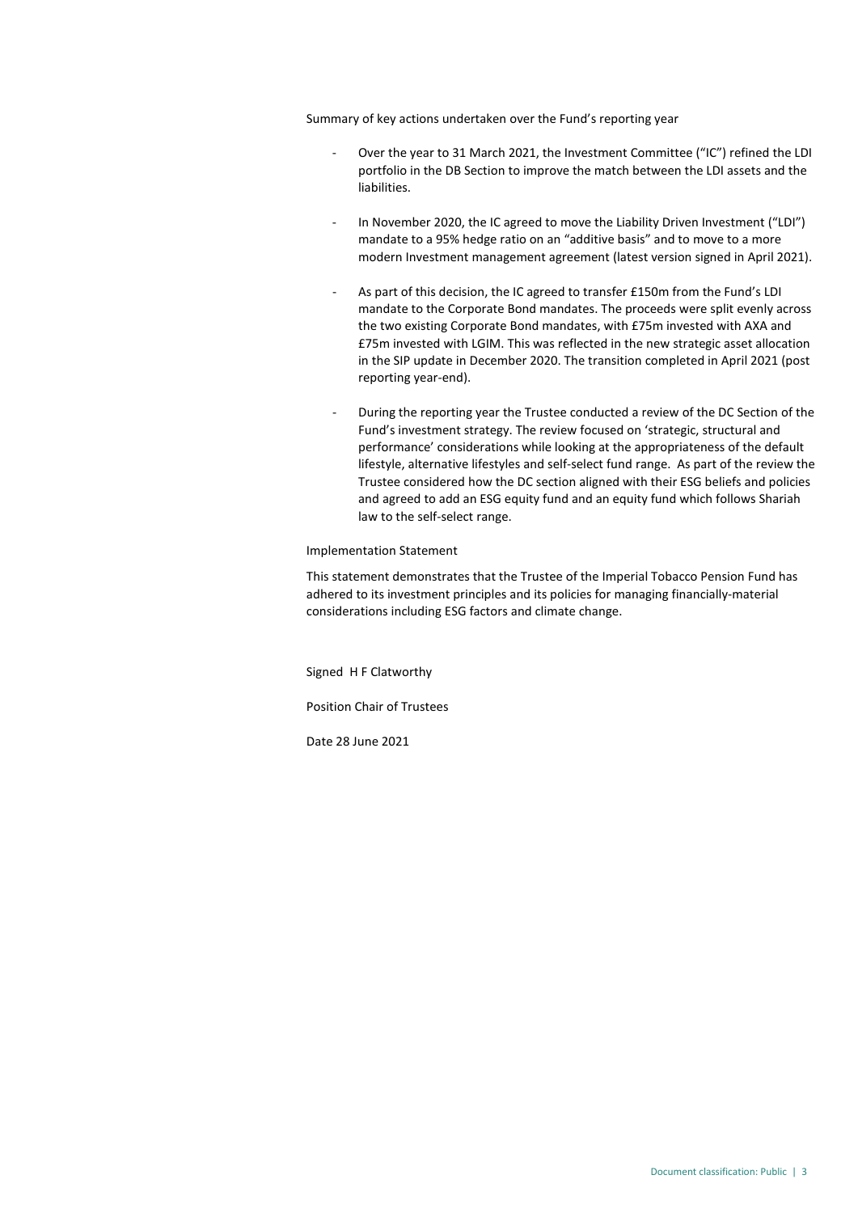Summary of key actions undertaken over the Fund's reporting year

- Over the year to 31 March 2021, the Investment Committee ("IC") refined the LDI portfolio in the DB Section to improve the match between the LDI assets and the liabilities.

- In November 2020, the IC agreed to move the Liability Driven Investment ("LDI") mandate to a 95% hedge ratio on an "additive basis" and to move to a more modern Investment management agreement (latest version signed in April 2021).

- As part of this decision, the IC agreed to transfer £150m from the Fund's LDI mandate to the Corporate Bond mandates. The proceeds were split evenly across the two existing Corporate Bond mandates, with £75m invested with AXA and £75m invested with LGIM. This was reflected in the new strategic asset allocation in the SIP update in December 2020. The transition completed in April 2021 (post reporting year-end).

- During the reporting year the Trustee conducted a review of the DC Section of the Fund's investment strategy. The review focused on 'strategic, structural and performance' considerations while looking at the appropriateness of the default lifestyle, alternative lifestyles and self-select fund range. As part of the review the Trustee considered how the DC section aligned with their ESG beliefs and policies and agreed to add an ESG equity fund and an equity fund which follows Shariah law to the self-select range.

Implementation Statement

This statement demonstrates that the Trustee of the Imperial Tobacco Pension Fund has adhered to its investment principles and its policies for managing financially-material considerations including ESG factors and climate change.

Signed H F Clatworthy

Position Chair of Trustees

Date 28 June 2021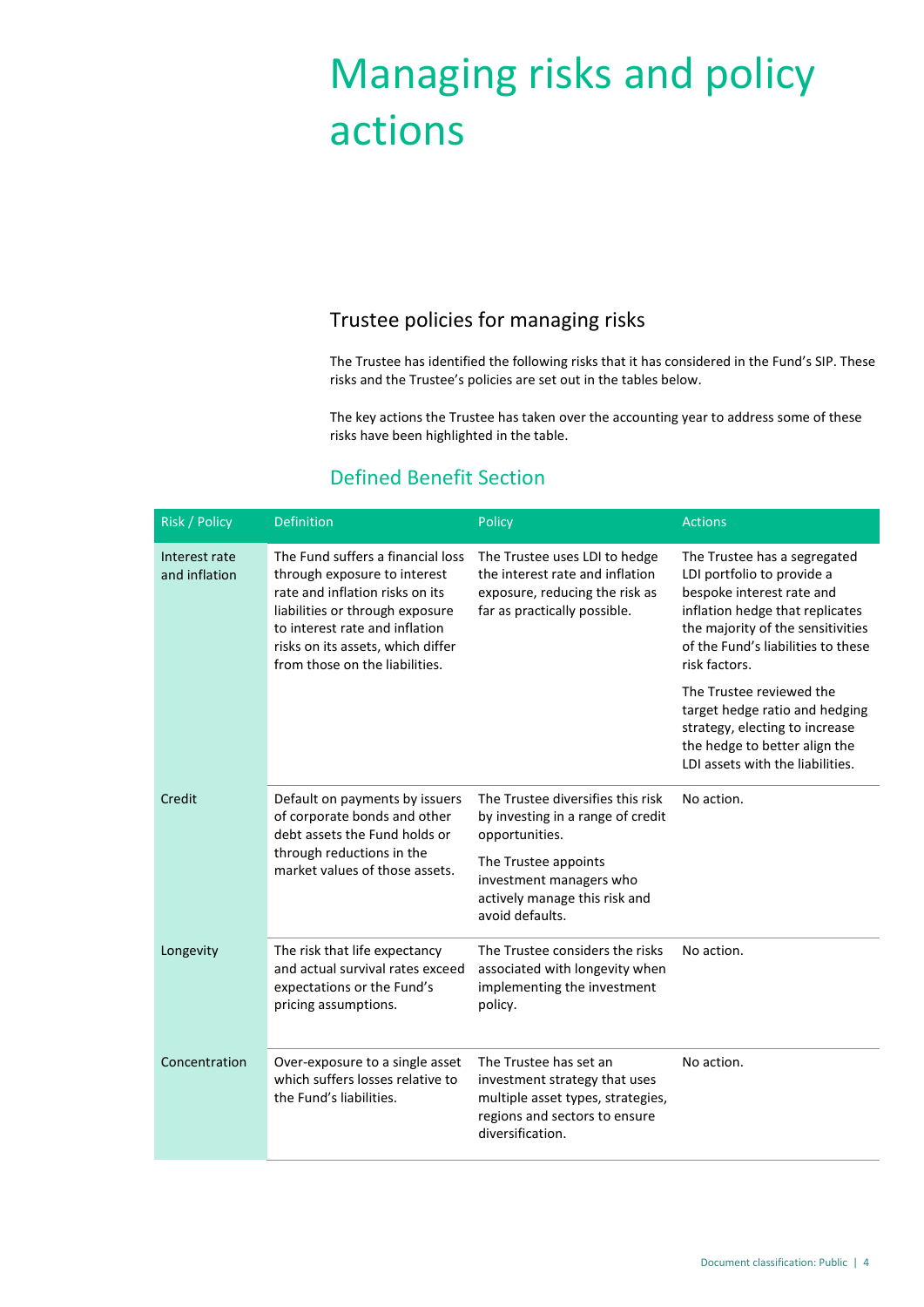# Managing risks and policy actions

## Trustee policies for managing risks

The Trustee has identified the following risks that it has considered in the Fund's SIP. These risks and the Trustee's policies are set out in the tables below.

The key actions the Trustee has taken over the accounting year to address some of these risks have been highlighted in the table.

### Defined Benefit Section

| Risk / Policy | Definition | Policy | Actions |
|---|---|---|---|
| Interest rate and inflation | The Fund suffers a financial loss through exposure to interest rate and inflation risks on its liabilities or through exposure to interest rate and inflation risks on its assets, which differ from those on the liabilities. | The Trustee uses LDI to hedge the interest rate and inflation exposure, reducing the risk as far as practically possible. | The Trustee has a segregated LDI portfolio to provide a bespoke interest rate and inflation hedge that replicates the majority of the sensitivities of the Fund's liabilities to these risk factors.<br><br>The Trustee reviewed the target hedge ratio and hedging strategy, electing to increase the hedge to better align the LDI assets with the liabilities. |
| Credit | Default on payments by issuers of corporate bonds and other debt assets the Fund holds or through reductions in the market values of those assets. | The Trustee diversifies this risk by investing in a range of credit opportunities.<br><br>The Trustee appoints investment managers who actively manage this risk and avoid defaults. | No action. |
| Longevity | The risk that life expectancy and actual survival rates exceed expectations or the Fund's pricing assumptions. | The Trustee considers the risks associated with longevity when implementing the investment policy. | No action. |
| Concentration | Over-exposure to a single asset which suffers losses relative to the Fund's liabilities. | The Trustee has set an investment strategy that uses multiple asset types, strategies, regions and sectors to ensure diversification. | No action. |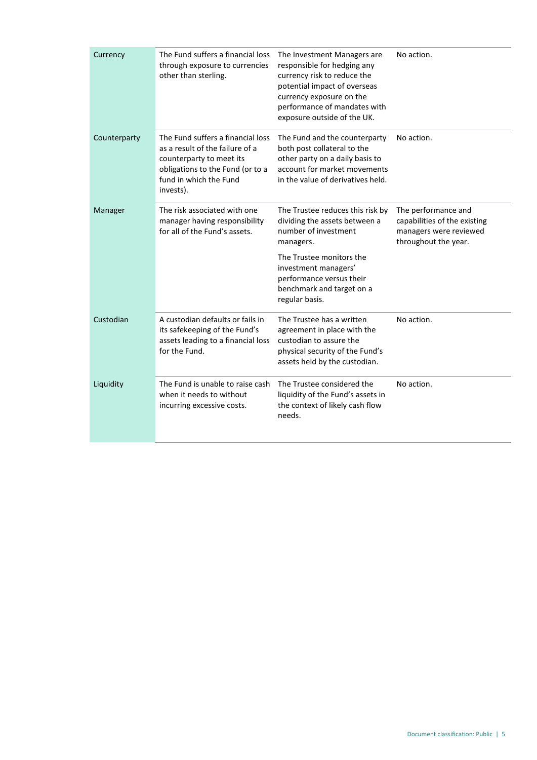| | | | |
|---|---|---|---|
| Currency | The Fund suffers a financial loss through exposure to currencies other than sterling. | The Investment Managers are responsible for hedging any currency risk to reduce the potential impact of overseas currency exposure on the performance of mandates with exposure outside of the UK. | No action. |
| Counterparty | The Fund suffers a financial loss as a result of the failure of a counterparty to meet its obligations to the Fund (or to a fund in which the Fund invests). | The Fund and the counterparty both post collateral to the other party on a daily basis to account for market movements in the value of derivatives held. | No action. |
| Manager | The risk associated with one manager having responsibility for all of the Fund's assets. | The Trustee reduces this risk by dividing the assets between a number of investment managers.<br><br>The Trustee monitors the investment managers' performance versus their benchmark and target on a regular basis. | The performance and capabilities of the existing managers were reviewed throughout the year. |
| Custodian | A custodian defaults or fails in its safekeeping of the Fund's assets leading to a financial loss for the Fund. | The Trustee has a written agreement in place with the custodian to assure the physical security of the Fund's assets held by the custodian. | No action. |
| Liquidity | The Fund is unable to raise cash when it needs to without incurring excessive costs. | The Trustee considered the liquidity of the Fund's assets in the context of likely cash flow needs. | No action. |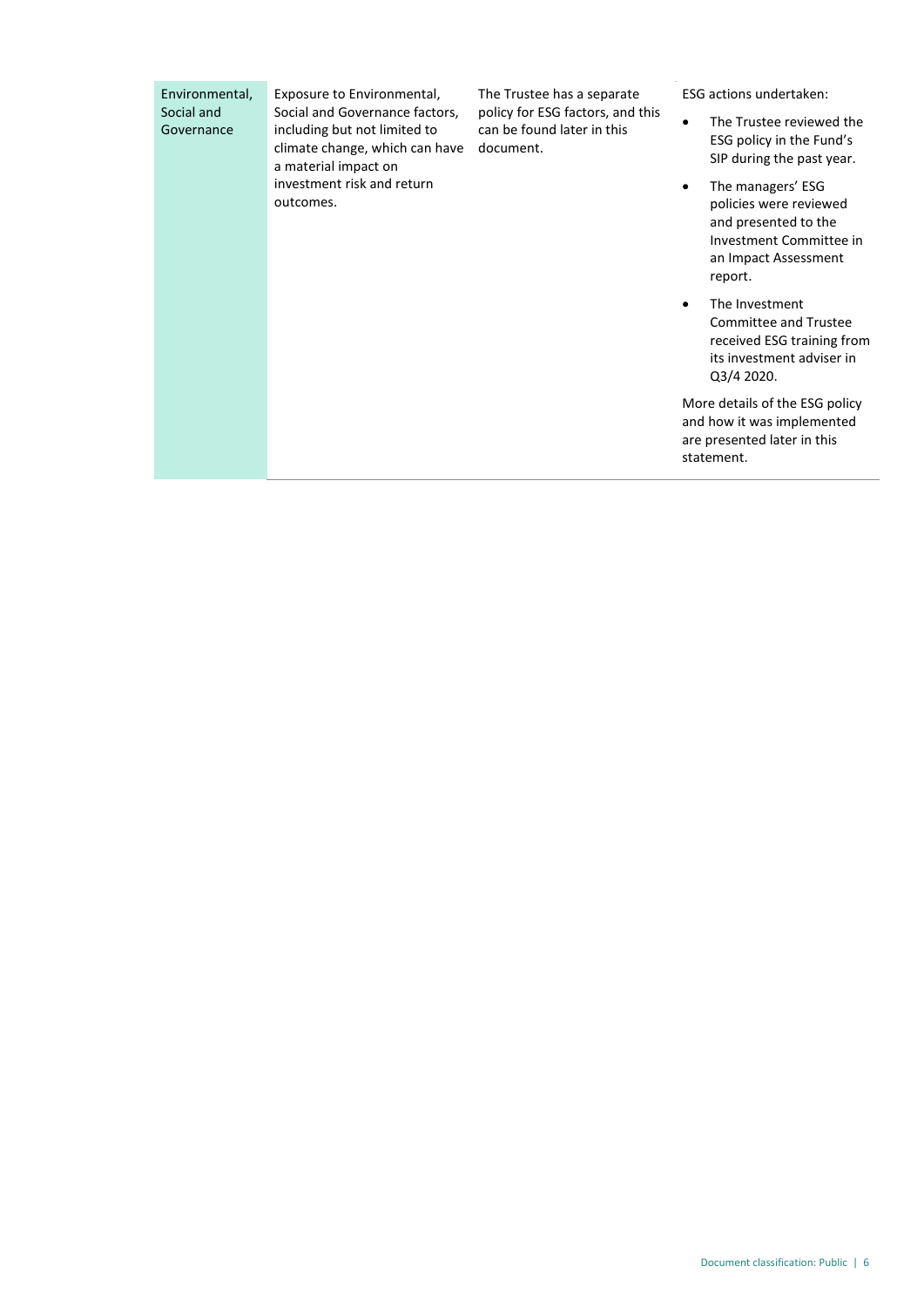| | | | |
|---|---|---|---|
| Environmental, Social and Governance | Exposure to Environmental, Social and Governance factors, including but not limited to climate change, which can have a material impact on investment risk and return outcomes. | The Trustee has a separate policy for ESG factors, and this can be found later in this document. | ESG actions undertaken:<br><br>• The Trustee reviewed the ESG policy in the Fund's SIP during the past year.<br><br>• The managers' ESG policies were reviewed and presented to the Investment Committee in an Impact Assessment report.<br><br>• The Investment Committee and Trustee received ESG training from its investment adviser in Q3/4 2020.<br><br>More details of the ESG policy and how it was implemented are presented later in this statement. |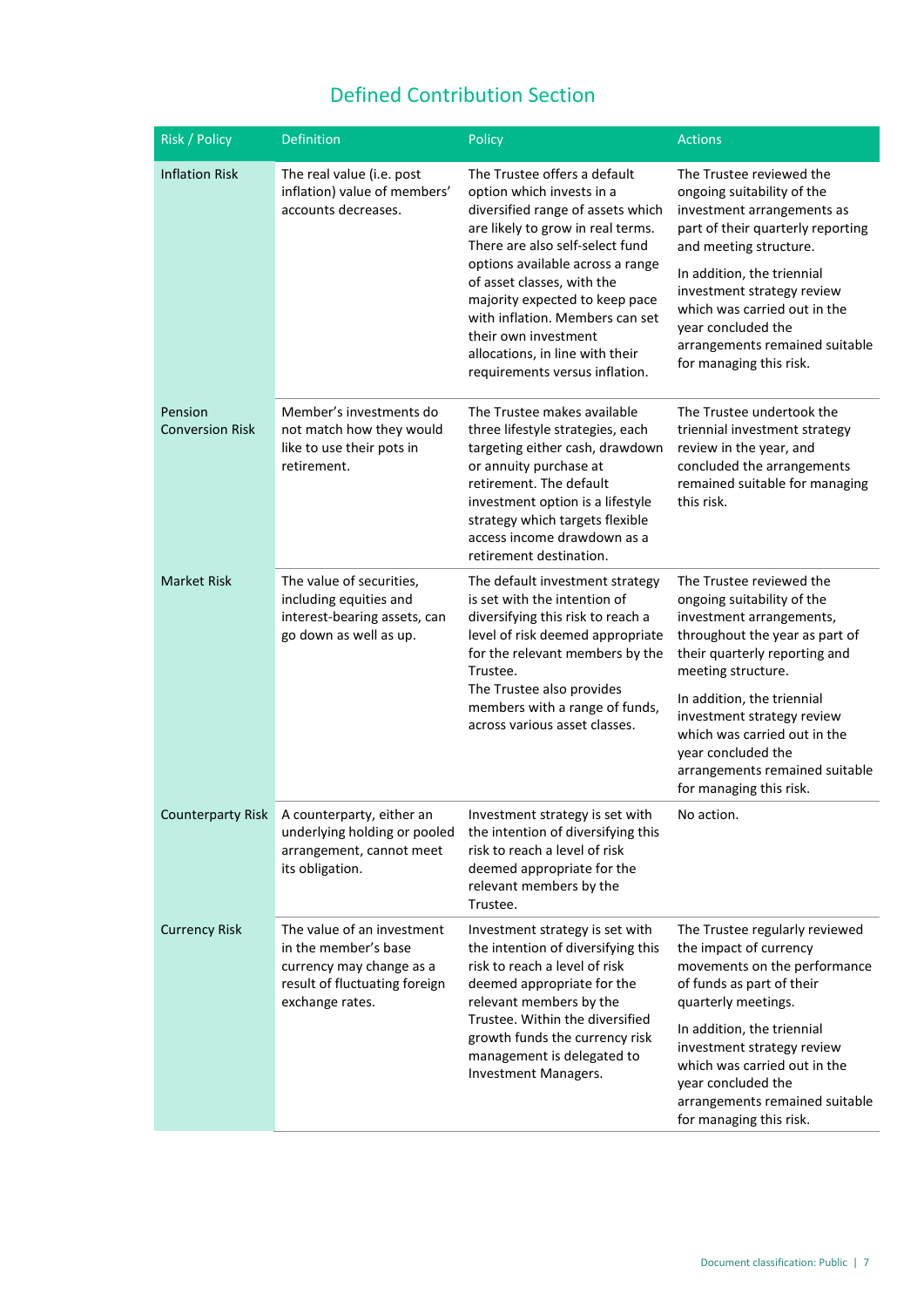## Defined Contribution Section

| Risk / Policy | Definition | Policy | Actions |
|---|---|---|---|
| Inflation Risk | The real value (i.e. post inflation) value of members' accounts decreases. | The Trustee offers a default option which invests in a diversified range of assets which are likely to grow in real terms. There are also self-select fund options available across a range of asset classes, with the majority expected to keep pace with inflation. Members can set their own investment allocations, in line with their requirements versus inflation. | The Trustee reviewed the ongoing suitability of the investment arrangements as part of their quarterly reporting and meeting structure.<br><br>In addition, the triennial investment strategy review which was carried out in the year concluded the arrangements remained suitable for managing this risk. |
| Pension Conversion Risk | Member's investments do not match how they would like to use their pots in retirement. | The Trustee makes available three lifestyle strategies, each targeting either cash, drawdown or annuity purchase at retirement. The default investment option is a lifestyle strategy which targets flexible access income drawdown as a retirement destination. | The Trustee undertook the triennial investment strategy review in the year, and concluded the arrangements remained suitable for managing this risk. |
| Market Risk | The value of securities, including equities and interest-bearing assets, can go down as well as up. | The default investment strategy is set with the intention of diversifying this risk to reach a level of risk deemed appropriate for the relevant members by the Trustee.<br><br>The Trustee also provides members with a range of funds, across various asset classes. | The Trustee reviewed the ongoing suitability of the investment arrangements, throughout the year as part of their quarterly reporting and meeting structure.<br><br>In addition, the triennial investment strategy review which was carried out in the year concluded the arrangements remained suitable for managing this risk. |
| Counterparty Risk | A counterparty, either an underlying holding or pooled arrangement, cannot meet its obligation. | Investment strategy is set with the intention of diversifying this risk to reach a level of risk deemed appropriate for the relevant members by the Trustee. | No action. |
| Currency Risk | The value of an investment in the member's base currency may change as a result of fluctuating foreign exchange rates. | Investment strategy is set with the intention of diversifying this risk to reach a level of risk deemed appropriate for the relevant members by the Trustee. Within the diversified growth funds the currency risk management is delegated to Investment Managers. | The Trustee regularly reviewed the impact of currency movements on the performance of funds as part of their quarterly meetings.<br><br>In addition, the triennial investment strategy review which was carried out in the year concluded the arrangements remained suitable for managing this risk. |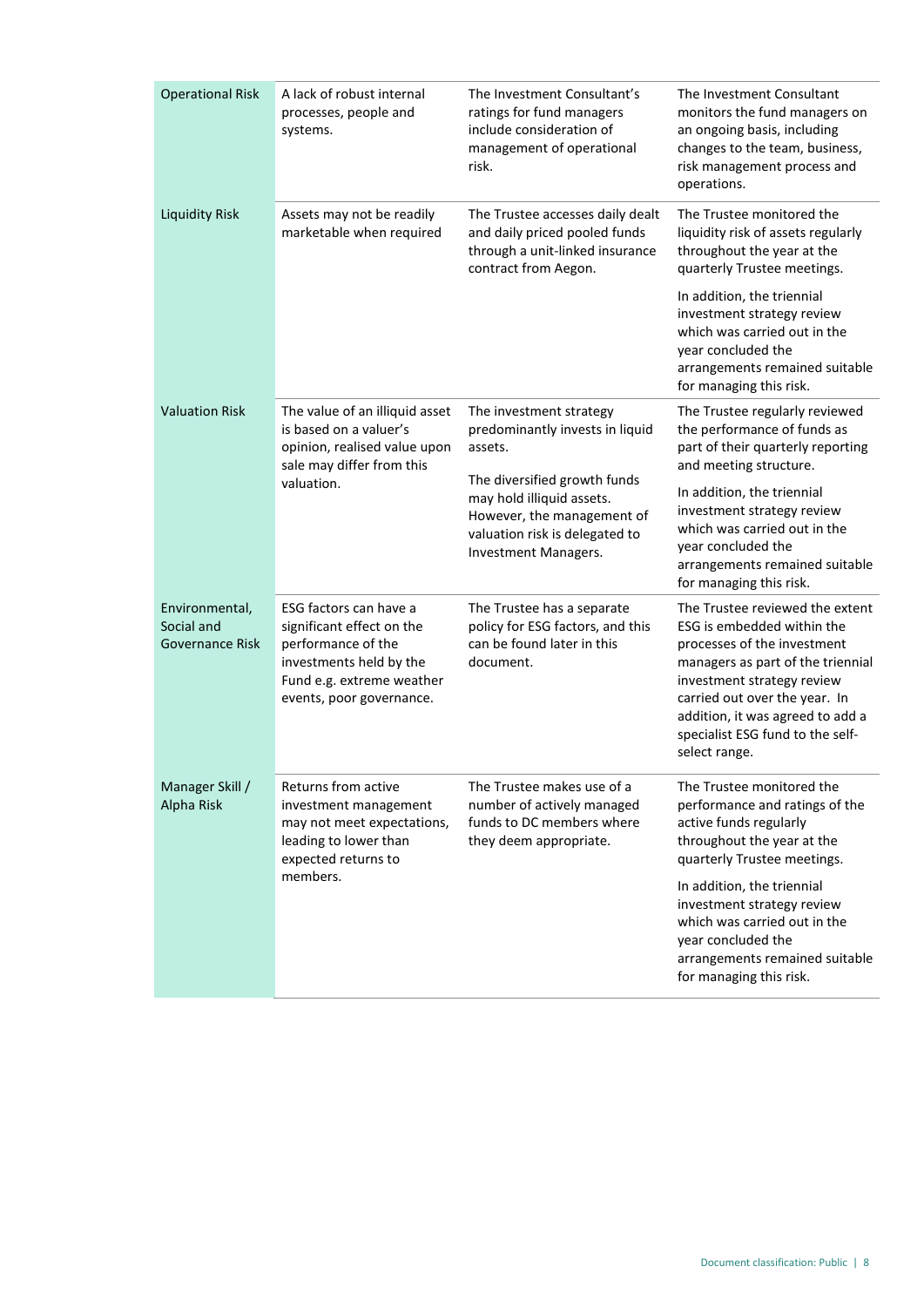| | | | |
|---|---|---|---|
| Operational Risk | A lack of robust internal processes, people and systems. | The Investment Consultant's ratings for fund managers include consideration of management of operational risk. | The Investment Consultant monitors the fund managers on an ongoing basis, including changes to the team, business, risk management process and operations. |
| Liquidity Risk | Assets may not be readily marketable when required | The Trustee accesses daily dealt and daily priced pooled funds through a unit-linked insurance contract from Aegon. | The Trustee monitored the liquidity risk of assets regularly throughout the year at the quarterly Trustee meetings.<br><br>In addition, the triennial investment strategy review which was carried out in the year concluded the arrangements remained suitable for managing this risk. |
| Valuation Risk | The value of an illiquid asset is based on a valuer's opinion, realised value upon sale may differ from this valuation. | The investment strategy predominantly invests in liquid assets.<br><br>The diversified growth funds may hold illiquid assets. However, the management of valuation risk is delegated to Investment Managers. | The Trustee regularly reviewed the performance of funds as part of their quarterly reporting and meeting structure.<br><br>In addition, the triennial investment strategy review which was carried out in the year concluded the arrangements remained suitable for managing this risk. |
| Environmental, Social and Governance Risk | ESG factors can have a significant effect on the performance of the investments held by the Fund e.g. extreme weather events, poor governance. | The Trustee has a separate policy for ESG factors, and this can be found later in this document. | The Trustee reviewed the extent ESG is embedded within the processes of the investment managers as part of the triennial investment strategy review carried out over the year. In addition, it was agreed to add a specialist ESG fund to the self-select range. |
| Manager Skill / Alpha Risk | Returns from active investment management may not meet expectations, leading to lower than expected returns to members. | The Trustee makes use of a number of actively managed funds to DC members where they deem appropriate. | The Trustee monitored the performance and ratings of the active funds regularly throughout the year at the quarterly Trustee meetings.<br><br>In addition, the triennial investment strategy review which was carried out in the year concluded the arrangements remained suitable for managing this risk. |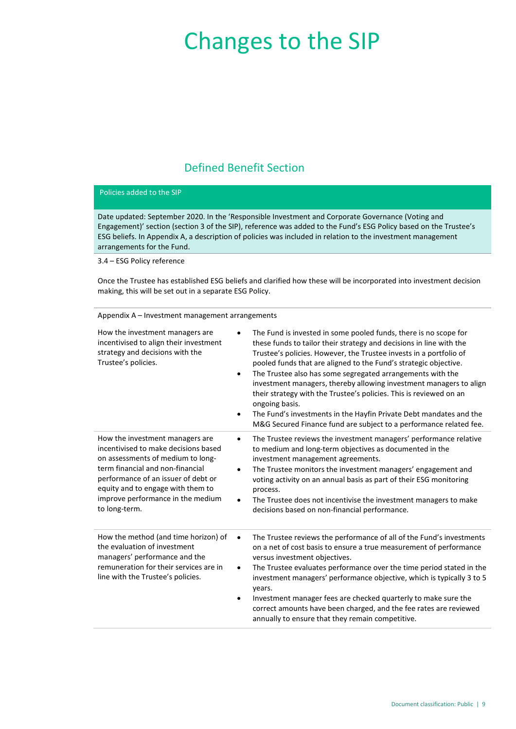# Changes to the SIP

## Defined Benefit Section

**Policies added to the SIP**

Date updated: September 2020. In the 'Responsible Investment and Corporate Governance (Voting and Engagement)' section (section 3 of the SIP), reference was added to the Fund's ESG Policy based on the Trustee's ESG beliefs. In Appendix A, a description of policies was included in relation to the investment management arrangements for the Fund.

3.4 – ESG Policy reference

Once the Trustee has established ESG beliefs and clarified how these will be incorporated into investment decision making, this will be set out in a separate ESG Policy.

Appendix A – Investment management arrangements

| | |
|---|---|
| How the investment managers are incentivised to align their investment strategy and decisions with the Trustee's policies. | • The Fund is invested in some pooled funds, there is no scope for these funds to tailor their strategy and decisions in line with the Trustee's policies. However, the Trustee invests in a portfolio of pooled funds that are aligned to the Fund's strategic objective.<br>• The Trustee also has some segregated arrangements with the investment managers, thereby allowing investment managers to align their strategy with the Trustee's policies. This is reviewed on an ongoing basis.<br>• The Fund's investments in the Hayfin Private Debt mandates and the M&G Secured Finance fund are subject to a performance related fee. |
| How the investment managers are incentivised to make decisions based on assessments of medium to long-term financial and non-financial performance of an issuer of debt or equity and to engage with them to improve performance in the medium to long-term. | • The Trustee reviews the investment managers' performance relative to medium and long-term objectives as documented in the investment management agreements.<br>• The Trustee monitors the investment managers' engagement and voting activity on an annual basis as part of their ESG monitoring process.<br>• The Trustee does not incentivise the investment managers to make decisions based on non-financial performance. |
| How the method (and time horizon) of the evaluation of investment managers' performance and the remuneration for their services are in line with the Trustee's policies. | • The Trustee reviews the performance of all of the Fund's investments on a net of cost basis to ensure a true measurement of performance versus investment objectives.<br>• The Trustee evaluates performance over the time period stated in the investment managers' performance objective, which is typically 3 to 5 years.<br>• Investment manager fees are checked quarterly to make sure the correct amounts have been charged, and the fee rates are reviewed annually to ensure that they remain competitive. |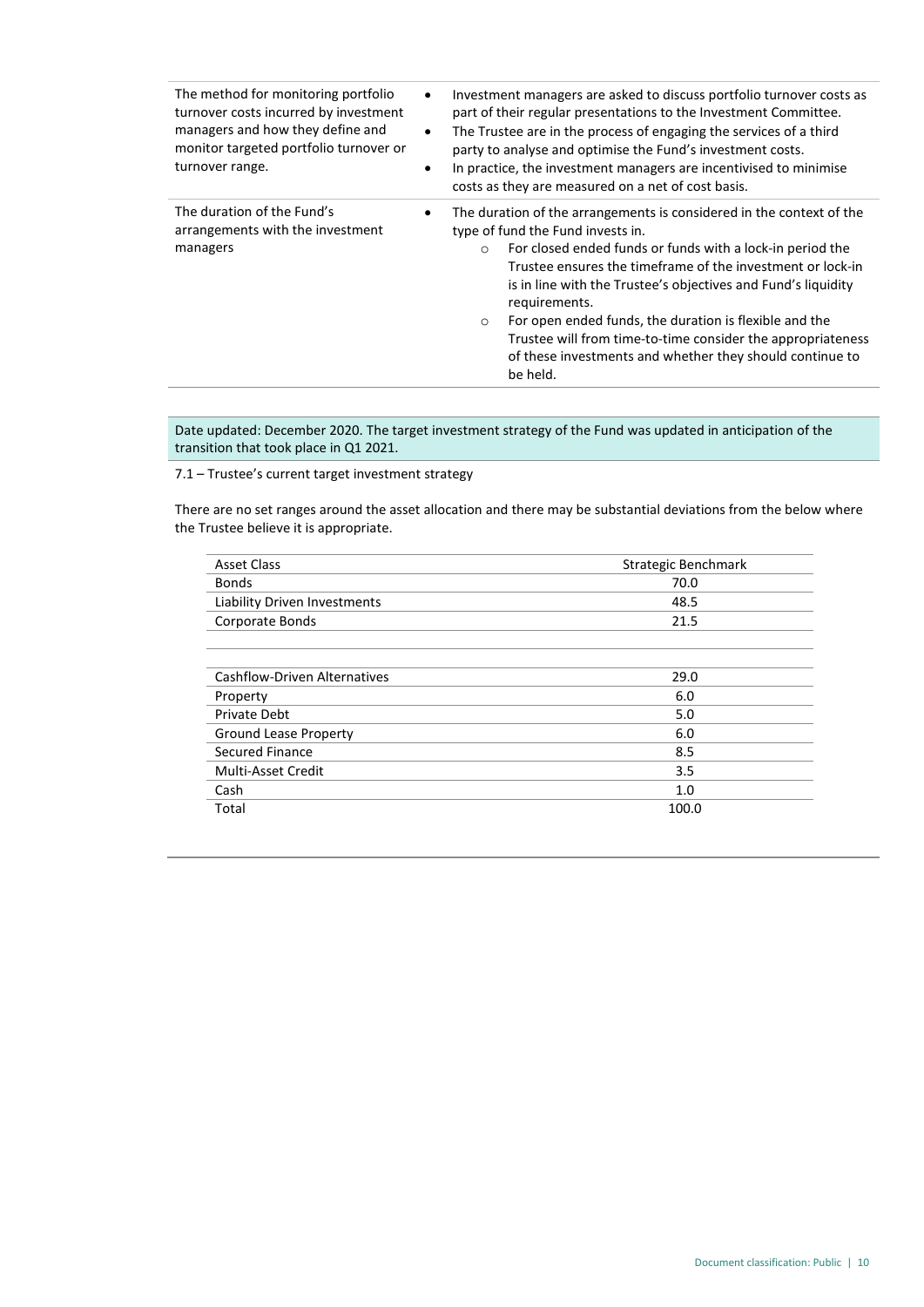| | |
|---|---|
| The method for monitoring portfolio turnover costs incurred by investment managers and how they define and monitor targeted portfolio turnover or turnover range. | • Investment managers are asked to discuss portfolio turnover costs as part of their regular presentations to the Investment Committee.<br>• The Trustee are in the process of engaging the services of a third party to analyse and optimise the Fund's investment costs.<br>• In practice, the investment managers are incentivised to minimise costs as they are measured on a net of cost basis. |
| The duration of the Fund's arrangements with the investment managers | • The duration of the arrangements is considered in the context of the type of fund the Fund invests in.<br>○ For closed ended funds or funds with a lock-in period the Trustee ensures the timeframe of the investment or lock-in is in line with the Trustee's objectives and Fund's liquidity requirements.<br>○ For open ended funds, the duration is flexible and the Trustee will from time-to-time consider the appropriateness of these investments and whether they should continue to be held. |

Date updated: December 2020. The target investment strategy of the Fund was updated in anticipation of the transition that took place in Q1 2021.

7.1 – Trustee's current target investment strategy

There are no set ranges around the asset allocation and there may be substantial deviations from the below where the Trustee believe it is appropriate.

| Asset Class | Strategic Benchmark |
|---|---|
| Bonds | 70.0 |
| Liability Driven Investments | 48.5 |
| Corporate Bonds | 21.5 |
| | |
| Cashflow-Driven Alternatives | 29.0 |
| Property | 6.0 |
| Private Debt | 5.0 |
| Ground Lease Property | 6.0 |
| Secured Finance | 8.5 |
| Multi-Asset Credit | 3.5 |
| Cash | 1.0 |
| Total | 100.0 |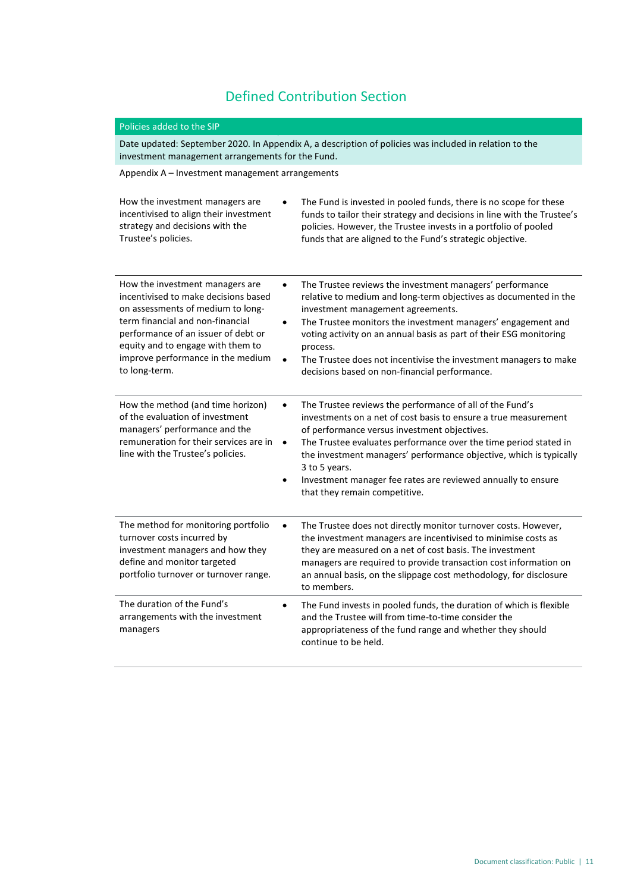# Defined Contribution Section

| Policies added to the SIP |
|---|
| Date updated: September 2020. In Appendix A, a description of policies was included in relation to the investment management arrangements for the Fund. |

Appendix A – Investment management arrangements

| | |
|---|---|
| How the investment managers are incentivised to align their investment strategy and decisions with the Trustee's policies. | • The Fund is invested in pooled funds, there is no scope for these funds to tailor their strategy and decisions in line with the Trustee's policies. However, the Trustee invests in a portfolio of pooled funds that are aligned to the Fund's strategic objective. |
| How the investment managers are incentivised to make decisions based on assessments of medium to long-term financial and non-financial performance of an issuer of debt or equity and to engage with them to improve performance in the medium to long-term. | • The Trustee reviews the investment managers' performance relative to medium and long-term objectives as documented in the investment management agreements.<br>• The Trustee monitors the investment managers' engagement and voting activity on an annual basis as part of their ESG monitoring process.<br>• The Trustee does not incentivise the investment managers to make decisions based on non-financial performance. |
| How the method (and time horizon) of the evaluation of investment managers' performance and the remuneration for their services are in line with the Trustee's policies. | • The Trustee reviews the performance of all of the Fund's investments on a net of cost basis to ensure a true measurement of performance versus investment objectives.<br>• The Trustee evaluates performance over the time period stated in the investment managers' performance objective, which is typically 3 to 5 years.<br>• Investment manager fee rates are reviewed annually to ensure that they remain competitive. |
| The method for monitoring portfolio turnover costs incurred by investment managers and how they define and monitor targeted portfolio turnover or turnover range. | • The Trustee does not directly monitor turnover costs. However, the investment managers are incentivised to minimise costs as they are measured on a net of cost basis. The investment managers are required to provide transaction cost information on an annual basis, on the slippage cost methodology, for disclosure to members. |
| The duration of the Fund's arrangements with the investment managers | • The Fund invests in pooled funds, the duration of which is flexible and the Trustee will from time-to-time consider the appropriateness of the fund range and whether they should continue to be held. |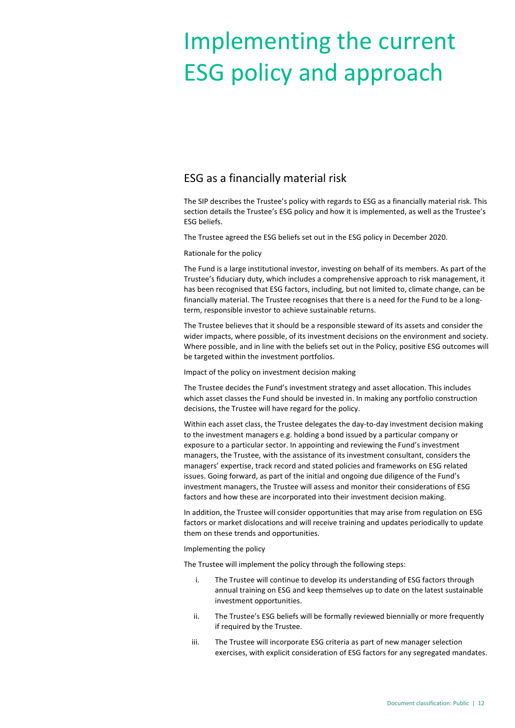# Implementing the current ESG policy and approach

## ESG as a financially material risk

The SIP describes the Trustee's policy with regards to ESG as a financially material risk. This section details the Trustee's ESG policy and how it is implemented, as well as the Trustee's ESG beliefs.

The Trustee agreed the ESG beliefs set out in the ESG policy in December 2020.

Rationale for the policy

The Fund is a large institutional investor, investing on behalf of its members. As part of the Trustee's fiduciary duty, which includes a comprehensive approach to risk management, it has been recognised that ESG factors, including, but not limited to, climate change, can be financially material. The Trustee recognises that there is a need for the Fund to be a long-term, responsible investor to achieve sustainable returns.

The Trustee believes that it should be a responsible steward of its assets and consider the wider impacts, where possible, of its investment decisions on the environment and society. Where possible, and in line with the beliefs set out in the Policy, positive ESG outcomes will be targeted within the investment portfolios.

Impact of the policy on investment decision making

The Trustee decides the Fund's investment strategy and asset allocation. This includes which asset classes the Fund should be invested in. In making any portfolio construction decisions, the Trustee will have regard for the policy.

Within each asset class, the Trustee delegates the day-to-day investment decision making to the investment managers e.g. holding a bond issued by a particular company or exposure to a particular sector. In appointing and reviewing the Fund's investment managers, the Trustee, with the assistance of its investment consultant, considers the managers' expertise, track record and stated policies and frameworks on ESG related issues. Going forward, as part of the initial and ongoing due diligence of the Fund's investment managers, the Trustee will assess and monitor their considerations of ESG factors and how these are incorporated into their investment decision making.

In addition, the Trustee will consider opportunities that may arise from regulation on ESG factors or market dislocations and will receive training and updates periodically to update them on these trends and opportunities.

Implementing the policy

The Trustee will implement the policy through the following steps:

i. The Trustee will continue to develop its understanding of ESG factors through annual training on ESG and keep themselves up to date on the latest sustainable investment opportunities.

ii. The Trustee's ESG beliefs will be formally reviewed biennially or more frequently if required by the Trustee.

iii. The Trustee will incorporate ESG criteria as part of new manager selection exercises, with explicit consideration of ESG factors for any segregated mandates.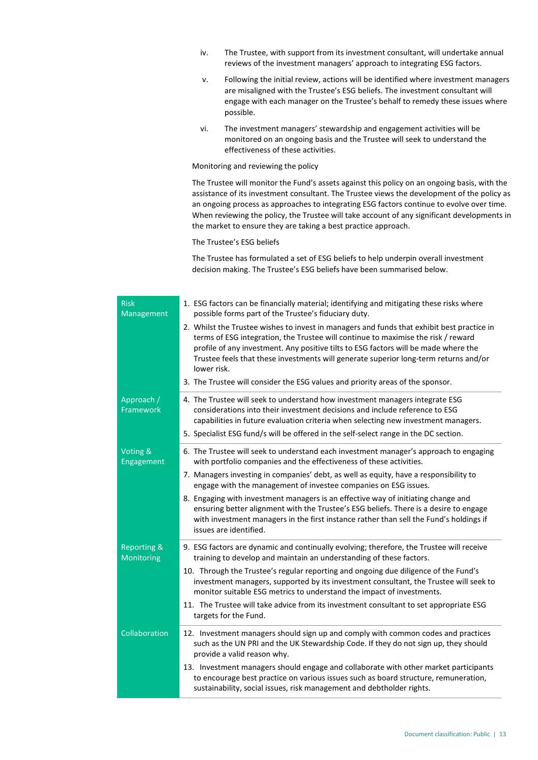iv. The Trustee, with support from its investment consultant, will undertake annual reviews of the investment managers' approach to integrating ESG factors.

v. Following the initial review, actions will be identified where investment managers are misaligned with the Trustee's ESG beliefs. The investment consultant will engage with each manager on the Trustee's behalf to remedy these issues where possible.

vi. The investment managers' stewardship and engagement activities will be monitored on an ongoing basis and the Trustee will seek to understand the effectiveness of these activities.

Monitoring and reviewing the policy

The Trustee will monitor the Fund's assets against this policy on an ongoing basis, with the assistance of its investment consultant. The Trustee views the development of the policy as an ongoing process as approaches to integrating ESG factors continue to evolve over time. When reviewing the policy, the Trustee will take account of any significant developments in the market to ensure they are taking a best practice approach.

The Trustee's ESG beliefs

The Trustee has formulated a set of ESG beliefs to help underpin overall investment decision making. The Trustee's ESG beliefs have been summarised below.

| | |
|---|---|
| Risk Management | 1. ESG factors can be financially material; identifying and mitigating these risks where possible forms part of the Trustee's fiduciary duty.<br>2. Whilst the Trustee wishes to invest in managers and funds that exhibit best practice in terms of ESG integration, the Trustee will continue to maximise the risk / reward profile of any investment. Any positive tilts to ESG factors will be made where the Trustee feels that these investments will generate superior long-term returns and/or lower risk.<br>3. The Trustee will consider the ESG values and priority areas of the sponsor. |
| Approach / Framework | 4. The Trustee will seek to understand how investment managers integrate ESG considerations into their investment decisions and include reference to ESG capabilities in future evaluation criteria when selecting new investment managers.<br>5. Specialist ESG fund/s will be offered in the self-select range in the DC section. |
| Voting & Engagement | 6. The Trustee will seek to understand each investment manager's approach to engaging with portfolio companies and the effectiveness of these activities.<br>7. Managers investing in companies' debt, as well as equity, have a responsibility to engage with the management of investee companies on ESG issues.<br>8. Engaging with investment managers is an effective way of initiating change and ensuring better alignment with the Trustee's ESG beliefs. There is a desire to engage with investment managers in the first instance rather than sell the Fund's holdings if issues are identified. |
| Reporting & Monitoring | 9. ESG factors are dynamic and continually evolving; therefore, the Trustee will receive training to develop and maintain an understanding of these factors.<br>10. Through the Trustee's regular reporting and ongoing due diligence of the Fund's investment managers, supported by its investment consultant, the Trustee will seek to monitor suitable ESG metrics to understand the impact of investments.<br>11. The Trustee will take advice from its investment consultant to set appropriate ESG targets for the Fund. |
| Collaboration | 12. Investment managers should sign up and comply with common codes and practices such as the UN PRI and the UK Stewardship Code. If they do not sign up, they should provide a valid reason why.<br>13. Investment managers should engage and collaborate with other market participants to encourage best practice on various issues such as board structure, remuneration, sustainability, social issues, risk management and debtholder rights. |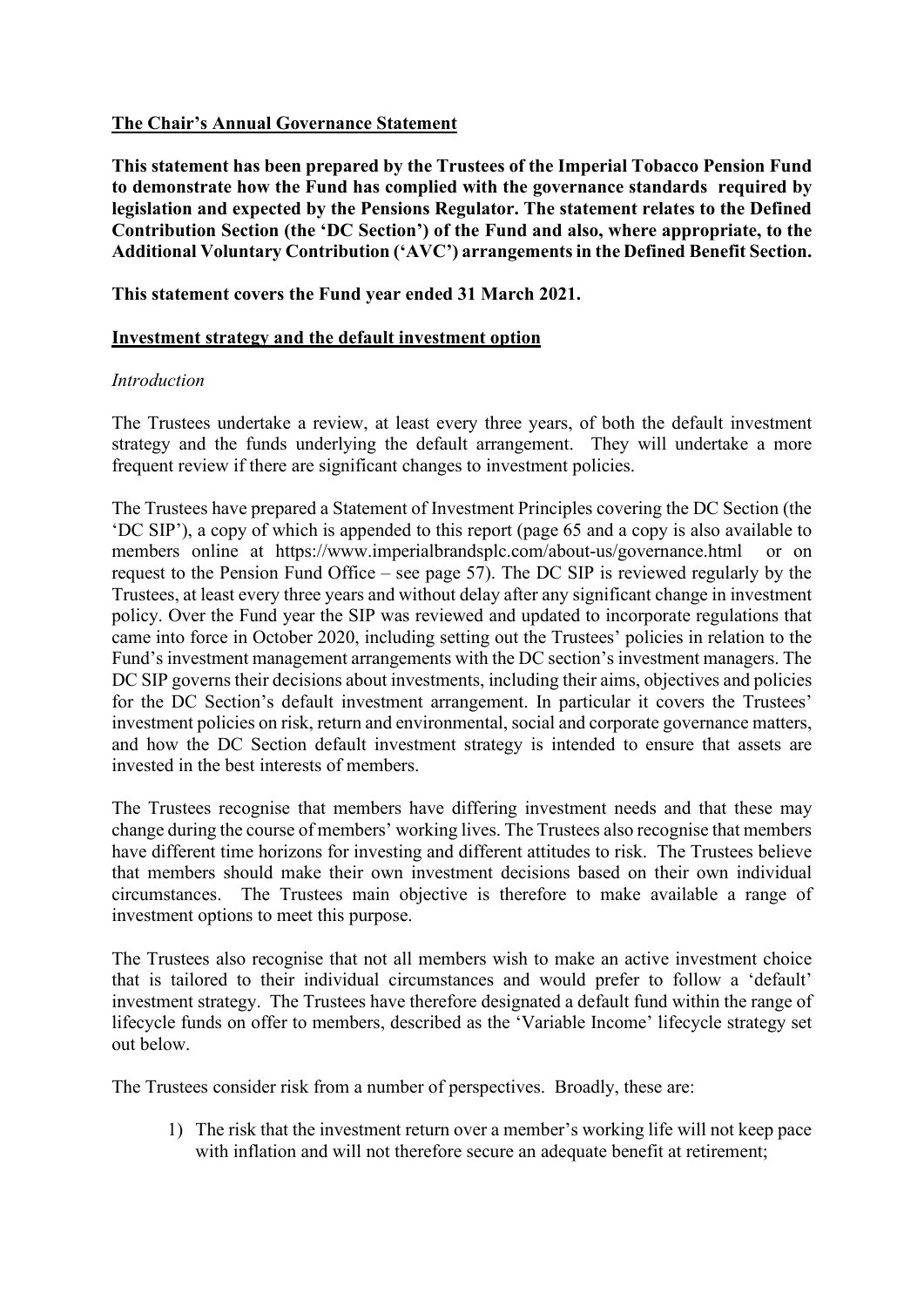## The Chair's Annual Governance Statement

**This statement has been prepared by the Trustees of the Imperial Tobacco Pension Fund to demonstrate how the Fund has complied with the governance standards required by legislation and expected by the Pensions Regulator. The statement relates to the Defined Contribution Section (the 'DC Section') of the Fund and also, where appropriate, to the Additional Voluntary Contribution ('AVC') arrangements in the Defined Benefit Section.**

**This statement covers the Fund year ended 31 March 2021.**

### Investment strategy and the default investment option

*Introduction*

The Trustees undertake a review, at least every three years, of both the default investment strategy and the funds underlying the default arrangement. They will undertake a more frequent review if there are significant changes to investment policies.

The Trustees have prepared a Statement of Investment Principles covering the DC Section (the 'DC SIP'), a copy of which is appended to this report (page 65 and a copy is also available to members online at https://www.imperialbrandsplc.com/about-us/governance.html or on request to the Pension Fund Office – see page 57). The DC SIP is reviewed regularly by the Trustees, at least every three years and without delay after any significant change in investment policy. Over the Fund year the SIP was reviewed and updated to incorporate regulations that came into force in October 2020, including setting out the Trustees' policies in relation to the Fund's investment management arrangements with the DC section's investment managers. The DC SIP governs their decisions about investments, including their aims, objectives and policies for the DC Section's default investment arrangement. In particular it covers the Trustees' investment policies on risk, return and environmental, social and corporate governance matters, and how the DC Section default investment strategy is intended to ensure that assets are invested in the best interests of members.

The Trustees recognise that members have differing investment needs and that these may change during the course of members' working lives. The Trustees also recognise that members have different time horizons for investing and different attitudes to risk. The Trustees believe that members should make their own investment decisions based on their own individual circumstances. The Trustees main objective is therefore to make available a range of investment options to meet this purpose.

The Trustees also recognise that not all members wish to make an active investment choice that is tailored to their individual circumstances and would prefer to follow a 'default' investment strategy. The Trustees have therefore designated a default fund within the range of lifecycle funds on offer to members, described as the 'Variable Income' lifecycle strategy set out below.

The Trustees consider risk from a number of perspectives. Broadly, these are:

1) The risk that the investment return over a member's working life will not keep pace with inflation and will not therefore secure an adequate benefit at retirement;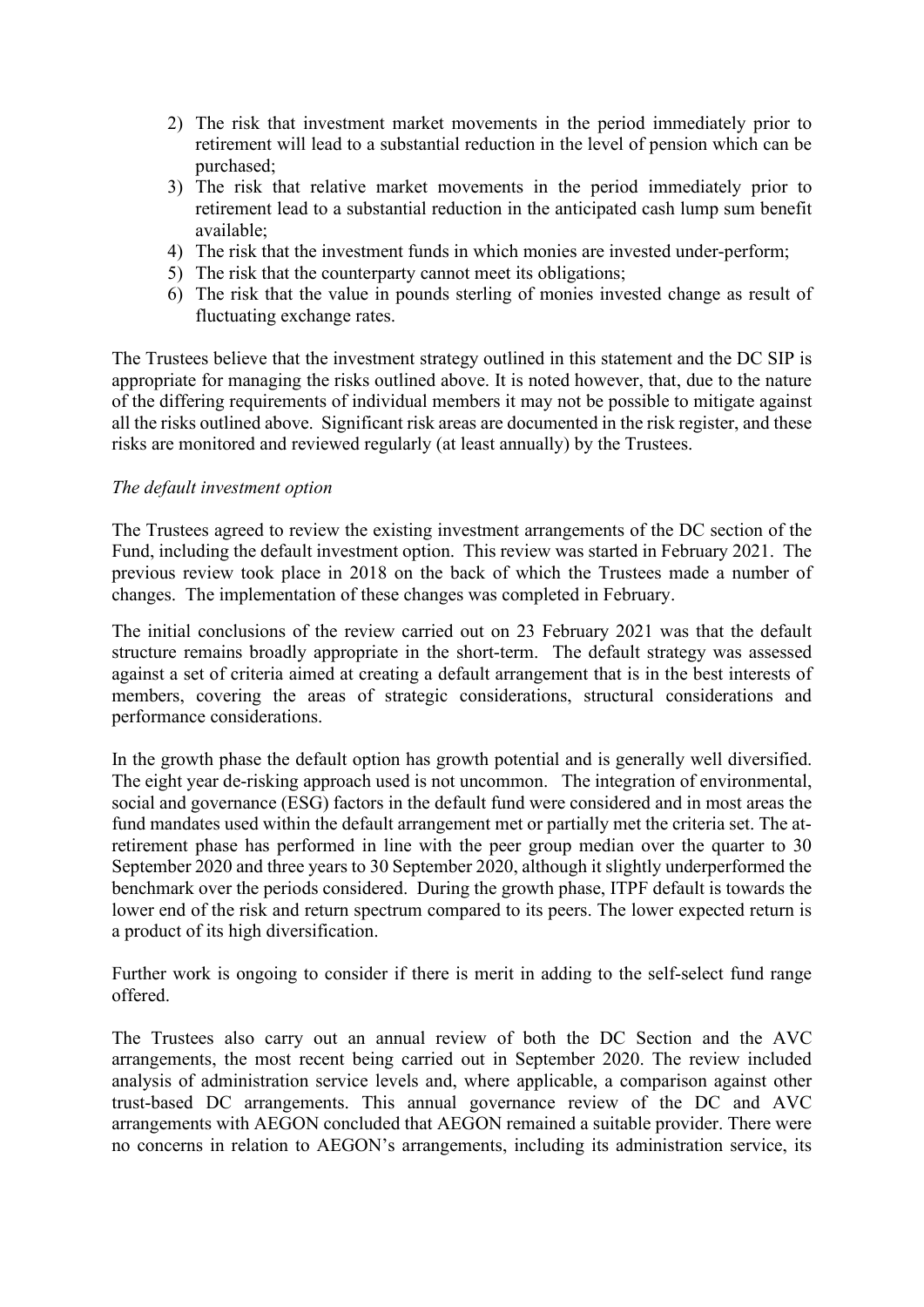2) The risk that investment market movements in the period immediately prior to retirement will lead to a substantial reduction in the level of pension which can be purchased;
3) The risk that relative market movements in the period immediately prior to retirement lead to a substantial reduction in the anticipated cash lump sum benefit available;
4) The risk that the investment funds in which monies are invested under-perform;
5) The risk that the counterparty cannot meet its obligations;
6) The risk that the value in pounds sterling of monies invested change as result of fluctuating exchange rates.

The Trustees believe that the investment strategy outlined in this statement and the DC SIP is appropriate for managing the risks outlined above. It is noted however, that, due to the nature of the differing requirements of individual members it may not be possible to mitigate against all the risks outlined above. Significant risk areas are documented in the risk register, and these risks are monitored and reviewed regularly (at least annually) by the Trustees.

*The default investment option*

The Trustees agreed to review the existing investment arrangements of the DC section of the Fund, including the default investment option. This review was started in February 2021. The previous review took place in 2018 on the back of which the Trustees made a number of changes. The implementation of these changes was completed in February.

The initial conclusions of the review carried out on 23 February 2021 was that the default structure remains broadly appropriate in the short-term. The default strategy was assessed against a set of criteria aimed at creating a default arrangement that is in the best interests of members, covering the areas of strategic considerations, structural considerations and performance considerations.

In the growth phase the default option has growth potential and is generally well diversified. The eight year de-risking approach used is not uncommon. The integration of environmental, social and governance (ESG) factors in the default fund were considered and in most areas the fund mandates used within the default arrangement met or partially met the criteria set. The at-retirement phase has performed in line with the peer group median over the quarter to 30 September 2020 and three years to 30 September 2020, although it slightly underperformed the benchmark over the periods considered. During the growth phase, ITPF default is towards the lower end of the risk and return spectrum compared to its peers. The lower expected return is a product of its high diversification.

Further work is ongoing to consider if there is merit in adding to the self-select fund range offered.

The Trustees also carry out an annual review of both the DC Section and the AVC arrangements, the most recent being carried out in September 2020. The review included analysis of administration service levels and, where applicable, a comparison against other trust-based DC arrangements. This annual governance review of the DC and AVC arrangements with AEGON concluded that AEGON remained a suitable provider. There were no concerns in relation to AEGON's arrangements, including its administration service, its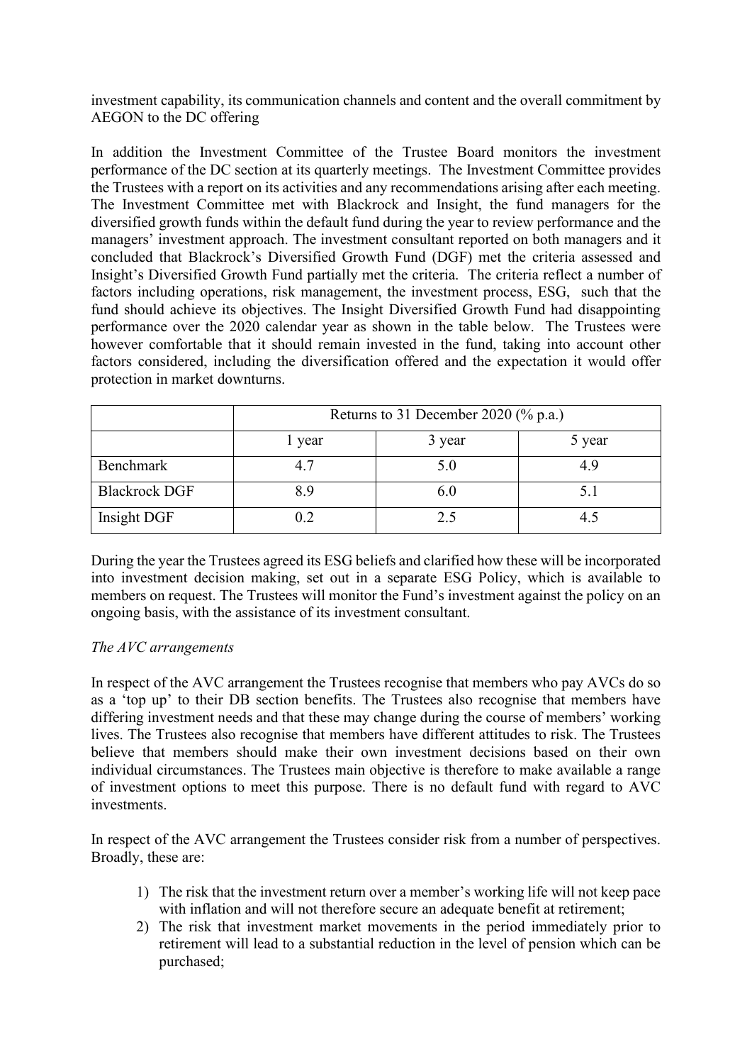investment capability, its communication channels and content and the overall commitment by AEGON to the DC offering

In addition the Investment Committee of the Trustee Board monitors the investment performance of the DC section at its quarterly meetings. The Investment Committee provides the Trustees with a report on its activities and any recommendations arising after each meeting. The Investment Committee met with Blackrock and Insight, the fund managers for the diversified growth funds within the default fund during the year to review performance and the managers' investment approach. The investment consultant reported on both managers and it concluded that Blackrock's Diversified Growth Fund (DGF) met the criteria assessed and Insight's Diversified Growth Fund partially met the criteria. The criteria reflect a number of factors including operations, risk management, the investment process, ESG, such that the fund should achieve its objectives. The Insight Diversified Growth Fund had disappointing performance over the 2020 calendar year as shown in the table below. The Trustees were however comfortable that it should remain invested in the fund, taking into account other factors considered, including the diversification offered and the expectation it would offer protection in market downturns.

| | Returns to 31 December 2020 (% p.a.) | | |
|---|---|---|---|
| | 1 year | 3 year | 5 year |
| Benchmark | 4.7 | 5.0 | 4.9 |
| Blackrock DGF | 8.9 | 6.0 | 5.1 |
| Insight DGF | 0.2 | 2.5 | 4.5 |

During the year the Trustees agreed its ESG beliefs and clarified how these will be incorporated into investment decision making, set out in a separate ESG Policy, which is available to members on request. The Trustees will monitor the Fund's investment against the policy on an ongoing basis, with the assistance of its investment consultant.

*The AVC arrangements*

In respect of the AVC arrangement the Trustees recognise that members who pay AVCs do so as a 'top up' to their DB section benefits. The Trustees also recognise that members have differing investment needs and that these may change during the course of members' working lives. The Trustees also recognise that members have different attitudes to risk. The Trustees believe that members should make their own investment decisions based on their own individual circumstances. The Trustees main objective is therefore to make available a range of investment options to meet this purpose. There is no default fund with regard to AVC investments.

In respect of the AVC arrangement the Trustees consider risk from a number of perspectives. Broadly, these are:

1) The risk that the investment return over a member's working life will not keep pace with inflation and will not therefore secure an adequate benefit at retirement;
2) The risk that investment market movements in the period immediately prior to retirement will lead to a substantial reduction in the level of pension which can be purchased;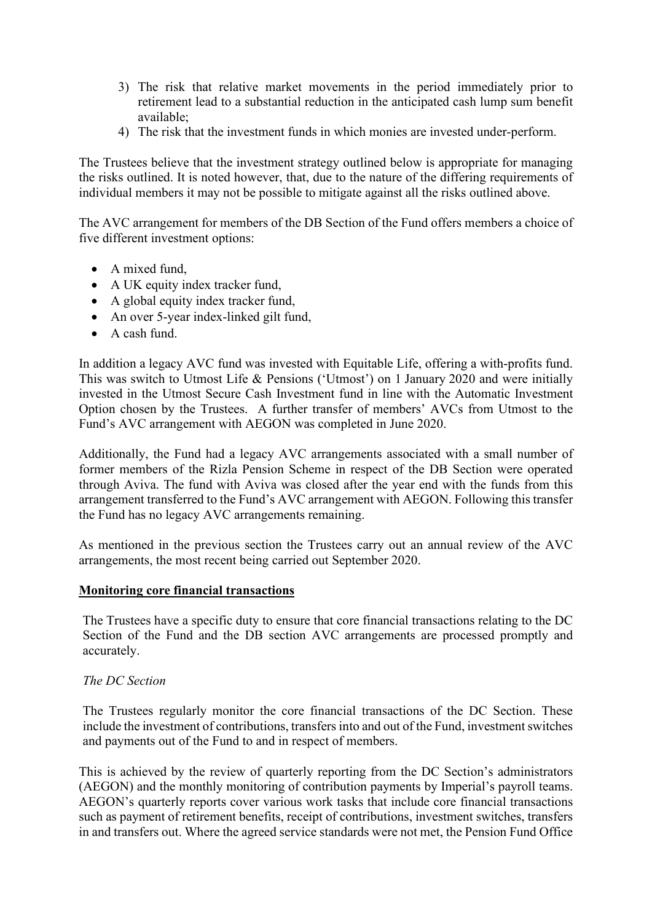3) The risk that relative market movements in the period immediately prior to retirement lead to a substantial reduction in the anticipated cash lump sum benefit available;
4) The risk that the investment funds in which monies are invested under-perform.

The Trustees believe that the investment strategy outlined below is appropriate for managing the risks outlined. It is noted however, that, due to the nature of the differing requirements of individual members it may not be possible to mitigate against all the risks outlined above.

The AVC arrangement for members of the DB Section of the Fund offers members a choice of five different investment options:

- A mixed fund,
- A UK equity index tracker fund,
- A global equity index tracker fund,
- An over 5-year index-linked gilt fund,
- A cash fund.

In addition a legacy AVC fund was invested with Equitable Life, offering a with-profits fund. This was switch to Utmost Life & Pensions ('Utmost') on 1 January 2020 and were initially invested in the Utmost Secure Cash Investment fund in line with the Automatic Investment Option chosen by the Trustees. A further transfer of members' AVCs from Utmost to the Fund's AVC arrangement with AEGON was completed in June 2020.

Additionally, the Fund had a legacy AVC arrangements associated with a small number of former members of the Rizla Pension Scheme in respect of the DB Section were operated through Aviva. The fund with Aviva was closed after the year end with the funds from this arrangement transferred to the Fund's AVC arrangement with AEGON. Following this transfer the Fund has no legacy AVC arrangements remaining.

As mentioned in the previous section the Trustees carry out an annual review of the AVC arrangements, the most recent being carried out September 2020.

**Monitoring core financial transactions**

The Trustees have a specific duty to ensure that core financial transactions relating to the DC Section of the Fund and the DB section AVC arrangements are processed promptly and accurately.

*The DC Section*

The Trustees regularly monitor the core financial transactions of the DC Section. These include the investment of contributions, transfers into and out of the Fund, investment switches and payments out of the Fund to and in respect of members.

This is achieved by the review of quarterly reporting from the DC Section's administrators (AEGON) and the monthly monitoring of contribution payments by Imperial's payroll teams. AEGON's quarterly reports cover various work tasks that include core financial transactions such as payment of retirement benefits, receipt of contributions, investment switches, transfers in and transfers out. Where the agreed service standards were not met, the Pension Fund Office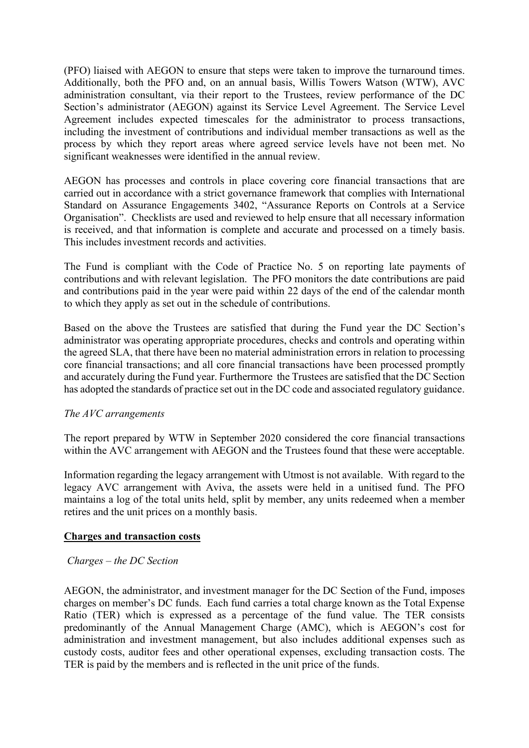(PFO) liaised with AEGON to ensure that steps were taken to improve the turnaround times. Additionally, both the PFO and, on an annual basis, Willis Towers Watson (WTW), AVC administration consultant, via their report to the Trustees, review performance of the DC Section's administrator (AEGON) against its Service Level Agreement. The Service Level Agreement includes expected timescales for the administrator to process transactions, including the investment of contributions and individual member transactions as well as the process by which they report areas where agreed service levels have not been met. No significant weaknesses were identified in the annual review.

AEGON has processes and controls in place covering core financial transactions that are carried out in accordance with a strict governance framework that complies with International Standard on Assurance Engagements 3402, "Assurance Reports on Controls at a Service Organisation". Checklists are used and reviewed to help ensure that all necessary information is received, and that information is complete and accurate and processed on a timely basis. This includes investment records and activities.

The Fund is compliant with the Code of Practice No. 5 on reporting late payments of contributions and with relevant legislation. The PFO monitors the date contributions are paid and contributions paid in the year were paid within 22 days of the end of the calendar month to which they apply as set out in the schedule of contributions.

Based on the above the Trustees are satisfied that during the Fund year the DC Section's administrator was operating appropriate procedures, checks and controls and operating within the agreed SLA, that there have been no material administration errors in relation to processing core financial transactions; and all core financial transactions have been processed promptly and accurately during the Fund year. Furthermore the Trustees are satisfied that the DC Section has adopted the standards of practice set out in the DC code and associated regulatory guidance.

*The AVC arrangements*

The report prepared by WTW in September 2020 considered the core financial transactions within the AVC arrangement with AEGON and the Trustees found that these were acceptable.

Information regarding the legacy arrangement with Utmost is not available. With regard to the legacy AVC arrangement with Aviva, the assets were held in a unitised fund. The PFO maintains a log of the total units held, split by member, any units redeemed when a member retires and the unit prices on a monthly basis.

**Charges and transaction costs**

*Charges – the DC Section*

AEGON, the administrator, and investment manager for the DC Section of the Fund, imposes charges on member's DC funds. Each fund carries a total charge known as the Total Expense Ratio (TER) which is expressed as a percentage of the fund value. The TER consists predominantly of the Annual Management Charge (AMC), which is AEGON's cost for administration and investment management, but also includes additional expenses such as custody costs, auditor fees and other operational expenses, excluding transaction costs. The TER is paid by the members and is reflected in the unit price of the funds.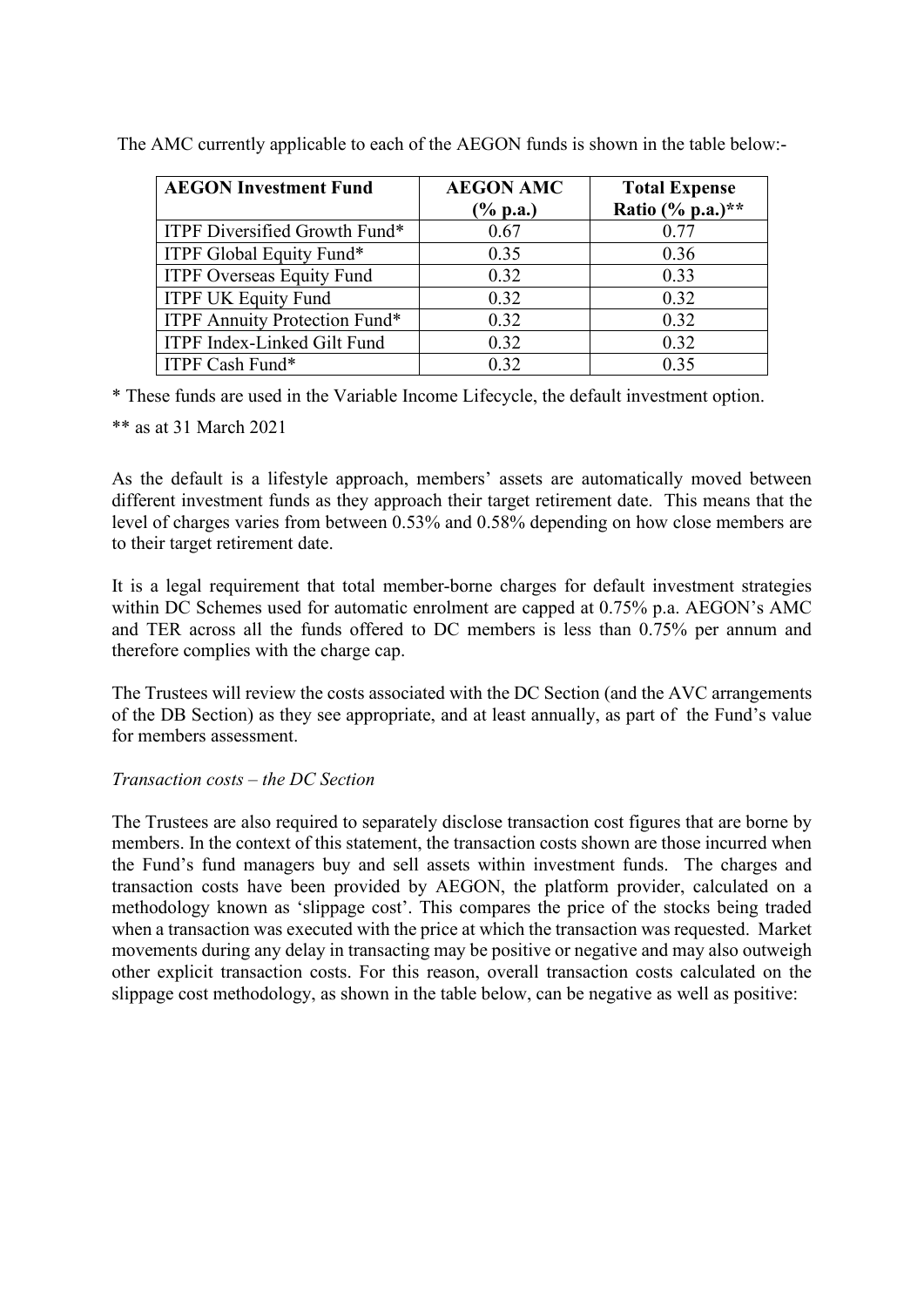The AMC currently applicable to each of the AEGON funds is shown in the table below:-

| AEGON Investment Fund | AEGON AMC (% p.a.) | Total Expense Ratio (% p.a.)** |
|---|---|---|
| ITPF Diversified Growth Fund* | 0.67 | 0.77 |
| ITPF Global Equity Fund* | 0.35 | 0.36 |
| ITPF Overseas Equity Fund | 0.32 | 0.33 |
| ITPF UK Equity Fund | 0.32 | 0.32 |
| ITPF Annuity Protection Fund* | 0.32 | 0.32 |
| ITPF Index-Linked Gilt Fund | 0.32 | 0.32 |
| ITPF Cash Fund* | 0.32 | 0.35 |

* These funds are used in the Variable Income Lifecycle, the default investment option.

** as at 31 March 2021

As the default is a lifestyle approach, members' assets are automatically moved between different investment funds as they approach their target retirement date. This means that the level of charges varies from between 0.53% and 0.58% depending on how close members are to their target retirement date.

It is a legal requirement that total member-borne charges for default investment strategies within DC Schemes used for automatic enrolment are capped at 0.75% p.a. AEGON's AMC and TER across all the funds offered to DC members is less than 0.75% per annum and therefore complies with the charge cap.

The Trustees will review the costs associated with the DC Section (and the AVC arrangements of the DB Section) as they see appropriate, and at least annually, as part of the Fund's value for members assessment.

*Transaction costs – the DC Section*

The Trustees are also required to separately disclose transaction cost figures that are borne by members. In the context of this statement, the transaction costs shown are those incurred when the Fund's fund managers buy and sell assets within investment funds. The charges and transaction costs have been provided by AEGON, the platform provider, calculated on a methodology known as 'slippage cost'. This compares the price of the stocks being traded when a transaction was executed with the price at which the transaction was requested. Market movements during any delay in transacting may be positive or negative and may also outweigh other explicit transaction costs. For this reason, overall transaction costs calculated on the slippage cost methodology, as shown in the table below, can be negative as well as positive: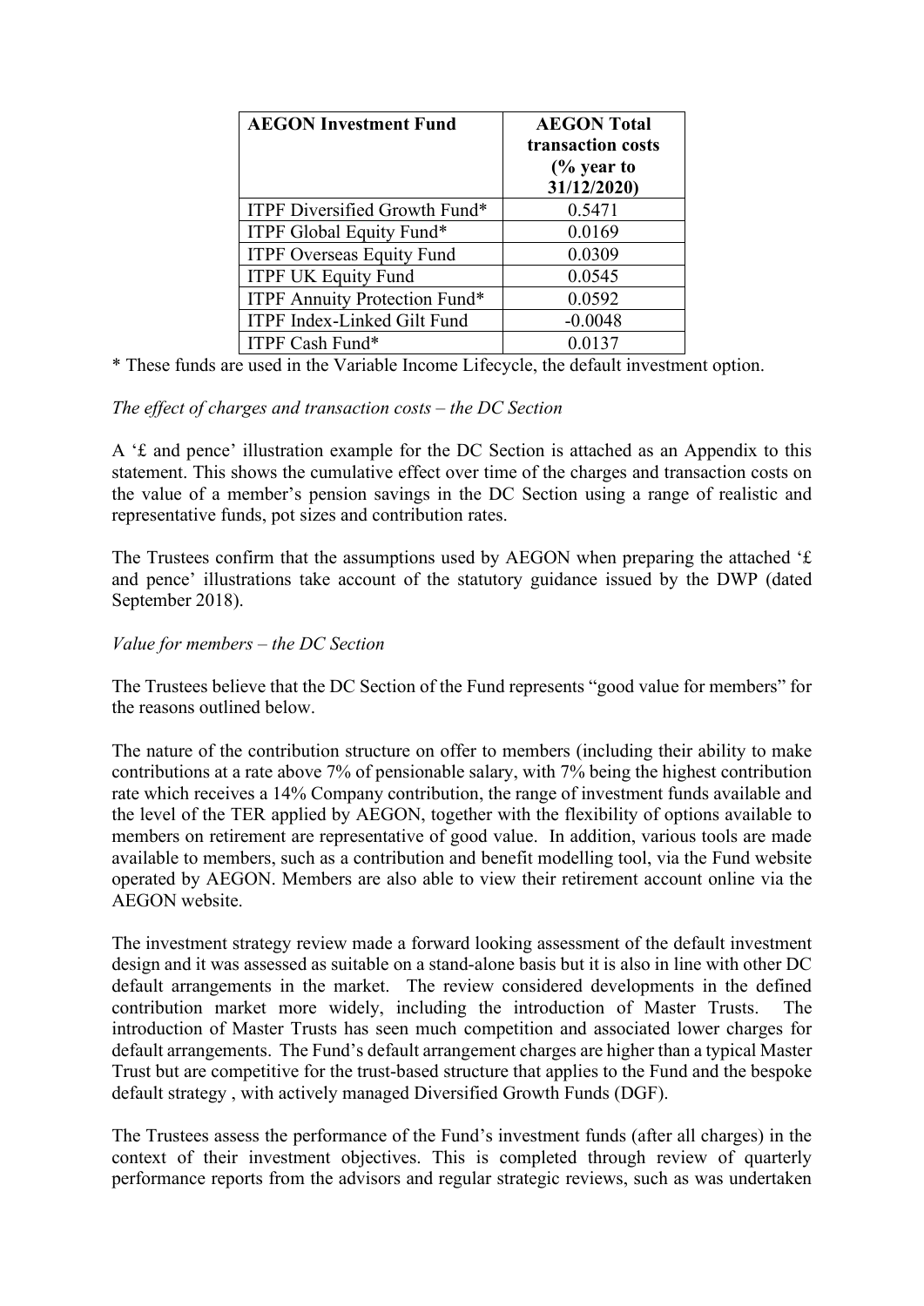| AEGON Investment Fund | AEGON Total transaction costs (% year to 31/12/2020) |
|---|---|
| ITPF Diversified Growth Fund* | 0.5471 |
| ITPF Global Equity Fund* | 0.0169 |
| ITPF Overseas Equity Fund | 0.0309 |
| ITPF UK Equity Fund | 0.0545 |
| ITPF Annuity Protection Fund* | 0.0592 |
| ITPF Index-Linked Gilt Fund | -0.0048 |
| ITPF Cash Fund* | 0.0137 |

\* These funds are used in the Variable Income Lifecycle, the default investment option.

*The effect of charges and transaction costs – the DC Section*

A '£ and pence' illustration example for the DC Section is attached as an Appendix to this statement. This shows the cumulative effect over time of the charges and transaction costs on the value of a member's pension savings in the DC Section using a range of realistic and representative funds, pot sizes and contribution rates.

The Trustees confirm that the assumptions used by AEGON when preparing the attached '£ and pence' illustrations take account of the statutory guidance issued by the DWP (dated September 2018).

*Value for members – the DC Section*

The Trustees believe that the DC Section of the Fund represents "good value for members" for the reasons outlined below.

The nature of the contribution structure on offer to members (including their ability to make contributions at a rate above 7% of pensionable salary, with 7% being the highest contribution rate which receives a 14% Company contribution, the range of investment funds available and the level of the TER applied by AEGON, together with the flexibility of options available to members on retirement are representative of good value. In addition, various tools are made available to members, such as a contribution and benefit modelling tool, via the Fund website operated by AEGON. Members are also able to view their retirement account online via the AEGON website.

The investment strategy review made a forward looking assessment of the default investment design and it was assessed as suitable on a stand-alone basis but it is also in line with other DC default arrangements in the market. The review considered developments in the defined contribution market more widely, including the introduction of Master Trusts. The introduction of Master Trusts has seen much competition and associated lower charges for default arrangements. The Fund's default arrangement charges are higher than a typical Master Trust but are competitive for the trust-based structure that applies to the Fund and the bespoke default strategy , with actively managed Diversified Growth Funds (DGF).

The Trustees assess the performance of the Fund's investment funds (after all charges) in the context of their investment objectives. This is completed through review of quarterly performance reports from the advisors and regular strategic reviews, such as was undertaken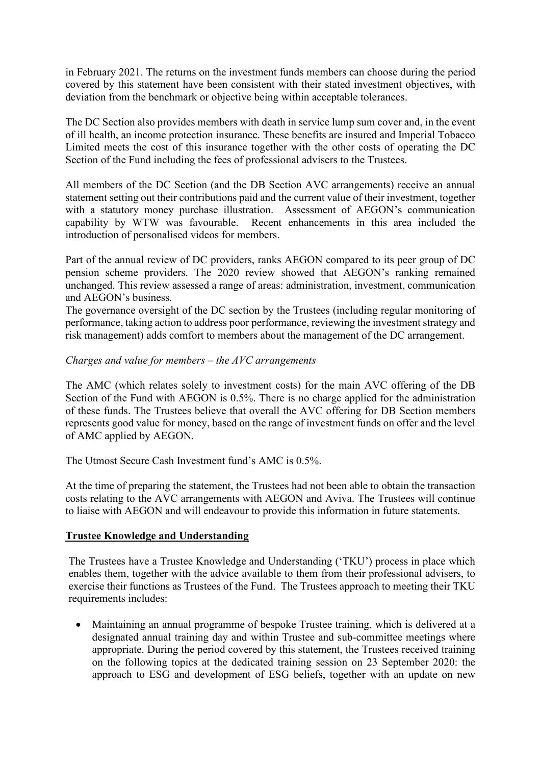in February 2021. The returns on the investment funds members can choose during the period covered by this statement have been consistent with their stated investment objectives, with deviation from the benchmark or objective being within acceptable tolerances.

The DC Section also provides members with death in service lump sum cover and, in the event of ill health, an income protection insurance. These benefits are insured and Imperial Tobacco Limited meets the cost of this insurance together with the other costs of operating the DC Section of the Fund including the fees of professional advisers to the Trustees.

All members of the DC Section (and the DB Section AVC arrangements) receive an annual statement setting out their contributions paid and the current value of their investment, together with a statutory money purchase illustration. Assessment of AEGON's communication capability by WTW was favourable. Recent enhancements in this area included the introduction of personalised videos for members.

Part of the annual review of DC providers, ranks AEGON compared to its peer group of DC pension scheme providers. The 2020 review showed that AEGON's ranking remained unchanged. This review assessed a range of areas: administration, investment, communication and AEGON's business.
The governance oversight of the DC section by the Trustees (including regular monitoring of performance, taking action to address poor performance, reviewing the investment strategy and risk management) adds comfort to members about the management of the DC arrangement.

*Charges and value for members – the AVC arrangements*

The AMC (which relates solely to investment costs) for the main AVC offering of the DB Section of the Fund with AEGON is 0.5%. There is no charge applied for the administration of these funds. The Trustees believe that overall the AVC offering for DB Section members represents good value for money, based on the range of investment funds on offer and the level of AMC applied by AEGON.

The Utmost Secure Cash Investment fund's AMC is 0.5%.

At the time of preparing the statement, the Trustees had not been able to obtain the transaction costs relating to the AVC arrangements with AEGON and Aviva. The Trustees will continue to liaise with AEGON and will endeavour to provide this information in future statements.

**Trustee Knowledge and Understanding**

The Trustees have a Trustee Knowledge and Understanding ('TKU') process in place which enables them, together with the advice available to them from their professional advisers, to exercise their functions as Trustees of the Fund. The Trustees approach to meeting their TKU requirements includes:

- Maintaining an annual programme of bespoke Trustee training, which is delivered at a designated annual training day and within Trustee and sub-committee meetings where appropriate. During the period covered by this statement, the Trustees received training on the following topics at the dedicated training session on 23 September 2020: the approach to ESG and development of ESG beliefs, together with an update on new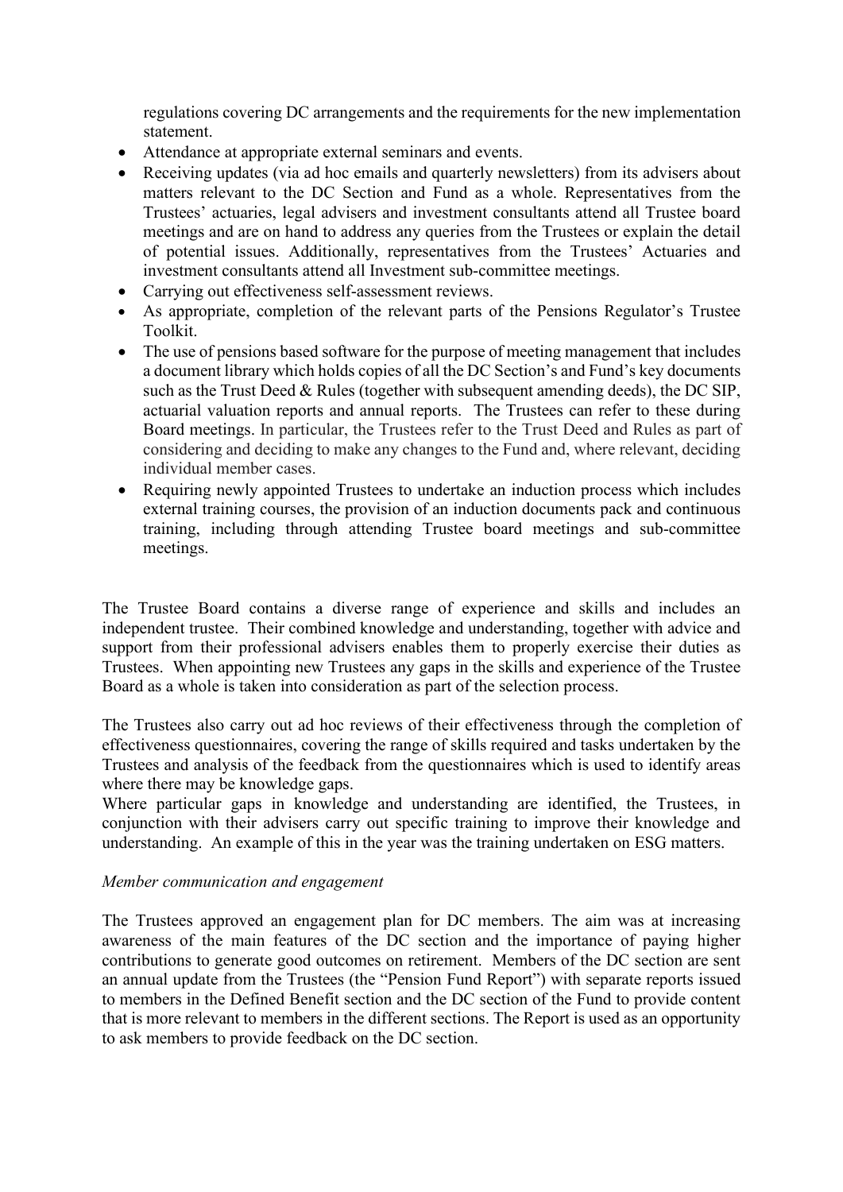regulations covering DC arrangements and the requirements for the new implementation statement.

- Attendance at appropriate external seminars and events.
- Receiving updates (via ad hoc emails and quarterly newsletters) from its advisers about matters relevant to the DC Section and Fund as a whole. Representatives from the Trustees' actuaries, legal advisers and investment consultants attend all Trustee board meetings and are on hand to address any queries from the Trustees or explain the detail of potential issues. Additionally, representatives from the Trustees' Actuaries and investment consultants attend all Investment sub-committee meetings.
- Carrying out effectiveness self-assessment reviews.
- As appropriate, completion of the relevant parts of the Pensions Regulator's Trustee Toolkit.
- The use of pensions based software for the purpose of meeting management that includes a document library which holds copies of all the DC Section's and Fund's key documents such as the Trust Deed & Rules (together with subsequent amending deeds), the DC SIP, actuarial valuation reports and annual reports. The Trustees can refer to these during Board meetings. In particular, the Trustees refer to the Trust Deed and Rules as part of considering and deciding to make any changes to the Fund and, where relevant, deciding individual member cases.
- Requiring newly appointed Trustees to undertake an induction process which includes external training courses, the provision of an induction documents pack and continuous training, including through attending Trustee board meetings and sub-committee meetings.

The Trustee Board contains a diverse range of experience and skills and includes an independent trustee. Their combined knowledge and understanding, together with advice and support from their professional advisers enables them to properly exercise their duties as Trustees. When appointing new Trustees any gaps in the skills and experience of the Trustee Board as a whole is taken into consideration as part of the selection process.

The Trustees also carry out ad hoc reviews of their effectiveness through the completion of effectiveness questionnaires, covering the range of skills required and tasks undertaken by the Trustees and analysis of the feedback from the questionnaires which is used to identify areas where there may be knowledge gaps.
Where particular gaps in knowledge and understanding are identified, the Trustees, in conjunction with their advisers carry out specific training to improve their knowledge and understanding. An example of this in the year was the training undertaken on ESG matters.

*Member communication and engagement*

The Trustees approved an engagement plan for DC members. The aim was at increasing awareness of the main features of the DC section and the importance of paying higher contributions to generate good outcomes on retirement. Members of the DC section are sent an annual update from the Trustees (the "Pension Fund Report") with separate reports issued to members in the Defined Benefit section and the DC section of the Fund to provide content that is more relevant to members in the different sections. The Report is used as an opportunity to ask members to provide feedback on the DC section.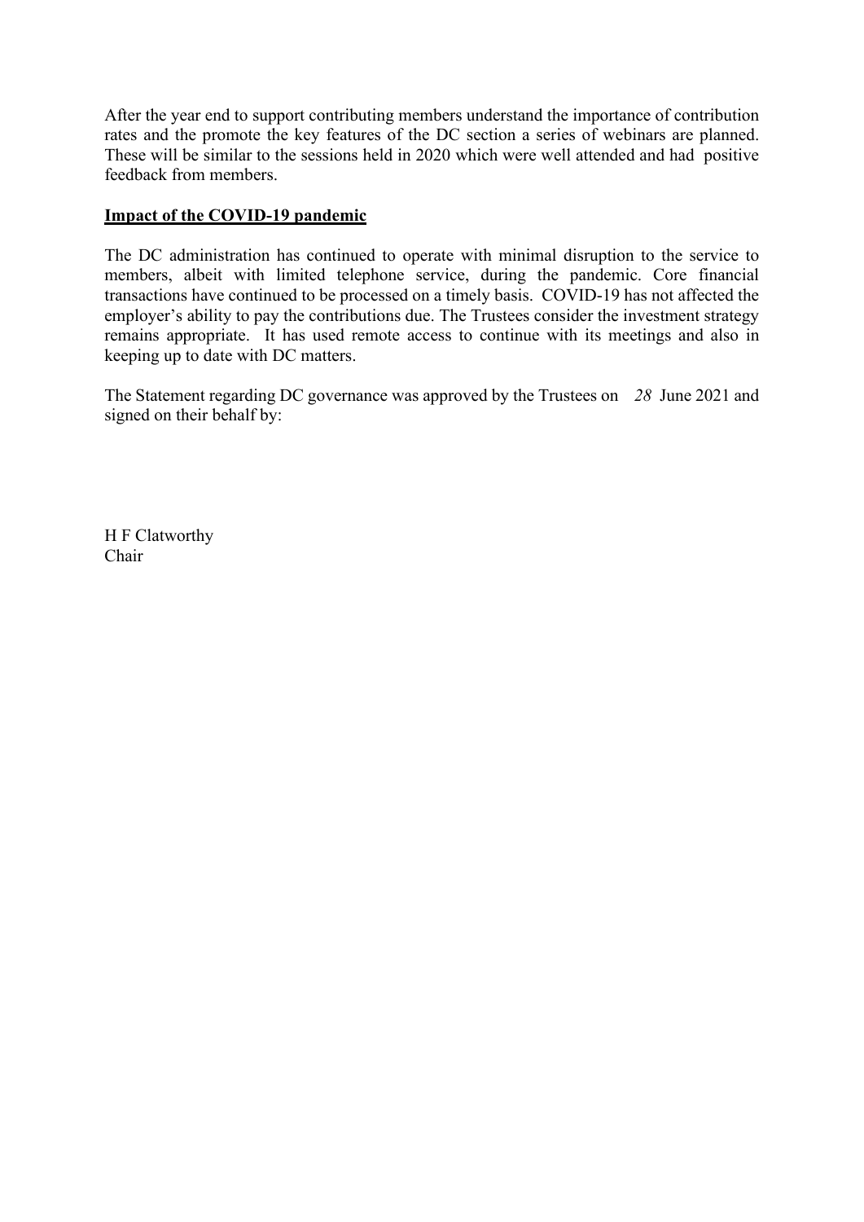After the year end to support contributing members understand the importance of contribution rates and the promote the key features of the DC section a series of webinars are planned. These will be similar to the sessions held in 2020 which were well attended and had positive feedback from members.

**Impact of the COVID-19 pandemic**

The DC administration has continued to operate with minimal disruption to the service to members, albeit with limited telephone service, during the pandemic. Core financial transactions have continued to be processed on a timely basis. COVID-19 has not affected the employer's ability to pay the contributions due. The Trustees consider the investment strategy remains appropriate. It has used remote access to continue with its meetings and also in keeping up to date with DC matters.

The Statement regarding DC governance was approved by the Trustees on *28* June 2021 and signed on their behalf by:

H F Clatworthy
Chair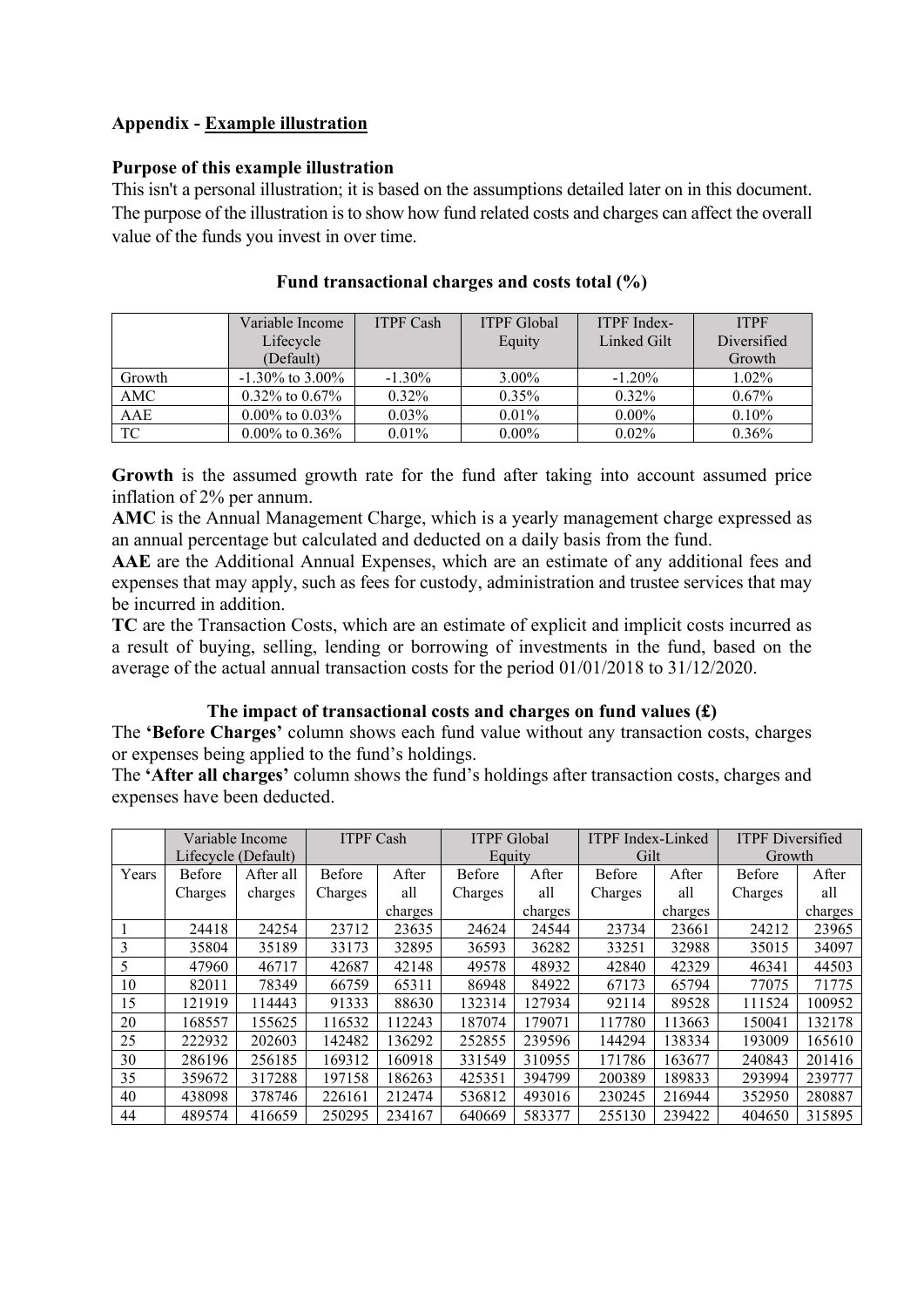**Appendix - Example illustration**

**Purpose of this example illustration**

This isn't a personal illustration; it is based on the assumptions detailed later on in this document. The purpose of the illustration is to show how fund related costs and charges can affect the overall value of the funds you invest in over time.

**Fund transactional charges and costs total (%)**

| | Variable Income Lifecycle (Default) | ITPF Cash | ITPF Global Equity | ITPF Index-Linked Gilt | ITPF Diversified Growth |
|---|---|---|---|---|---|
| Growth | -1.30% to 3.00% | -1.30% | 3.00% | -1.20% | 1.02% |
| AMC | 0.32% to 0.67% | 0.32% | 0.35% | 0.32% | 0.67% |
| AAE | 0.00% to 0.03% | 0.03% | 0.01% | 0.00% | 0.10% |
| TC | 0.00% to 0.36% | 0.01% | 0.00% | 0.02% | 0.36% |

**Growth** is the assumed growth rate for the fund after taking into account assumed price inflation of 2% per annum.

**AMC** is the Annual Management Charge, which is a yearly management charge expressed as an annual percentage but calculated and deducted on a daily basis from the fund.

**AAE** are the Additional Annual Expenses, which are an estimate of any additional fees and expenses that may apply, such as fees for custody, administration and trustee services that may be incurred in addition.

**TC** are the Transaction Costs, which are an estimate of explicit and implicit costs incurred as a result of buying, selling, lending or borrowing of investments in the fund, based on the average of the actual annual transaction costs for the period 01/01/2018 to 31/12/2020.

**The impact of transactional costs and charges on fund values (£)**

The **'Before Charges'** column shows each fund value without any transaction costs, charges or expenses being applied to the fund's holdings.

The **'After all charges'** column shows the fund's holdings after transaction costs, charges and expenses have been deducted.

| | Variable Income Lifecycle (Default) | | ITPF Cash | | ITPF Global Equity | | ITPF Index-Linked Gilt | | ITPF Diversified Growth | |
|---|---|---|---|---|---|---|---|---|---|---|
| Years | Before Charges | After all charges | Before Charges | After all charges | Before Charges | After all charges | Before Charges | After all charges | Before Charges | After all charges |
| 1 | 24418 | 24254 | 23712 | 23635 | 24624 | 24544 | 23734 | 23661 | 24212 | 23965 |
| 3 | 35804 | 35189 | 33173 | 32895 | 36593 | 36282 | 33251 | 32988 | 35015 | 34097 |
| 5 | 47960 | 46717 | 42687 | 42148 | 49578 | 48932 | 42840 | 42329 | 46341 | 44503 |
| 10 | 82011 | 78349 | 66759 | 65311 | 86948 | 84922 | 67173 | 65794 | 77075 | 71775 |
| 15 | 121919 | 114443 | 91333 | 88630 | 132314 | 127934 | 92114 | 89528 | 111524 | 100952 |
| 20 | 168557 | 155625 | 116532 | 112243 | 187074 | 179071 | 117780 | 113663 | 150041 | 132178 |
| 25 | 222932 | 202603 | 142482 | 136292 | 252855 | 239596 | 144294 | 138334 | 193009 | 165610 |
| 30 | 286196 | 256185 | 169312 | 160918 | 331549 | 310955 | 171786 | 163677 | 240843 | 201416 |
| 35 | 359672 | 317288 | 197158 | 186263 | 425351 | 394799 | 200389 | 189833 | 293994 | 239777 |
| 40 | 438098 | 378746 | 226161 | 212474 | 536812 | 493016 | 230245 | 216944 | 352950 | 280887 |
| 44 | 489574 | 416659 | 250295 | 234167 | 640669 | 583377 | 255130 | 239422 | 404650 | 315895 |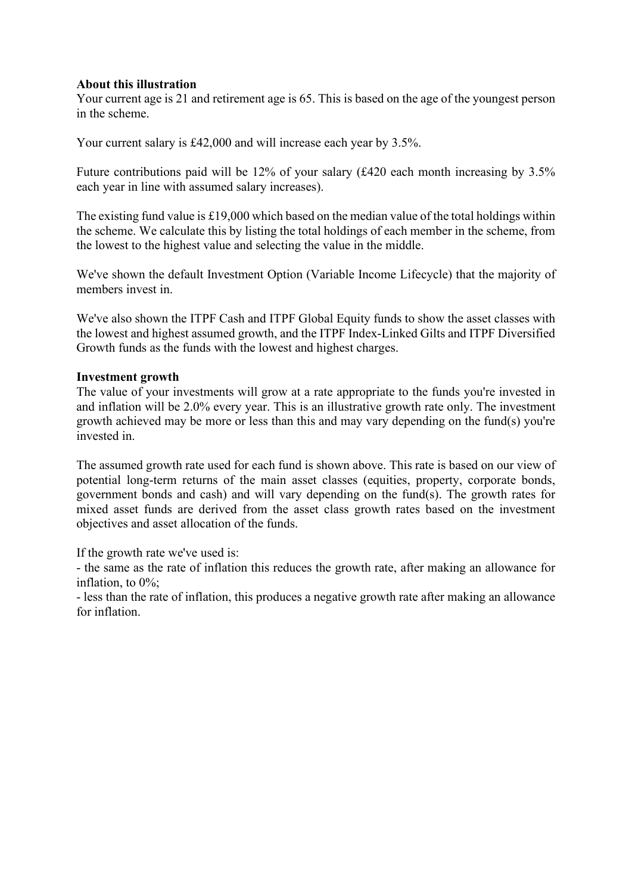**About this illustration**

Your current age is 21 and retirement age is 65. This is based on the age of the youngest person in the scheme.

Your current salary is £42,000 and will increase each year by 3.5%.

Future contributions paid will be 12% of your salary (£420 each month increasing by 3.5% each year in line with assumed salary increases).

The existing fund value is £19,000 which based on the median value of the total holdings within the scheme. We calculate this by listing the total holdings of each member in the scheme, from the lowest to the highest value and selecting the value in the middle.

We've shown the default Investment Option (Variable Income Lifecycle) that the majority of members invest in.

We've also shown the ITPF Cash and ITPF Global Equity funds to show the asset classes with the lowest and highest assumed growth, and the ITPF Index-Linked Gilts and ITPF Diversified Growth funds as the funds with the lowest and highest charges.

**Investment growth**

The value of your investments will grow at a rate appropriate to the funds you're invested in and inflation will be 2.0% every year. This is an illustrative growth rate only. The investment growth achieved may be more or less than this and may vary depending on the fund(s) you're invested in.

The assumed growth rate used for each fund is shown above. This rate is based on our view of potential long-term returns of the main asset classes (equities, property, corporate bonds, government bonds and cash) and will vary depending on the fund(s). The growth rates for mixed asset funds are derived from the asset class growth rates based on the investment objectives and asset allocation of the funds.

If the growth rate we've used is:

- the same as the rate of inflation this reduces the growth rate, after making an allowance for inflation, to 0%;
- less than the rate of inflation, this produces a negative growth rate after making an allowance for inflation.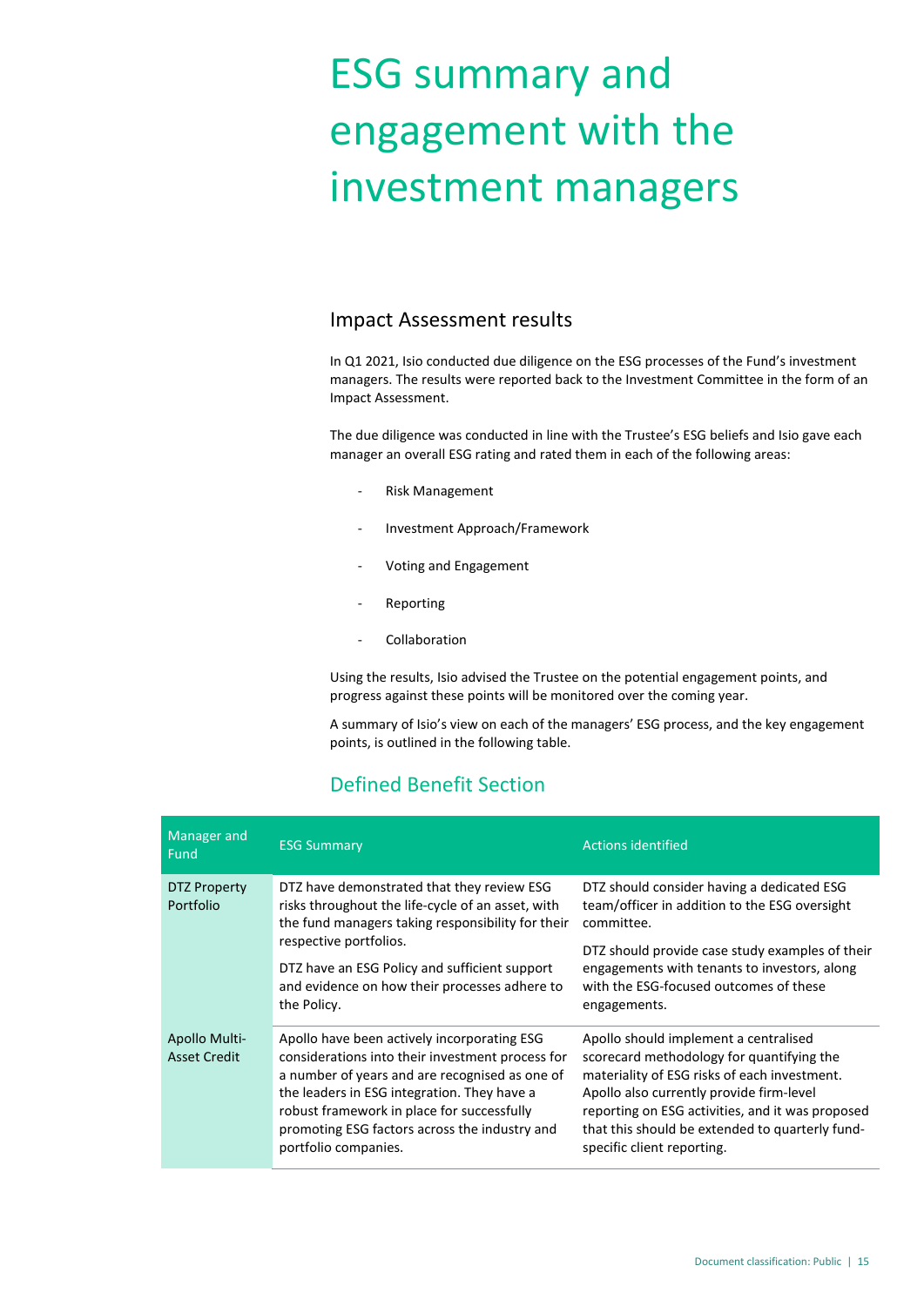# ESG summary and engagement with the investment managers

## Impact Assessment results

In Q1 2021, Isio conducted due diligence on the ESG processes of the Fund's investment managers. The results were reported back to the Investment Committee in the form of an Impact Assessment.

The due diligence was conducted in line with the Trustee's ESG beliefs and Isio gave each manager an overall ESG rating and rated them in each of the following areas:

- Risk Management
- Investment Approach/Framework
- Voting and Engagement
- Reporting
- Collaboration

Using the results, Isio advised the Trustee on the potential engagement points, and progress against these points will be monitored over the coming year.

A summary of Isio's view on each of the managers' ESG process, and the key engagement points, is outlined in the following table.

## Defined Benefit Section

| Manager and Fund | ESG Summary | Actions identified |
| --- | --- | --- |
| DTZ Property Portfolio | DTZ have demonstrated that they review ESG risks throughout the life-cycle of an asset, with the fund managers taking responsibility for their respective portfolios.<br><br>DTZ have an ESG Policy and sufficient support and evidence on how their processes adhere to the Policy. | DTZ should consider having a dedicated ESG team/officer in addition to the ESG oversight committee.<br><br>DTZ should provide case study examples of their engagements with tenants to investors, along with the ESG-focused outcomes of these engagements. |
| Apollo Multi-Asset Credit | Apollo have been actively incorporating ESG considerations into their investment process for a number of years and are recognised as one of the leaders in ESG integration. They have a robust framework in place for successfully promoting ESG factors across the industry and portfolio companies. | Apollo should implement a centralised scorecard methodology for quantifying the materiality of ESG risks of each investment. Apollo also currently provide firm-level reporting on ESG activities, and it was proposed that this should be extended to quarterly fund-specific client reporting. |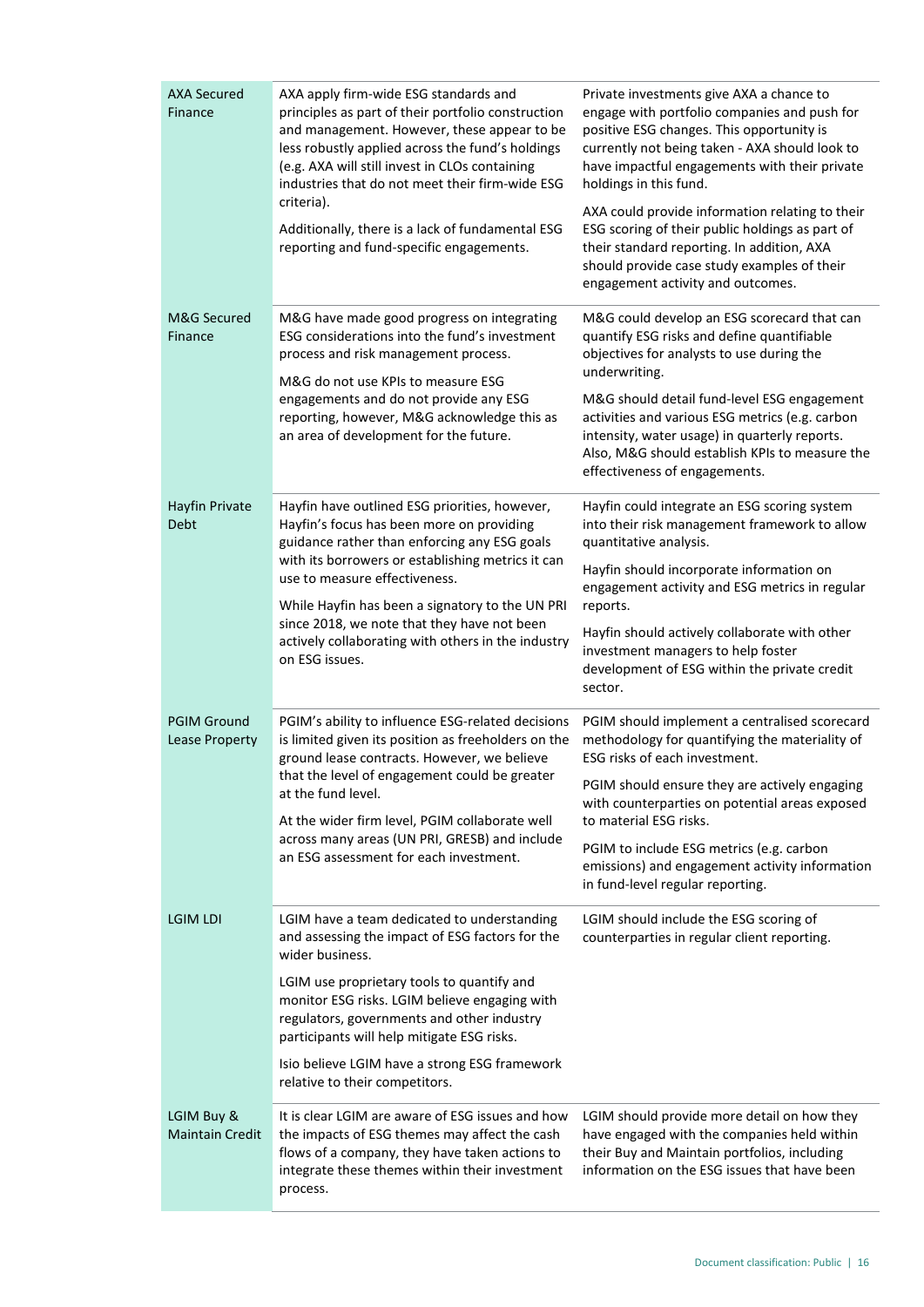| | | |
|---|---|---|
| AXA Secured Finance | AXA apply firm-wide ESG standards and principles as part of their portfolio construction and management. However, these appear to be less robustly applied across the fund's holdings (e.g. AXA will still invest in CLOs containing industries that do not meet their firm-wide ESG criteria).<br><br>Additionally, there is a lack of fundamental ESG reporting and fund-specific engagements. | Private investments give AXA a chance to engage with portfolio companies and push for positive ESG changes. This opportunity is currently not being taken - AXA should look to have impactful engagements with their private holdings in this fund.<br><br>AXA could provide information relating to their ESG scoring of their public holdings as part of their standard reporting. In addition, AXA should provide case study examples of their engagement activity and outcomes. |
| M&G Secured Finance | M&G have made good progress on integrating ESG considerations into the fund's investment process and risk management process.<br><br>M&G do not use KPIs to measure ESG engagements and do not provide any ESG reporting, however, M&G acknowledge this as an area of development for the future. | M&G could develop an ESG scorecard that can quantify ESG risks and define quantifiable objectives for analysts to use during the underwriting.<br><br>M&G should detail fund-level ESG engagement activities and various ESG metrics (e.g. carbon intensity, water usage) in quarterly reports. Also, M&G should establish KPIs to measure the effectiveness of engagements. |
| Hayfin Private Debt | Hayfin have outlined ESG priorities, however, Hayfin's focus has been more on providing guidance rather than enforcing any ESG goals with its borrowers or establishing metrics it can use to measure effectiveness.<br><br>While Hayfin has been a signatory to the UN PRI since 2018, we note that they have not been actively collaborating with others in the industry on ESG issues. | Hayfin could integrate an ESG scoring system into their risk management framework to allow quantitative analysis.<br><br>Hayfin should incorporate information on engagement activity and ESG metrics in regular reports.<br><br>Hayfin should actively collaborate with other investment managers to help foster development of ESG within the private credit sector. |
| PGIM Ground Lease Property | PGIM's ability to influence ESG-related decisions is limited given its position as freeholders on the ground lease contracts. However, we believe that the level of engagement could be greater at the fund level.<br><br>At the wider firm level, PGIM collaborate well across many areas (UN PRI, GRESB) and include an ESG assessment for each investment. | PGIM should implement a centralised scorecard methodology for quantifying the materiality of ESG risks of each investment.<br><br>PGIM should ensure they are actively engaging with counterparties on potential areas exposed to material ESG risks.<br><br>PGIM to include ESG metrics (e.g. carbon emissions) and engagement activity information in fund-level regular reporting. |
| LGIM LDI | LGIM have a team dedicated to understanding and assessing the impact of ESG factors for the wider business.<br><br>LGIM use proprietary tools to quantify and monitor ESG risks. LGIM believe engaging with regulators, governments and other industry participants will help mitigate ESG risks.<br><br>Isio believe LGIM have a strong ESG framework relative to their competitors. | LGIM should include the ESG scoring of counterparties in regular client reporting. |
| LGIM Buy & Maintain Credit | It is clear LGIM are aware of ESG issues and how the impacts of ESG themes may affect the cash flows of a company, they have taken actions to integrate these themes within their investment process. | LGIM should provide more detail on how they have engaged with the companies held within their Buy and Maintain portfolios, including information on the ESG issues that have been |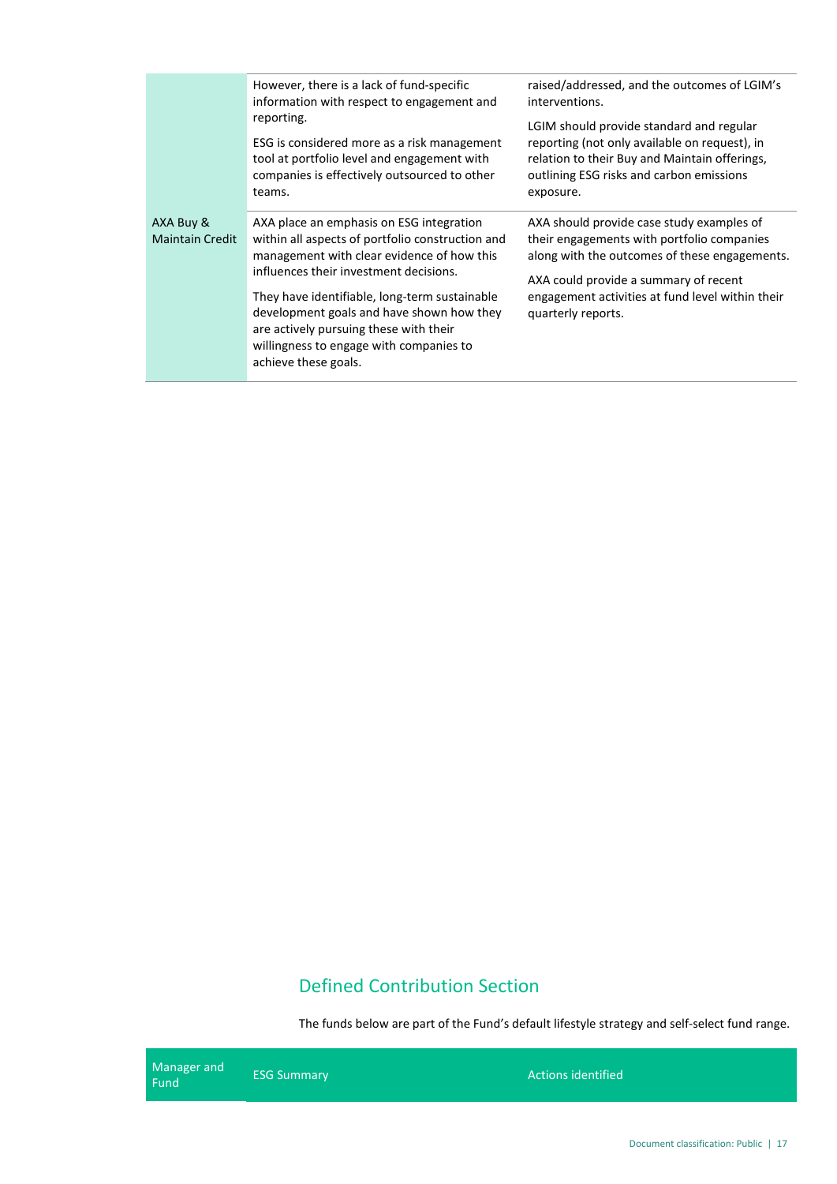| | | |
|---|---|---|
| | However, there is a lack of fund-specific information with respect to engagement and reporting.<br><br>ESG is considered more as a risk management tool at portfolio level and engagement with companies is effectively outsourced to other teams. | raised/addressed, and the outcomes of LGIM's interventions.<br><br>LGIM should provide standard and regular reporting (not only available on request), in relation to their Buy and Maintain offerings, outlining ESG risks and carbon emissions exposure. |
| AXA Buy & Maintain Credit | AXA place an emphasis on ESG integration within all aspects of portfolio construction and management with clear evidence of how this influences their investment decisions.<br><br>They have identifiable, long-term sustainable development goals and have shown how they are actively pursuing these with their willingness to engage with companies to achieve these goals. | AXA should provide case study examples of their engagements with portfolio companies along with the outcomes of these engagements.<br><br>AXA could provide a summary of recent engagement activities at fund level within their quarterly reports. |

## Defined Contribution Section

The funds below are part of the Fund's default lifestyle strategy and self-select fund range.

| Manager and Fund | ESG Summary | Actions identified |
|---|---|---|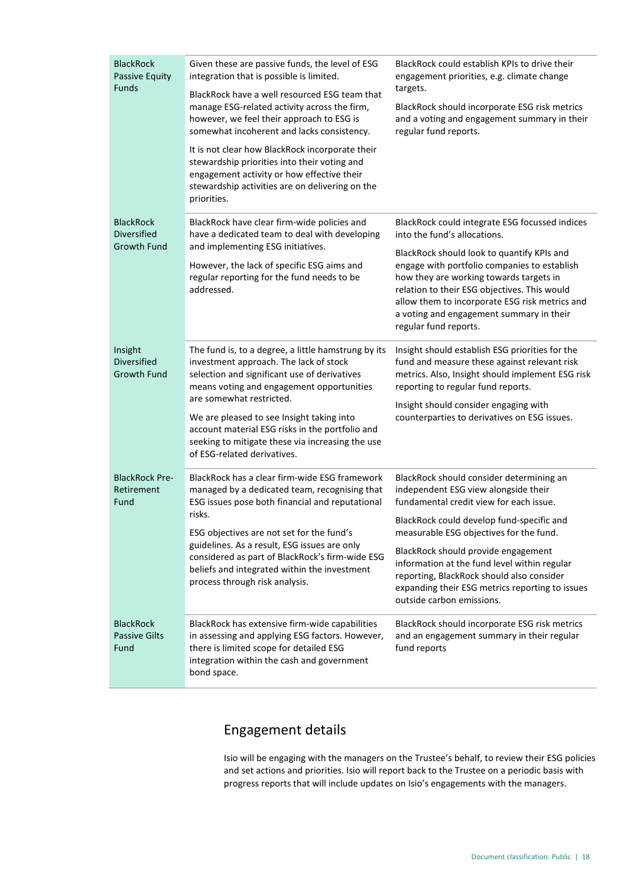| | | |
|---|---|---|
| BlackRock Passive Equity Funds | Given these are passive funds, the level of ESG integration that is possible is limited. BlackRock have a well resourced ESG team that manage ESG-related activity across the firm, however, we feel their approach to ESG is somewhat incoherent and lacks consistency. It is not clear how BlackRock incorporate their stewardship priorities into their voting and engagement activity or how effective their stewardship activities are on delivering on the priorities. | BlackRock could establish KPIs to drive their engagement priorities, e.g. climate change targets. BlackRock should incorporate ESG risk metrics and a voting and engagement summary in their regular fund reports. |
| BlackRock Diversified Growth Fund | BlackRock have clear firm-wide policies and have a dedicated team to deal with developing and implementing ESG initiatives. However, the lack of specific ESG aims and regular reporting for the fund needs to be addressed. | BlackRock could integrate ESG focussed indices into the fund's allocations. BlackRock should look to quantify KPIs and engage with portfolio companies to establish how they are working towards targets in relation to their ESG objectives. This would allow them to incorporate ESG risk metrics and a voting and engagement summary in their regular fund reports. |
| Insight Diversified Growth Fund | The fund is, to a degree, a little hamstrung by its investment approach. The lack of stock selection and significant use of derivatives means voting and engagement opportunities are somewhat restricted. We are pleased to see Insight taking into account material ESG risks in the portfolio and seeking to mitigate these via increasing the use of ESG-related derivatives. | Insight should establish ESG priorities for the fund and measure these against relevant risk metrics. Also, Insight should implement ESG risk reporting to regular fund reports. Insight should consider engaging with counterparties to derivatives on ESG issues. |
| BlackRock Pre-Retirement Fund | BlackRock has a clear firm-wide ESG framework managed by a dedicated team, recognising that ESG issues pose both financial and reputational risks. ESG objectives are not set for the fund's guidelines. As a result, ESG issues are only considered as part of BlackRock's firm-wide ESG beliefs and integrated within the investment process through risk analysis. | BlackRock should consider determining an independent ESG view alongside their fundamental credit view for each issue. BlackRock could develop fund-specific and measurable ESG objectives for the fund. BlackRock should provide engagement information at the fund level within regular reporting, BlackRock should also consider expanding their ESG metrics reporting to issues outside carbon emissions. |
| BlackRock Passive Gilts Fund | BlackRock has extensive firm-wide capabilities in assessing and applying ESG factors. However, there is limited scope for detailed ESG integration within the cash and government bond space. | BlackRock should incorporate ESG risk metrics and an engagement summary in their regular fund reports |

## Engagement details

Isio will be engaging with the managers on the Trustee's behalf, to review their ESG policies and set actions and priorities. Isio will report back to the Trustee on a periodic basis with progress reports that will include updates on Isio's engagements with the managers.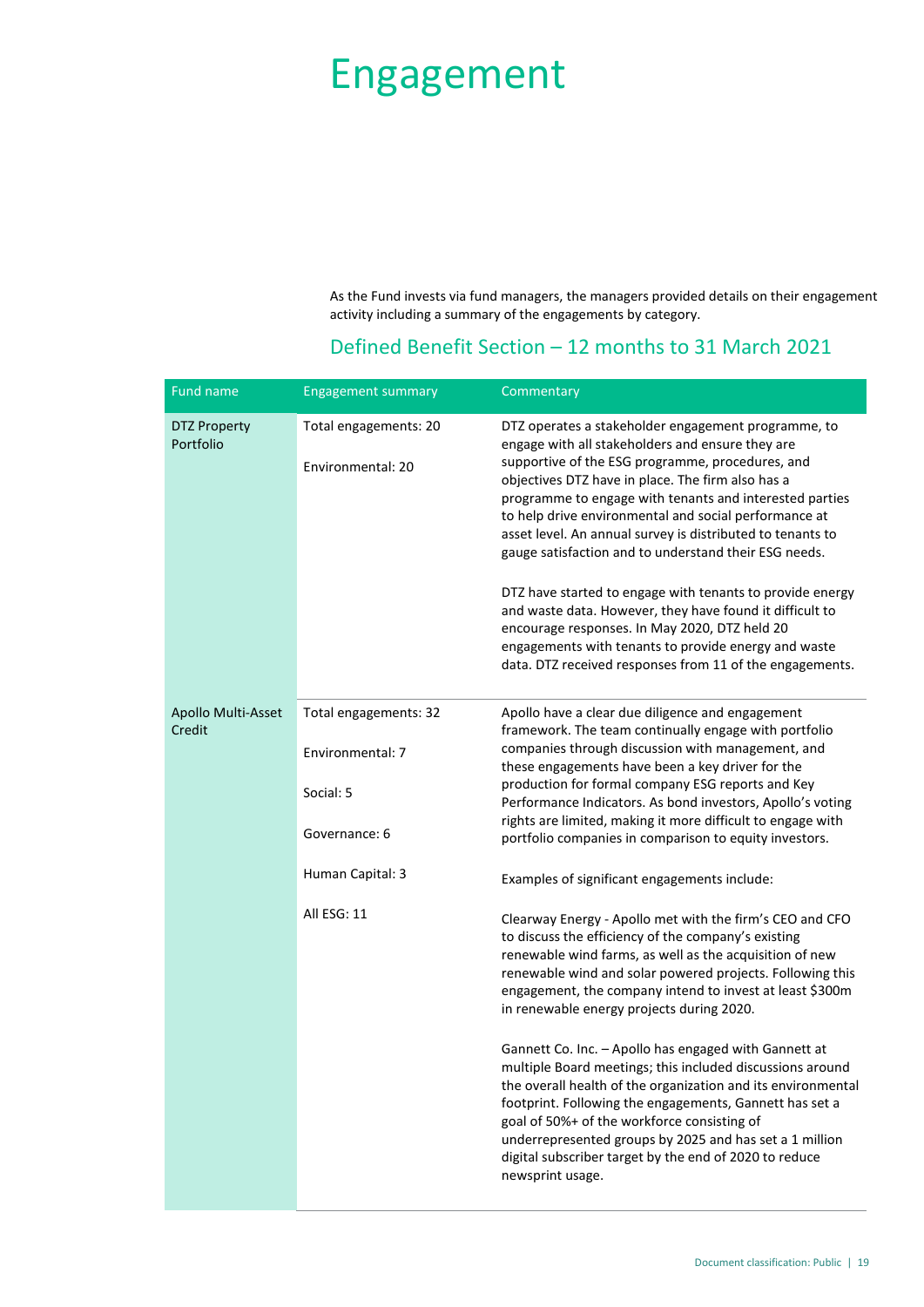# Engagement

As the Fund invests via fund managers, the managers provided details on their engagement activity including a summary of the engagements by category.

## Defined Benefit Section – 12 months to 31 March 2021

| Fund name | Engagement summary | Commentary |
|---|---|---|
| DTZ Property Portfolio | Total engagements: 20<br><br>Environmental: 20 | DTZ operates a stakeholder engagement programme, to engage with all stakeholders and ensure they are supportive of the ESG programme, procedures, and objectives DTZ have in place. The firm also has a programme to engage with tenants and interested parties to help drive environmental and social performance at asset level. An annual survey is distributed to tenants to gauge satisfaction and to understand their ESG needs.<br><br>DTZ have started to engage with tenants to provide energy and waste data. However, they have found it difficult to encourage responses. In May 2020, DTZ held 20 engagements with tenants to provide energy and waste data. DTZ received responses from 11 of the engagements. |
| Apollo Multi-Asset Credit | Total engagements: 32<br><br>Environmental: 7<br><br>Social: 5<br><br>Governance: 6<br><br>Human Capital: 3<br><br>All ESG: 11 | Apollo have a clear due diligence and engagement framework. The team continually engage with portfolio companies through discussion with management, and these engagements have been a key driver for the production for formal company ESG reports and Key Performance Indicators. As bond investors, Apollo's voting rights are limited, making it more difficult to engage with portfolio companies in comparison to equity investors.<br><br>Examples of significant engagements include:<br><br>Clearway Energy - Apollo met with the firm's CEO and CFO to discuss the efficiency of the company's existing renewable wind farms, as well as the acquisition of new renewable wind and solar powered projects. Following this engagement, the company intend to invest at least \$300m in renewable energy projects during 2020.<br><br>Gannett Co. Inc. – Apollo has engaged with Gannett at multiple Board meetings; this included discussions around the overall health of the organization and its environmental footprint. Following the engagements, Gannett has set a goal of 50%+ of the workforce consisting of underrepresented groups by 2025 and has set a 1 million digital subscriber target by the end of 2020 to reduce newsprint usage. |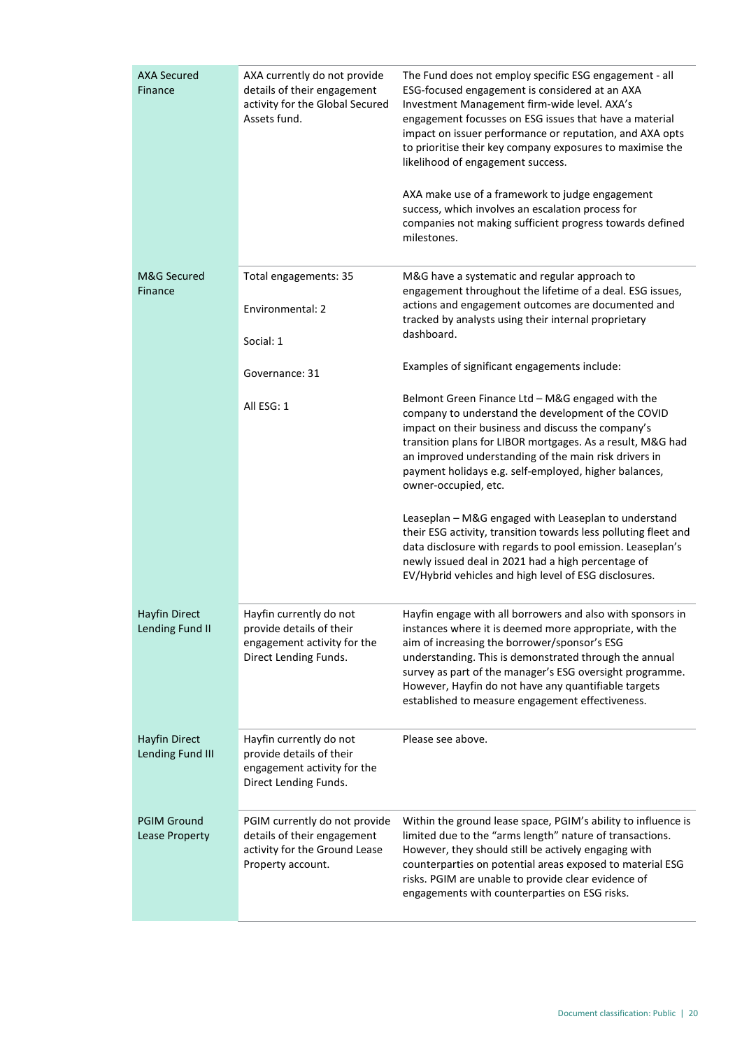| | | |
|---|---|---|
| AXA Secured Finance | AXA currently do not provide details of their engagement activity for the Global Secured Assets fund. | The Fund does not employ specific ESG engagement - all ESG-focused engagement is considered at an AXA Investment Management firm-wide level. AXA's engagement focusses on ESG issues that have a material impact on issuer performance or reputation, and AXA opts to prioritise their key company exposures to maximise the likelihood of engagement success.<br><br>AXA make use of a framework to judge engagement success, which involves an escalation process for companies not making sufficient progress towards defined milestones. |
| M&G Secured Finance | Total engagements: 35<br><br>Environmental: 2<br><br>Social: 1<br><br>Governance: 31<br><br>All ESG: 1 | M&G have a systematic and regular approach to engagement throughout the lifetime of a deal. ESG issues, actions and engagement outcomes are documented and tracked by analysts using their internal proprietary dashboard.<br><br>Examples of significant engagements include:<br><br>Belmont Green Finance Ltd – M&G engaged with the company to understand the development of the COVID impact on their business and discuss the company's transition plans for LIBOR mortgages. As a result, M&G had an improved understanding of the main risk drivers in payment holidays e.g. self-employed, higher balances, owner-occupied, etc.<br><br>Leaseplan – M&G engaged with Leaseplan to understand their ESG activity, transition towards less polluting fleet and data disclosure with regards to pool emission. Leaseplan's newly issued deal in 2021 had a high percentage of EV/Hybrid vehicles and high level of ESG disclosures. |
| Hayfin Direct Lending Fund II | Hayfin currently do not provide details of their engagement activity for the Direct Lending Funds. | Hayfin engage with all borrowers and also with sponsors in instances where it is deemed more appropriate, with the aim of increasing the borrower/sponsor's ESG understanding. This is demonstrated through the annual survey as part of the manager's ESG oversight programme. However, Hayfin do not have any quantifiable targets established to measure engagement effectiveness. |
| Hayfin Direct Lending Fund III | Hayfin currently do not provide details of their engagement activity for the Direct Lending Funds. | Please see above. |
| PGIM Ground Lease Property | PGIM currently do not provide details of their engagement activity for the Ground Lease Property account. | Within the ground lease space, PGIM's ability to influence is limited due to the "arms length" nature of transactions. However, they should still be actively engaging with counterparties on potential areas exposed to material ESG risks. PGIM are unable to provide clear evidence of engagements with counterparties on ESG risks. |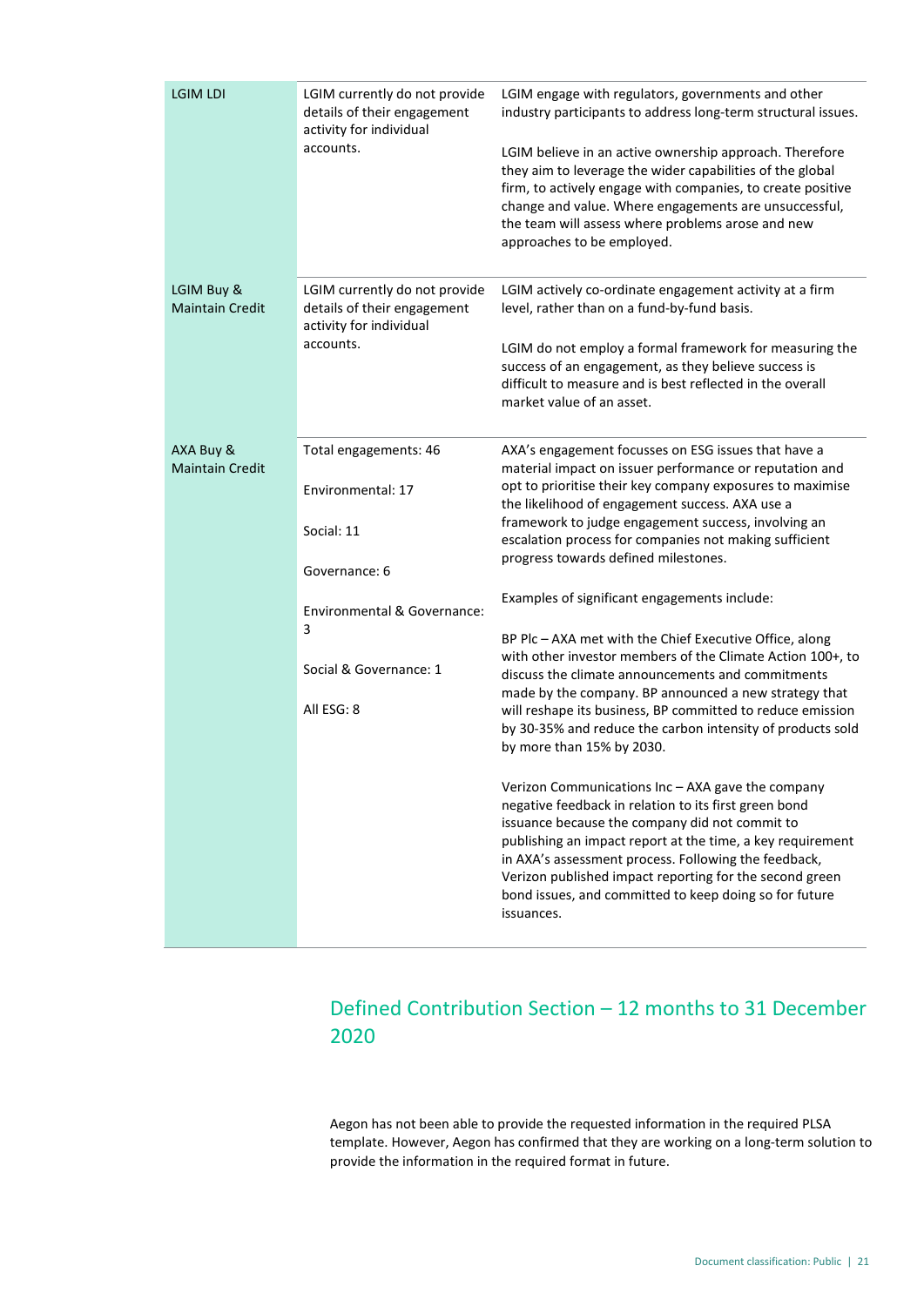| | | |
|---|---|---|
| LGIM LDI | LGIM currently do not provide details of their engagement activity for individual accounts. | LGIM engage with regulators, governments and other industry participants to address long-term structural issues.<br><br>LGIM believe in an active ownership approach. Therefore they aim to leverage the wider capabilities of the global firm, to actively engage with companies, to create positive change and value. Where engagements are unsuccessful, the team will assess where problems arose and new approaches to be employed. |
| LGIM Buy & Maintain Credit | LGIM currently do not provide details of their engagement activity for individual accounts. | LGIM actively co-ordinate engagement activity at a firm level, rather than on a fund-by-fund basis.<br><br>LGIM do not employ a formal framework for measuring the success of an engagement, as they believe success is difficult to measure and is best reflected in the overall market value of an asset. |
| AXA Buy & Maintain Credit | Total engagements: 46<br><br>Environmental: 17<br><br>Social: 11<br><br>Governance: 6<br><br>Environmental & Governance: 3<br><br>Social & Governance: 1<br><br>All ESG: 8 | AXA's engagement focusses on ESG issues that have a material impact on issuer performance or reputation and opt to prioritise their key company exposures to maximise the likelihood of engagement success. AXA use a framework to judge engagement success, involving an escalation process for companies not making sufficient progress towards defined milestones.<br><br>Examples of significant engagements include:<br><br>BP Plc – AXA met with the Chief Executive Office, along with other investor members of the Climate Action 100+, to discuss the climate announcements and commitments made by the company. BP announced a new strategy that will reshape its business, BP committed to reduce emission by 30-35% and reduce the carbon intensity of products sold by more than 15% by 2030.<br><br>Verizon Communications Inc – AXA gave the company negative feedback in relation to its first green bond issuance because the company did not commit to publishing an impact report at the time, a key requirement in AXA's assessment process. Following the feedback, Verizon published impact reporting for the second green bond issues, and committed to keep doing so for future issuances. |

## Defined Contribution Section – 12 months to 31 December 2020

Aegon has not been able to provide the requested information in the required PLSA template. However, Aegon has confirmed that they are working on a long-term solution to provide the information in the required format in future.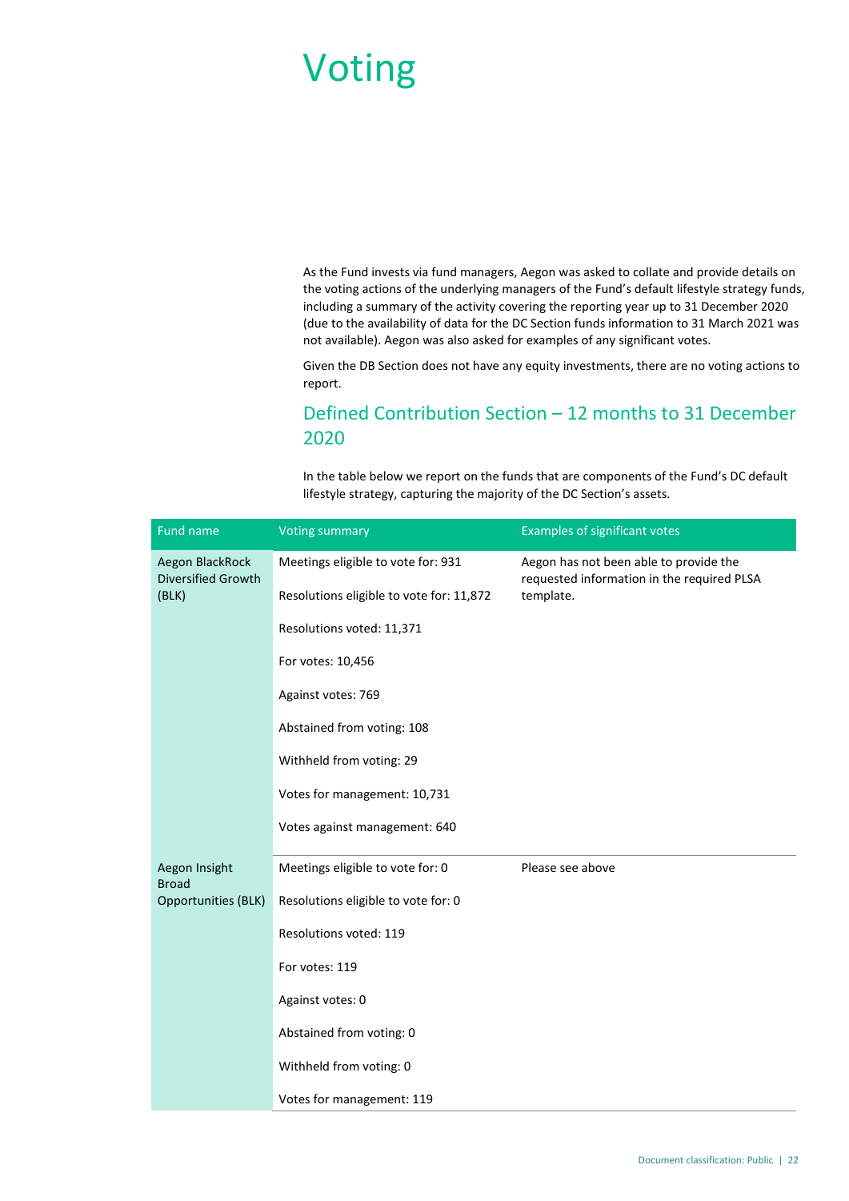# Voting

As the Fund invests via fund managers, Aegon was asked to collate and provide details on the voting actions of the underlying managers of the Fund's default lifestyle strategy funds, including a summary of the activity covering the reporting year up to 31 December 2020 (due to the availability of data for the DC Section funds information to 31 March 2021 was not available). Aegon was also asked for examples of any significant votes.

Given the DB Section does not have any equity investments, there are no voting actions to report.

## Defined Contribution Section – 12 months to 31 December 2020

In the table below we report on the funds that are components of the Fund's DC default lifestyle strategy, capturing the majority of the DC Section's assets.

| Fund name | Voting summary | Examples of significant votes |
|---|---|---|
| Aegon BlackRock Diversified Growth (BLK) | Meetings eligible to vote for: 931<br><br>Resolutions eligible to vote for: 11,872<br><br>Resolutions voted: 11,371<br><br>For votes: 10,456<br><br>Against votes: 769<br><br>Abstained from voting: 108<br><br>Withheld from voting: 29<br><br>Votes for management: 10,731<br><br>Votes against management: 640 | Aegon has not been able to provide the requested information in the required PLSA template. |
| Aegon Insight Broad Opportunities (BLK) | Meetings eligible to vote for: 0<br><br>Resolutions eligible to vote for: 0<br><br>Resolutions voted: 119<br><br>For votes: 119<br><br>Against votes: 0<br><br>Abstained from voting: 0<br><br>Withheld from voting: 0<br><br>Votes for management: 119 | Please see above |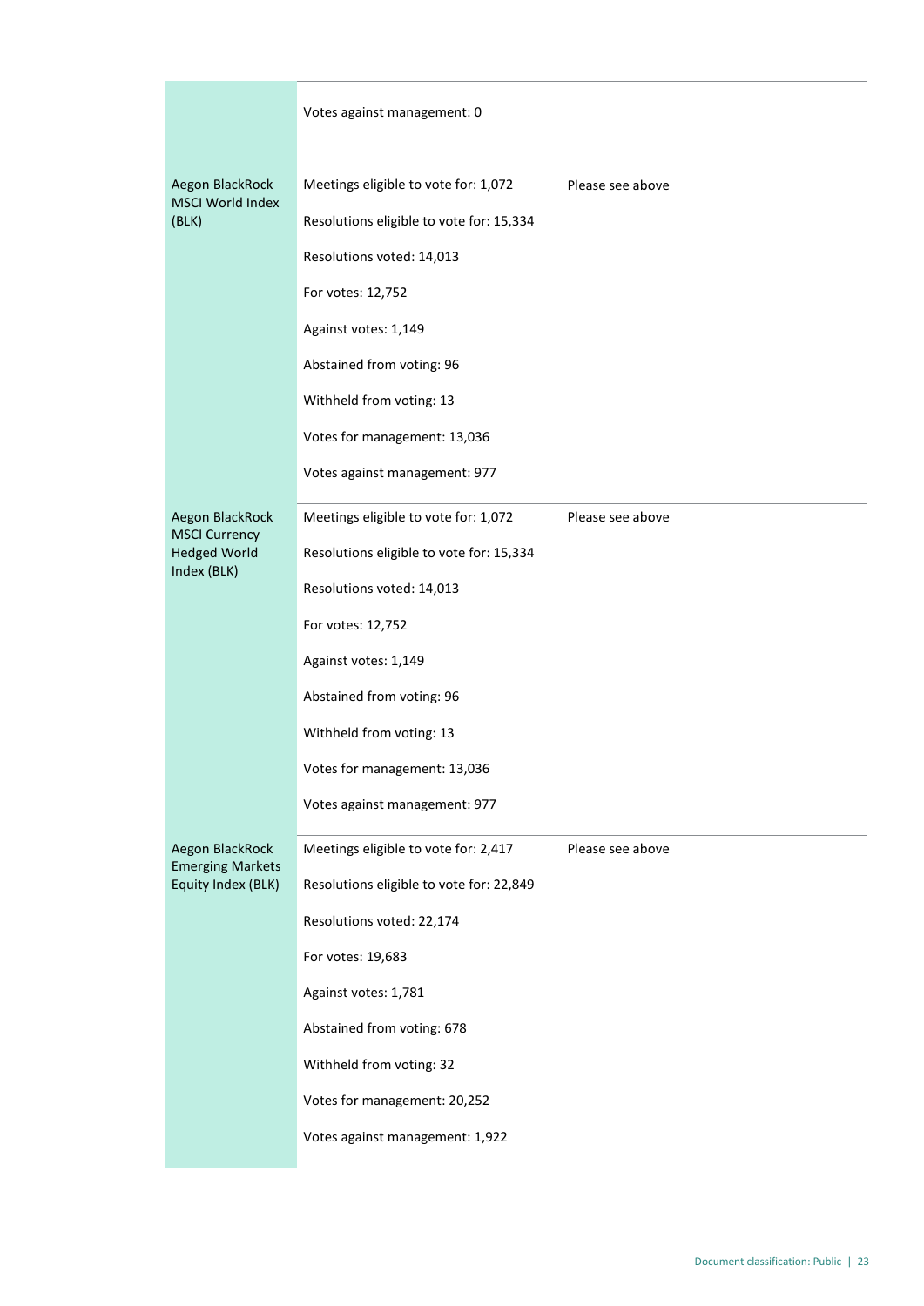| | | |
|---|---|---|
| | Votes against management: 0 | |
| Aegon BlackRock MSCI World Index (BLK) | Meetings eligible to vote for: 1,072<br><br>Resolutions eligible to vote for: 15,334<br><br>Resolutions voted: 14,013<br><br>For votes: 12,752<br><br>Against votes: 1,149<br><br>Abstained from voting: 96<br><br>Withheld from voting: 13<br><br>Votes for management: 13,036<br><br>Votes against management: 977 | Please see above |
| Aegon BlackRock MSCI Currency Hedged World Index (BLK) | Meetings eligible to vote for: 1,072<br><br>Resolutions eligible to vote for: 15,334<br><br>Resolutions voted: 14,013<br><br>For votes: 12,752<br><br>Against votes: 1,149<br><br>Abstained from voting: 96<br><br>Withheld from voting: 13<br><br>Votes for management: 13,036<br><br>Votes against management: 977 | Please see above |
| Aegon BlackRock Emerging Markets Equity Index (BLK) | Meetings eligible to vote for: 2,417<br><br>Resolutions eligible to vote for: 22,849<br><br>Resolutions voted: 22,174<br><br>For votes: 19,683<br><br>Against votes: 1,781<br><br>Abstained from voting: 678<br><br>Withheld from voting: 32<br><br>Votes for management: 20,252<br><br>Votes against management: 1,922 | Please see above |